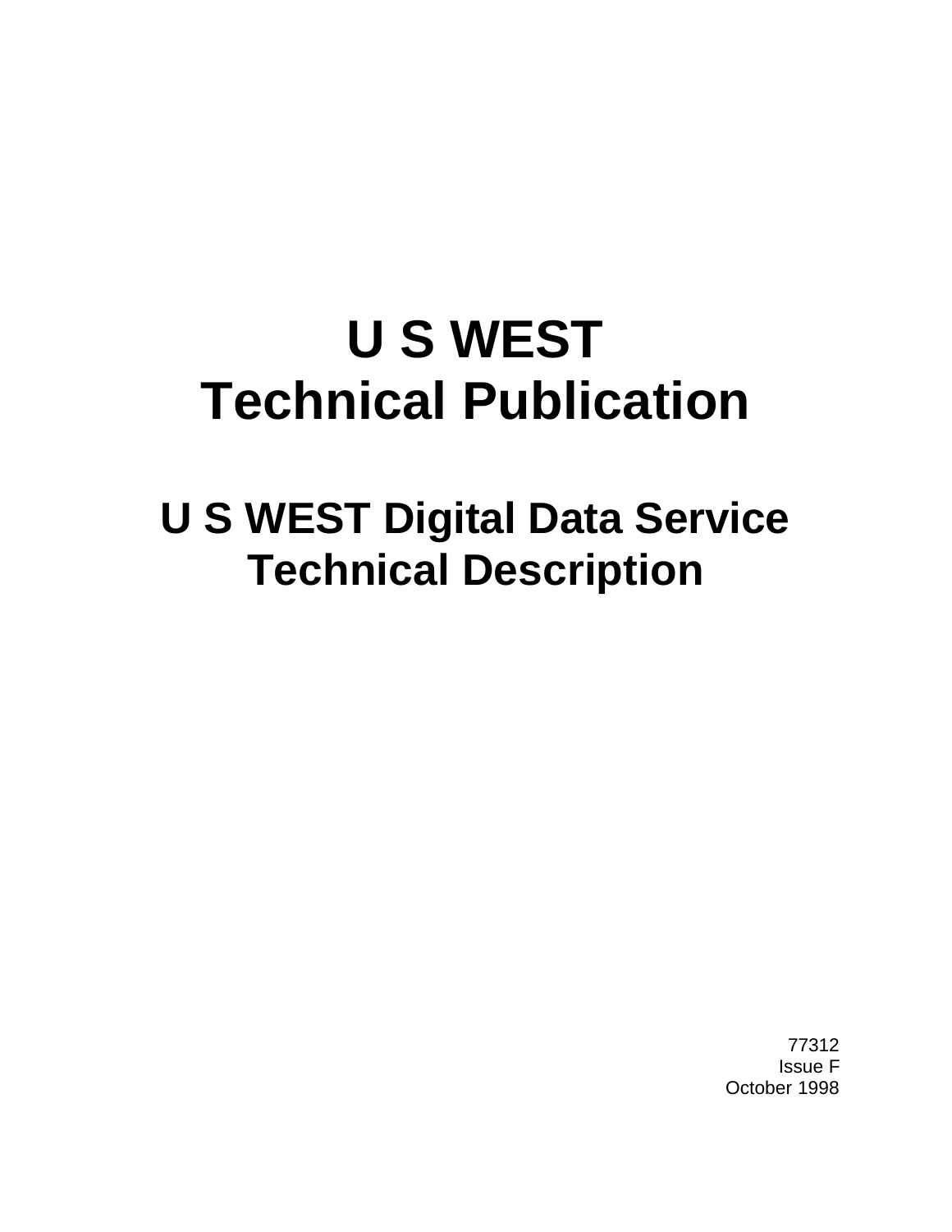# U S WEST
# Technical Publication

## U S WEST Digital Data Service
## Technical Description

77312
Issue F
October 1998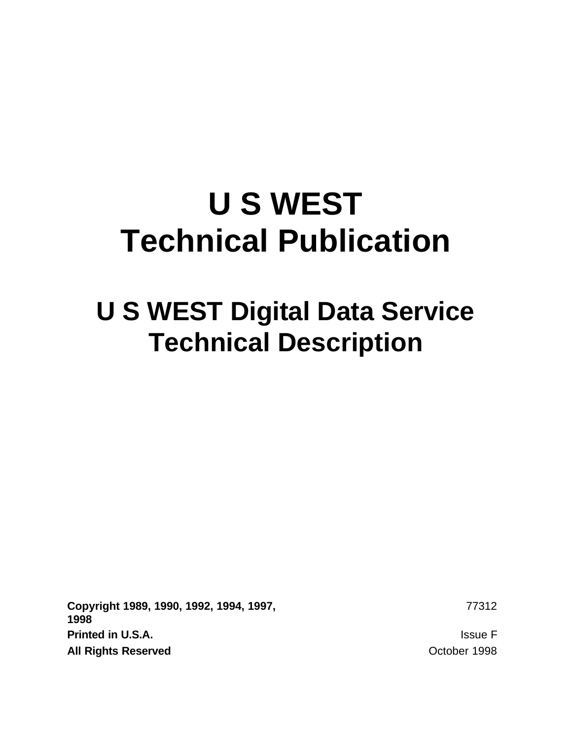# U S WEST
# Technical Publication

## U S WEST Digital Data Service
## Technical Description

**Copyright 1989, 1990, 1992, 1994, 1997, 1998** | 77312
**Printed in U.S.A.** | Issue F
**All Rights Reserved** | October 1998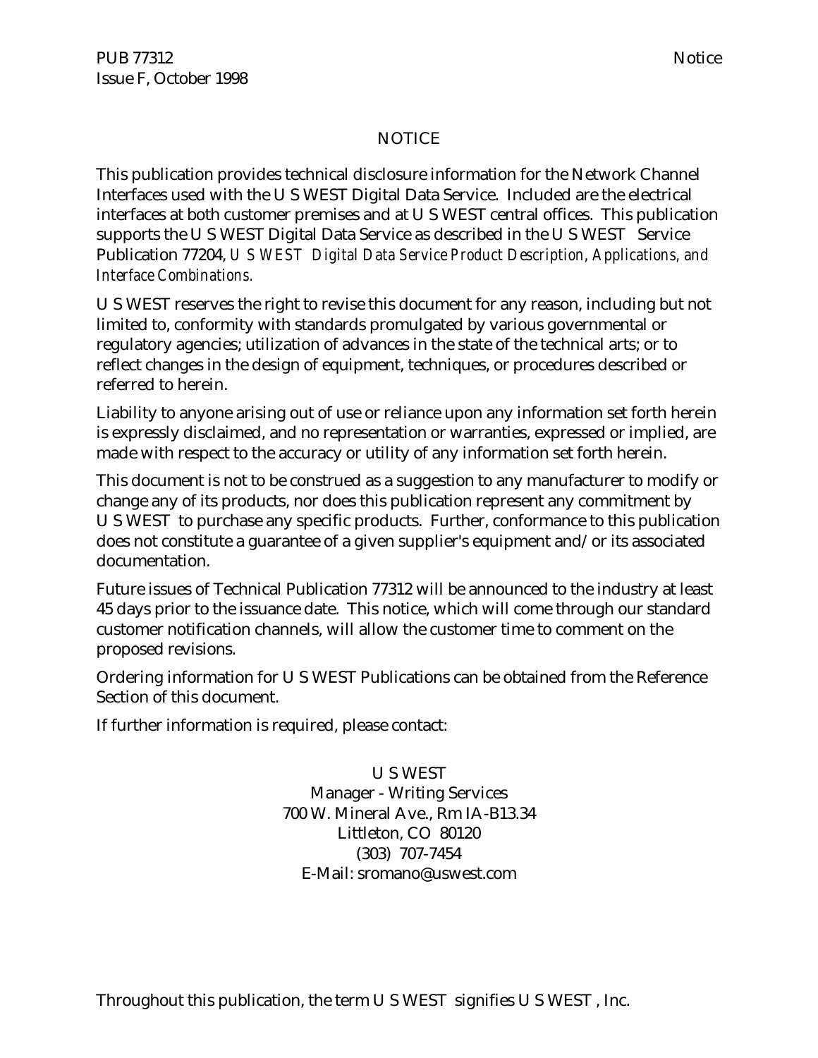# NOTICE

This publication provides technical disclosure information for the Network Channel Interfaces used with the U S WEST Digital Data Service. Included are the electrical interfaces at both customer premises and at U S WEST central offices. This publication supports the U S WEST Digital Data Service as described in the U S WEST Service Publication 77204, *U S WEST Digital Data Service Product Description, Applications, and Interface Combinations.*

U S WEST reserves the right to revise this document for any reason, including but not limited to, conformity with standards promulgated by various governmental or regulatory agencies; utilization of advances in the state of the technical arts; or to reflect changes in the design of equipment, techniques, or procedures described or referred to herein.

Liability to anyone arising out of use or reliance upon any information set forth herein is expressly disclaimed, and no representation or warranties, expressed or implied, are made with respect to the accuracy or utility of any information set forth herein.

This document is not to be construed as a suggestion to any manufacturer to modify or change any of its products, nor does this publication represent any commitment by U S WEST to purchase any specific products. Further, conformance to this publication does not constitute a guarantee of a given supplier's equipment and/or its associated documentation.

Future issues of Technical Publication 77312 will be announced to the industry at least 45 days prior to the issuance date. This notice, which will come through our standard customer notification channels, will allow the customer time to comment on the proposed revisions.

Ordering information for U S WEST Publications can be obtained from the Reference Section of this document.

If further information is required, please contact:

U S WEST
Manager - Writing Services
700 W. Mineral Ave., Rm IA-B13.34
Littleton, CO 80120
(303) 707-7454
E-Mail: sromano@uswest.com

Throughout this publication, the term U S WEST signifies U S WEST , Inc.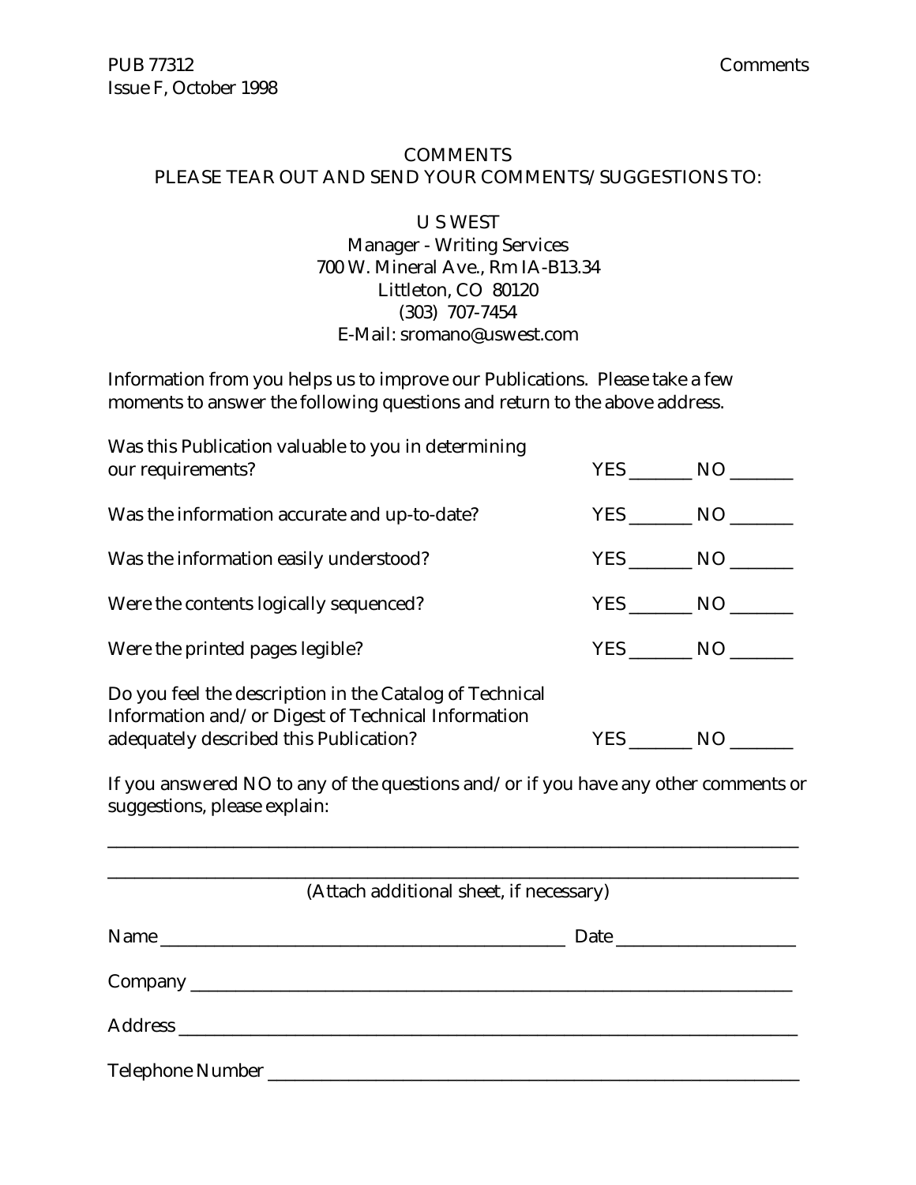# COMMENTS

PLEASE TEAR OUT AND SEND YOUR COMMENTS/SUGGESTIONS TO:

U S WEST
Manager - Writing Services
700 W. Mineral Ave., Rm IA-B13.34
Littleton, CO 80120
(303) 707-7454
E-Mail: sromano@uswest.com

Information from you helps us to improve our Publications. Please take a few moments to answer the following questions and return to the above address.

| | |
|---|---|
| Was this Publication valuable to you in determining our requirements? | YES _______ NO _______ |
| Was the information accurate and up-to-date? | YES _______ NO _______ |
| Was the information easily understood? | YES _______ NO _______ |
| Were the contents logically sequenced? | YES _______ NO _______ |
| Were the printed pages legible? | YES _______ NO _______ |
| Do you feel the description in the Catalog of Technical Information and/or Digest of Technical Information adequately described this Publication? | YES _______ NO _______ |

If you answered NO to any of the questions and/or if you have any other comments or suggestions, please explain:

_______________________________________________________________________________

_______________________________________________________________________________

(Attach additional sheet, if necessary)

Name _______________________________________________ Date ____________________

Company _____________________________________________________________________

Address ______________________________________________________________________

Telephone Number ______________________________________________________________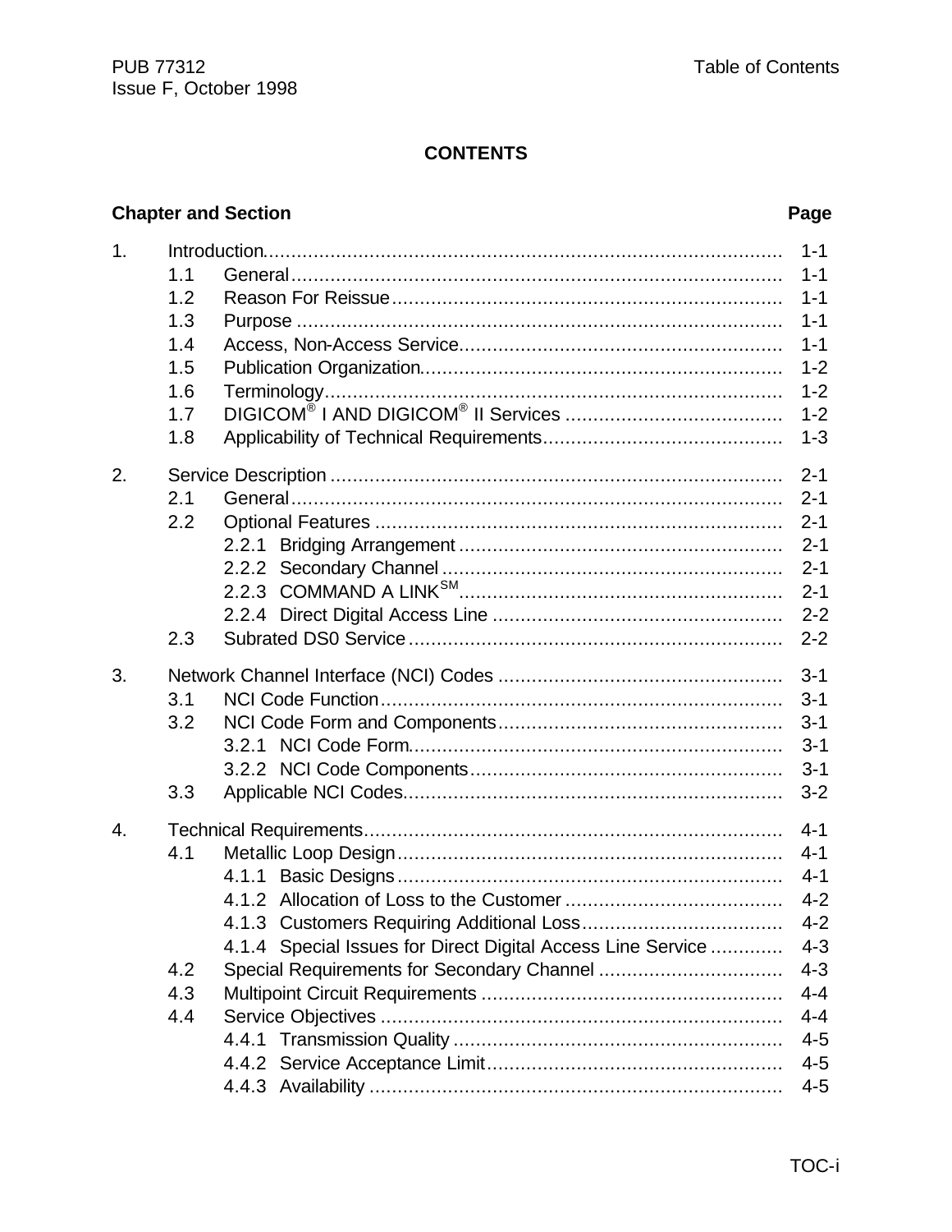# CONTENTS

| Chapter and Section | | | Page |
|---|---|---|---|
| 1. | Introduction | | 1-1 |
| | 1.1 | General | 1-1 |
| | 1.2 | Reason For Reissue | 1-1 |
| | 1.3 | Purpose | 1-1 |
| | 1.4 | Access, Non-Access Service | 1-1 |
| | 1.5 | Publication Organization | 1-2 |
| | 1.6 | Terminology | 1-2 |
| | 1.7 | DIGICOM® I AND DIGICOM® II Services | 1-2 |
| | 1.8 | Applicability of Technical Requirements | 1-3 |
| 2. | Service Description | | 2-1 |
| | 2.1 | General | 2-1 |
| | 2.2 | Optional Features | 2-1 |
| | | 2.2.1 Bridging Arrangement | 2-1 |
| | | 2.2.2 Secondary Channel | 2-1 |
| | | 2.2.3 COMMAND A LINK℠ | 2-1 |
| | | 2.2.4 Direct Digital Access Line | 2-2 |
| | 2.3 | Subrated DS0 Service | 2-2 |
| 3. | Network Channel Interface (NCI) Codes | | 3-1 |
| | 3.1 | NCI Code Function | 3-1 |
| | 3.2 | NCI Code Form and Components | 3-1 |
| | | 3.2.1 NCI Code Form | 3-1 |
| | | 3.2.2 NCI Code Components | 3-1 |
| | 3.3 | Applicable NCI Codes | 3-2 |
| 4. | Technical Requirements | | 4-1 |
| | 4.1 | Metallic Loop Design | 4-1 |
| | | 4.1.1 Basic Designs | 4-1 |
| | | 4.1.2 Allocation of Loss to the Customer | 4-2 |
| | | 4.1.3 Customers Requiring Additional Loss | 4-2 |
| | | 4.1.4 Special Issues for Direct Digital Access Line Service | 4-3 |
| | 4.2 | Special Requirements for Secondary Channel | 4-3 |
| | 4.3 | Multipoint Circuit Requirements | 4-4 |
| | 4.4 | Service Objectives | 4-4 |
| | | 4.4.1 Transmission Quality | 4-5 |
| | | 4.4.2 Service Acceptance Limit | 4-5 |
| | | 4.4.3 Availability | 4-5 |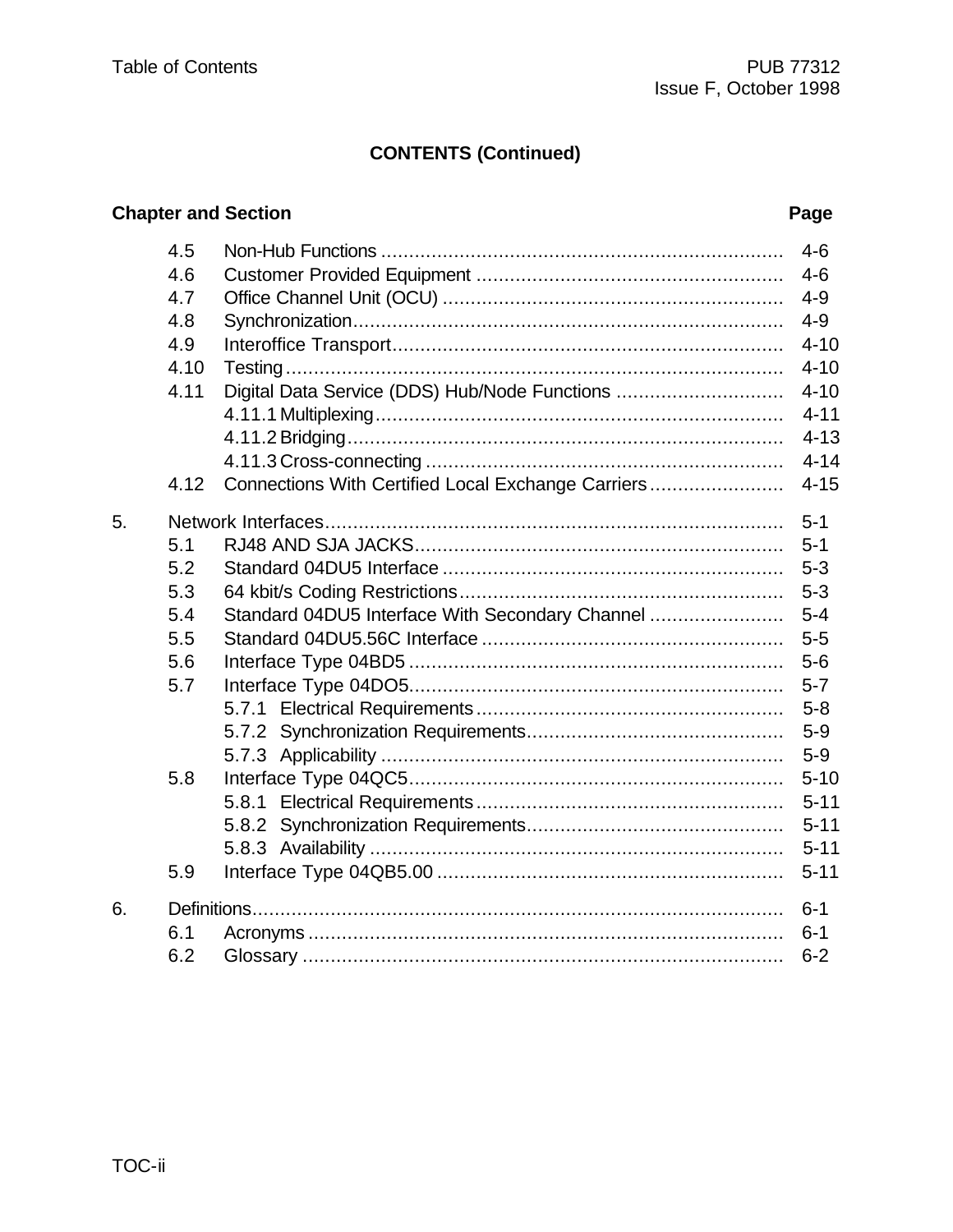**CONTENTS (Continued)**

| Chapter and Section | | | Page |
|---|---|---|---|
| | 4.5 | Non-Hub Functions | 4-6 |
| | 4.6 | Customer Provided Equipment | 4-6 |
| | 4.7 | Office Channel Unit (OCU) | 4-9 |
| | 4.8 | Synchronization | 4-9 |
| | 4.9 | Interoffice Transport | 4-10 |
| | 4.10 | Testing | 4-10 |
| | 4.11 | Digital Data Service (DDS) Hub/Node Functions | 4-10 |
| | | 4.11.1 Multiplexing | 4-11 |
| | | 4.11.2 Bridging | 4-13 |
| | | 4.11.3 Cross-connecting | 4-14 |
| | 4.12 | Connections With Certified Local Exchange Carriers | 4-15 |
| 5. | Network Interfaces | | 5-1 |
| | 5.1 | RJ48 AND SJA JACKS | 5-1 |
| | 5.2 | Standard 04DU5 Interface | 5-3 |
| | 5.3 | 64 kbit/s Coding Restrictions | 5-3 |
| | 5.4 | Standard 04DU5 Interface With Secondary Channel | 5-4 |
| | 5.5 | Standard 04DU5.56C Interface | 5-5 |
| | 5.6 | Interface Type 04BD5 | 5-6 |
| | 5.7 | Interface Type 04DO5 | 5-7 |
| | | 5.7.1 Electrical Requirements | 5-8 |
| | | 5.7.2 Synchronization Requirements | 5-9 |
| | | 5.7.3 Applicability | 5-9 |
| | 5.8 | Interface Type 04QC5 | 5-10 |
| | | 5.8.1 Electrical Requirements | 5-11 |
| | | 5.8.2 Synchronization Requirements | 5-11 |
| | | 5.8.3 Availability | 5-11 |
| | 5.9 | Interface Type 04QB5.00 | 5-11 |
| 6. | Definitions | | 6-1 |
| | 6.1 | Acronyms | 6-1 |
| | 6.2 | Glossary | 6-2 |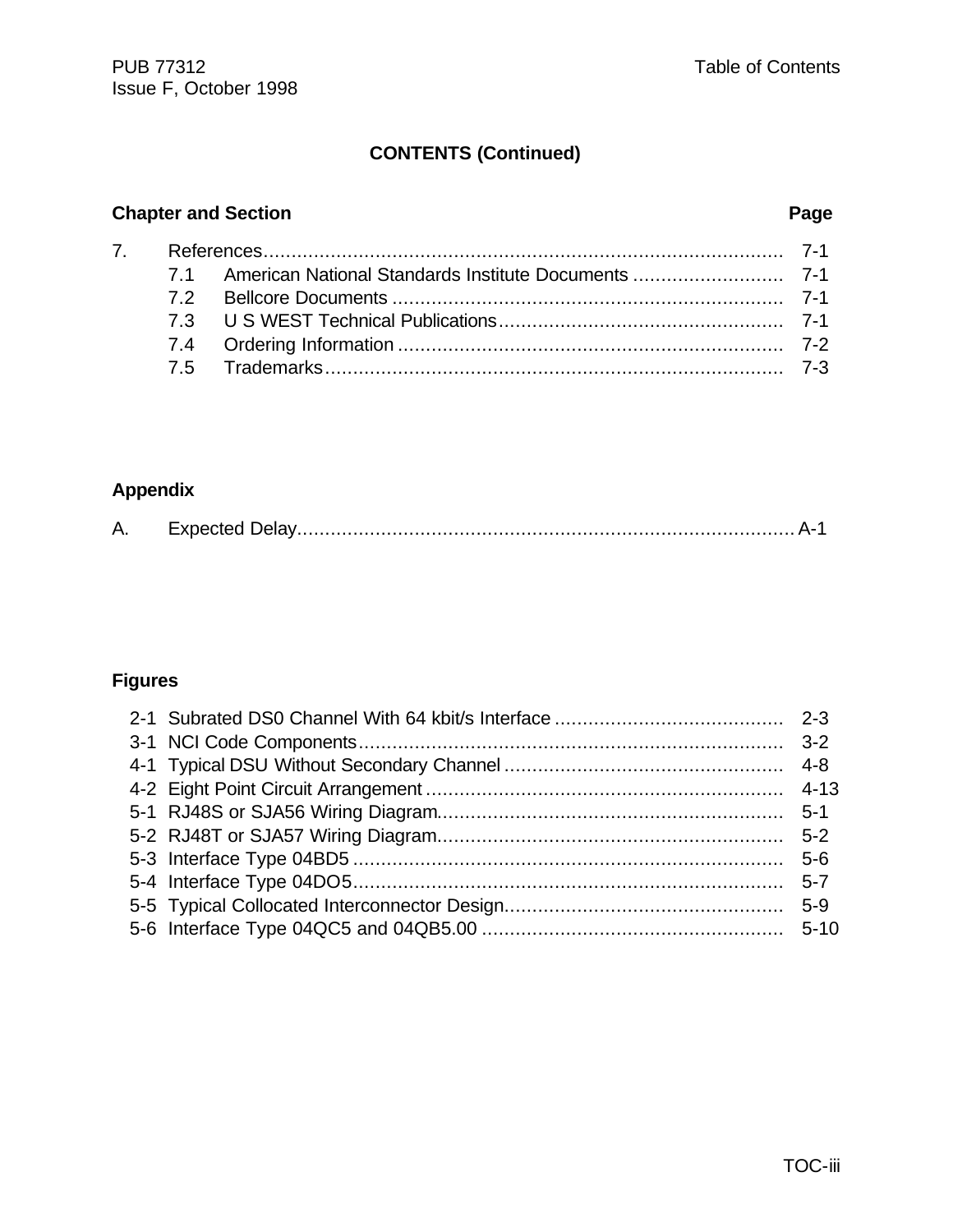**CONTENTS (Continued)**

| Chapter and Section | | Page |
|---|---|---|
| 7. | References | 7-1 |
| | 7.1 American National Standards Institute Documents | 7-1 |
| | 7.2 Bellcore Documents | 7-1 |
| | 7.3 U S WEST Technical Publications | 7-1 |
| | 7.4 Ordering Information | 7-2 |
| | 7.5 Trademarks | 7-3 |

**Appendix**

| | | |
|---|---|---|
| A. | Expected Delay | A-1 |

**Figures**

| | | |
|---|---|---|
| 2-1 | Subrated DS0 Channel With 64 kbit/s Interface | 2-3 |
| 3-1 | NCI Code Components | 3-2 |
| 4-1 | Typical DSU Without Secondary Channel | 4-8 |
| 4-2 | Eight Point Circuit Arrangement | 4-13 |
| 5-1 | RJ48S or SJA56 Wiring Diagram | 5-1 |
| 5-2 | RJ48T or SJA57 Wiring Diagram | 5-2 |
| 5-3 | Interface Type 04BD5 | 5-6 |
| 5-4 | Interface Type 04DO5 | 5-7 |
| 5-5 | Typical Collocated Interconnector Design | 5-9 |
| 5-6 | Interface Type 04QC5 and 04QB5.00 | 5-10 |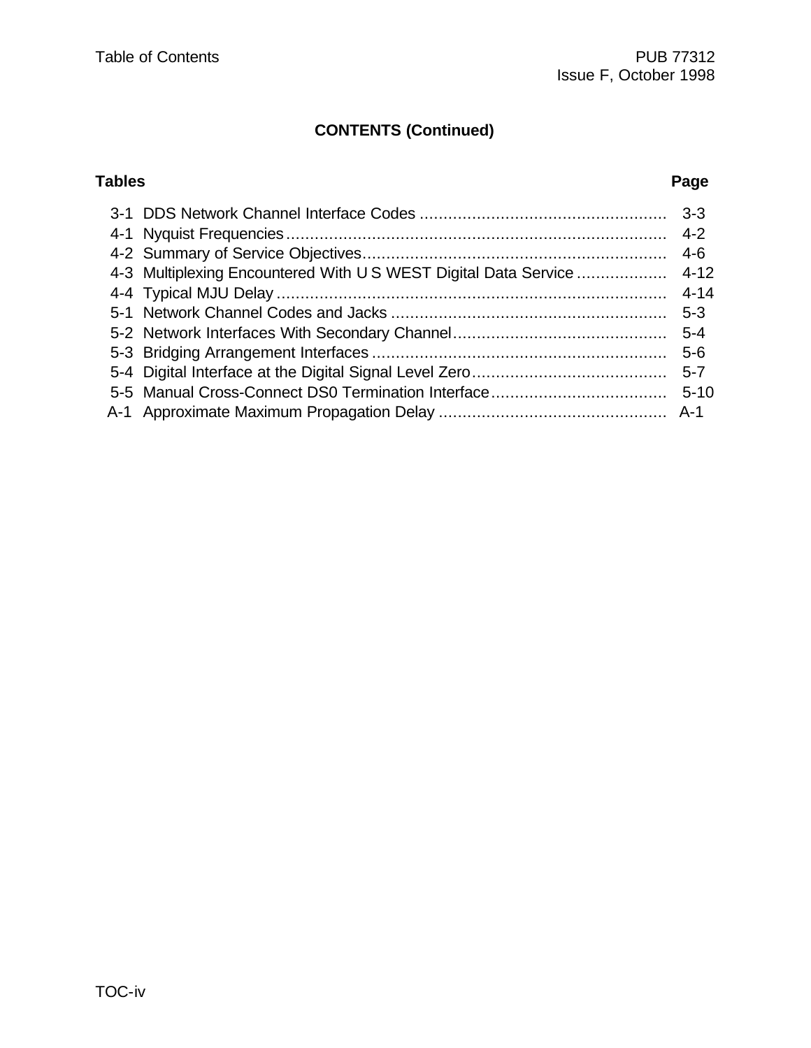## CONTENTS (Continued)

| Tables | | Page |
|---|---|---|
| 3-1 | DDS Network Channel Interface Codes | 3-3 |
| 4-1 | Nyquist Frequencies | 4-2 |
| 4-2 | Summary of Service Objectives | 4-6 |
| 4-3 | Multiplexing Encountered With U S WEST Digital Data Service | 4-12 |
| 4-4 | Typical MJU Delay | 4-14 |
| 5-1 | Network Channel Codes and Jacks | 5-3 |
| 5-2 | Network Interfaces With Secondary Channel | 5-4 |
| 5-3 | Bridging Arrangement Interfaces | 5-6 |
| 5-4 | Digital Interface at the Digital Signal Level Zero | 5-7 |
| 5-5 | Manual Cross-Connect DS0 Termination Interface | 5-10 |
| A-1 | Approximate Maximum Propagation Delay | A-1 |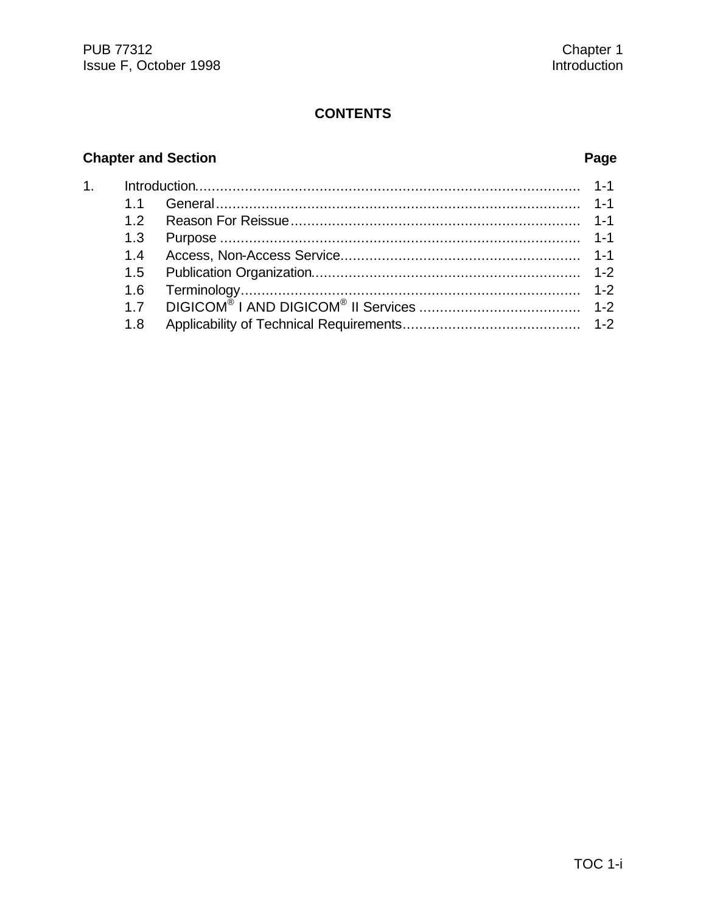**CONTENTS**

| Chapter and Section | | Page |
|---|---|---|
| 1. | Introduction | 1-1 |
| 1.1 | General | 1-1 |
| 1.2 | Reason For Reissue | 1-1 |
| 1.3 | Purpose | 1-1 |
| 1.4 | Access, Non-Access Service | 1-1 |
| 1.5 | Publication Organization | 1-2 |
| 1.6 | Terminology | 1-2 |
| 1.7 | DIGICOM® I AND DIGICOM® II Services | 1-2 |
| 1.8 | Applicability of Technical Requirements | 1-2 |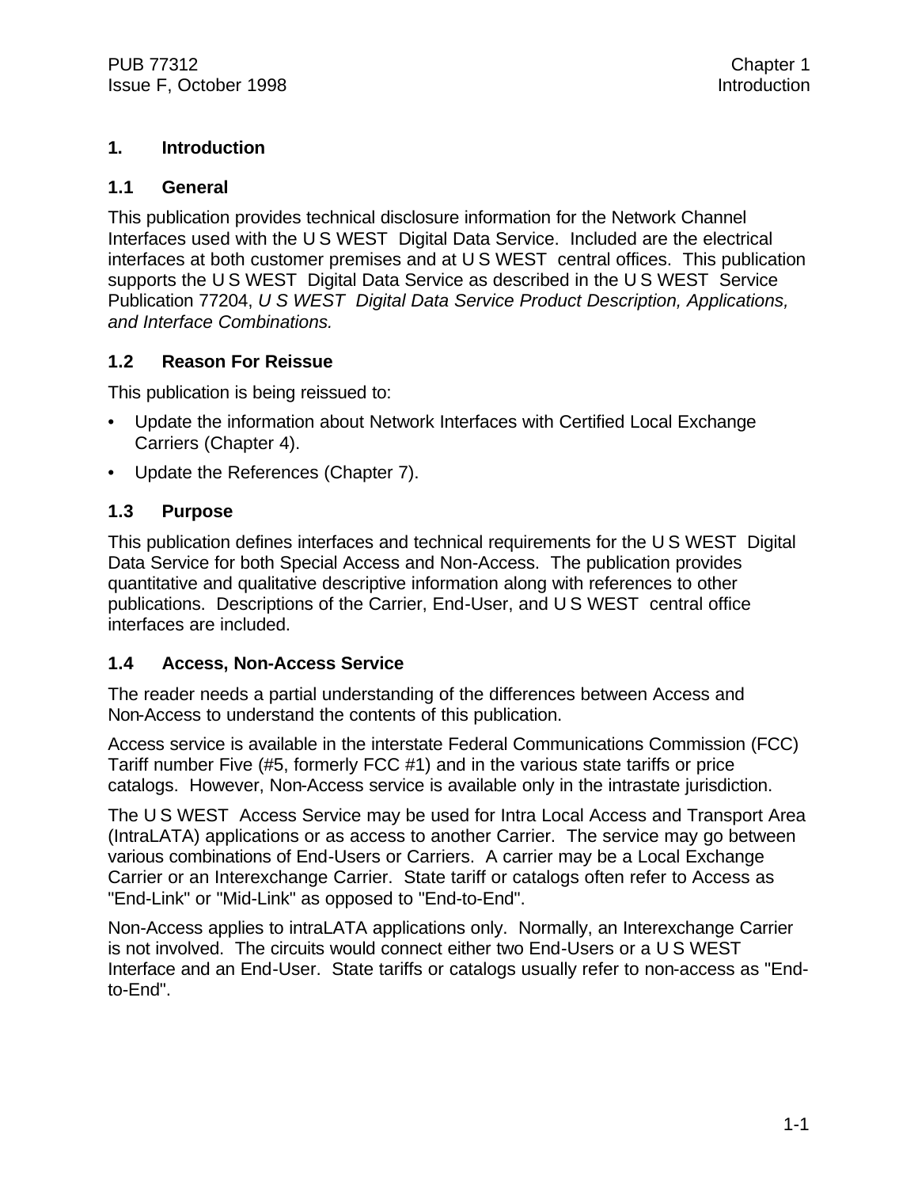# 1. Introduction

## 1.1 General

This publication provides technical disclosure information for the Network Channel Interfaces used with the U S WEST Digital Data Service. Included are the electrical interfaces at both customer premises and at U S WEST central offices. This publication supports the U S WEST Digital Data Service as described in the U S WEST Service Publication 77204, *U S WEST Digital Data Service Product Description, Applications, and Interface Combinations.*

## 1.2 Reason For Reissue

This publication is being reissued to:

- Update the information about Network Interfaces with Certified Local Exchange Carriers (Chapter 4).
- Update the References (Chapter 7).

## 1.3 Purpose

This publication defines interfaces and technical requirements for the U S WEST Digital Data Service for both Special Access and Non-Access. The publication provides quantitative and qualitative descriptive information along with references to other publications. Descriptions of the Carrier, End-User, and U S WEST central office interfaces are included.

## 1.4 Access, Non-Access Service

The reader needs a partial understanding of the differences between Access and Non-Access to understand the contents of this publication.

Access service is available in the interstate Federal Communications Commission (FCC) Tariff number Five (#5, formerly FCC #1) and in the various state tariffs or price catalogs. However, Non-Access service is available only in the intrastate jurisdiction.

The U S WEST Access Service may be used for Intra Local Access and Transport Area (IntraLATA) applications or as access to another Carrier. The service may go between various combinations of End-Users or Carriers. A carrier may be a Local Exchange Carrier or an Interexchange Carrier. State tariff or catalogs often refer to Access as "End-Link" or "Mid-Link" as opposed to "End-to-End".

Non-Access applies to intraLATA applications only. Normally, an Interexchange Carrier is not involved. The circuits would connect either two End-Users or a U S WEST Interface and an End-User. State tariffs or catalogs usually refer to non-access as "End-to-End".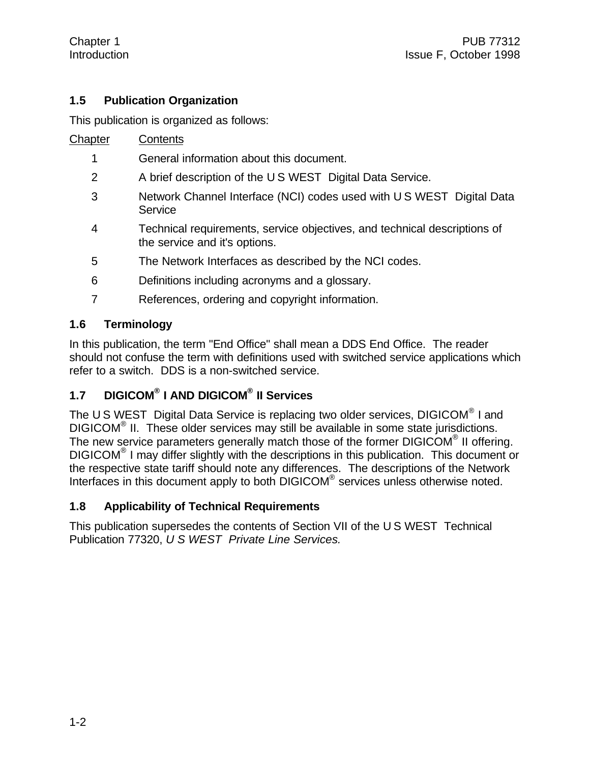## 1.5 Publication Organization

This publication is organized as follows:

| Chapter | Contents |
|---|---|
| 1 | General information about this document. |
| 2 | A brief description of the U S WEST Digital Data Service. |
| 3 | Network Channel Interface (NCI) codes used with U S WEST Digital Data Service |
| 4 | Technical requirements, service objectives, and technical descriptions of the service and it's options. |
| 5 | The Network Interfaces as described by the NCI codes. |
| 6 | Definitions including acronyms and a glossary. |
| 7 | References, ordering and copyright information. |

## 1.6 Terminology

In this publication, the term "End Office" shall mean a DDS End Office. The reader should not confuse the term with definitions used with switched service applications which refer to a switch. DDS is a non-switched service.

## 1.7 DIGICOM® I AND DIGICOM® II Services

The U S WEST Digital Data Service is replacing two older services, DIGICOM® I and DIGICOM® II. These older services may still be available in some state jurisdictions. The new service parameters generally match those of the former DIGICOM® II offering. DIGICOM® I may differ slightly with the descriptions in this publication. This document or the respective state tariff should note any differences. The descriptions of the Network Interfaces in this document apply to both DIGICOM® services unless otherwise noted.

## 1.8 Applicability of Technical Requirements

This publication supersedes the contents of Section VII of the U S WEST Technical Publication 77320, *U S WEST Private Line Services.*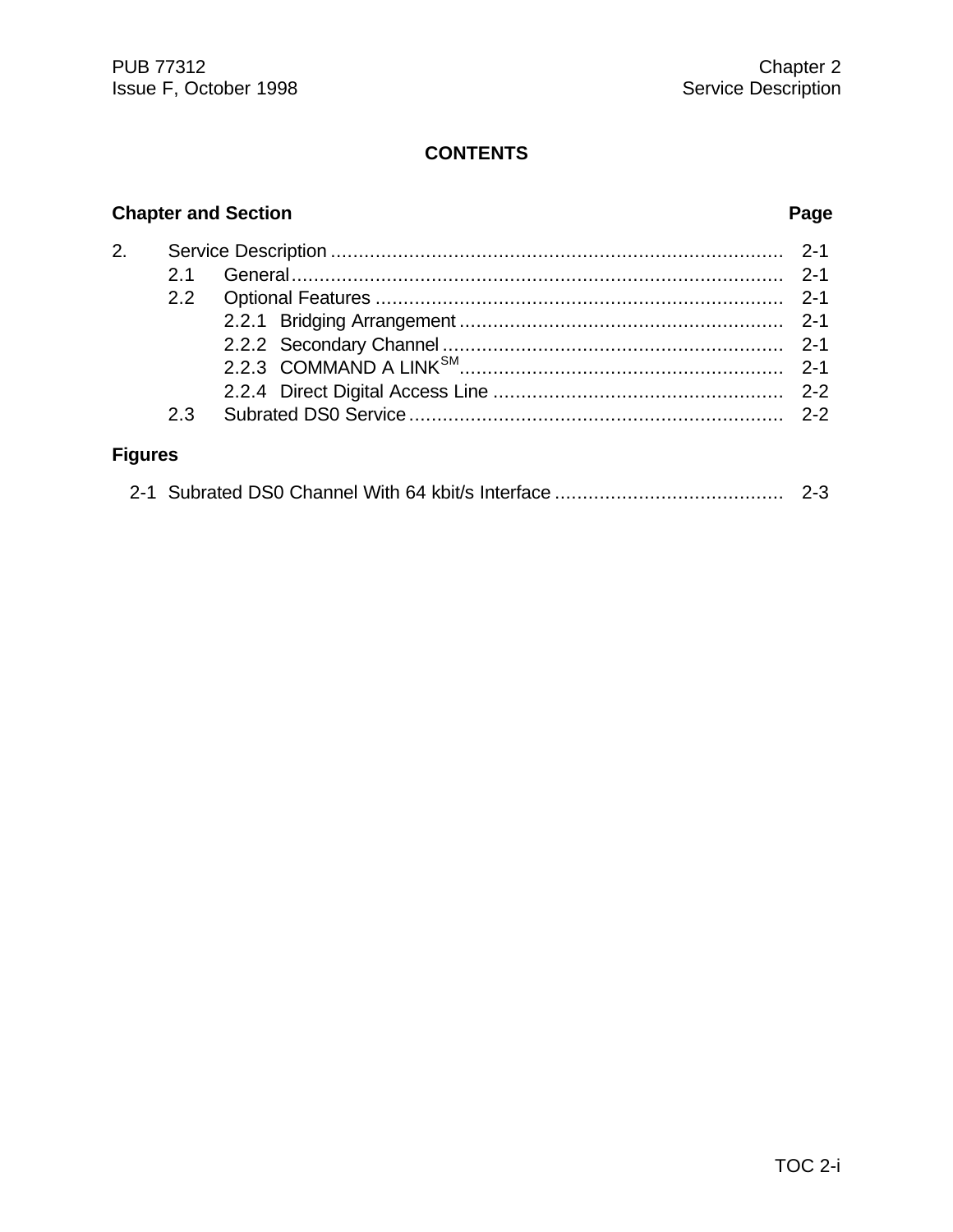# CONTENTS

| Chapter and Section | Page |
| --- | --- |
| 2. Service Description | 2-1 |
| 2.1 General | 2-1 |
| 2.2 Optional Features | 2-1 |
| 2.2.1 Bridging Arrangement | 2-1 |
| 2.2.2 Secondary Channel | 2-1 |
| 2.2.3 COMMAND A LINK℠ | 2-1 |
| 2.2.4 Direct Digital Access Line | 2-2 |
| 2.3 Subrated DS0 Service | 2-2 |

**Figures**

| Figure | Page |
| --- | --- |
| 2-1 Subrated DS0 Channel With 64 kbit/s Interface | 2-3 |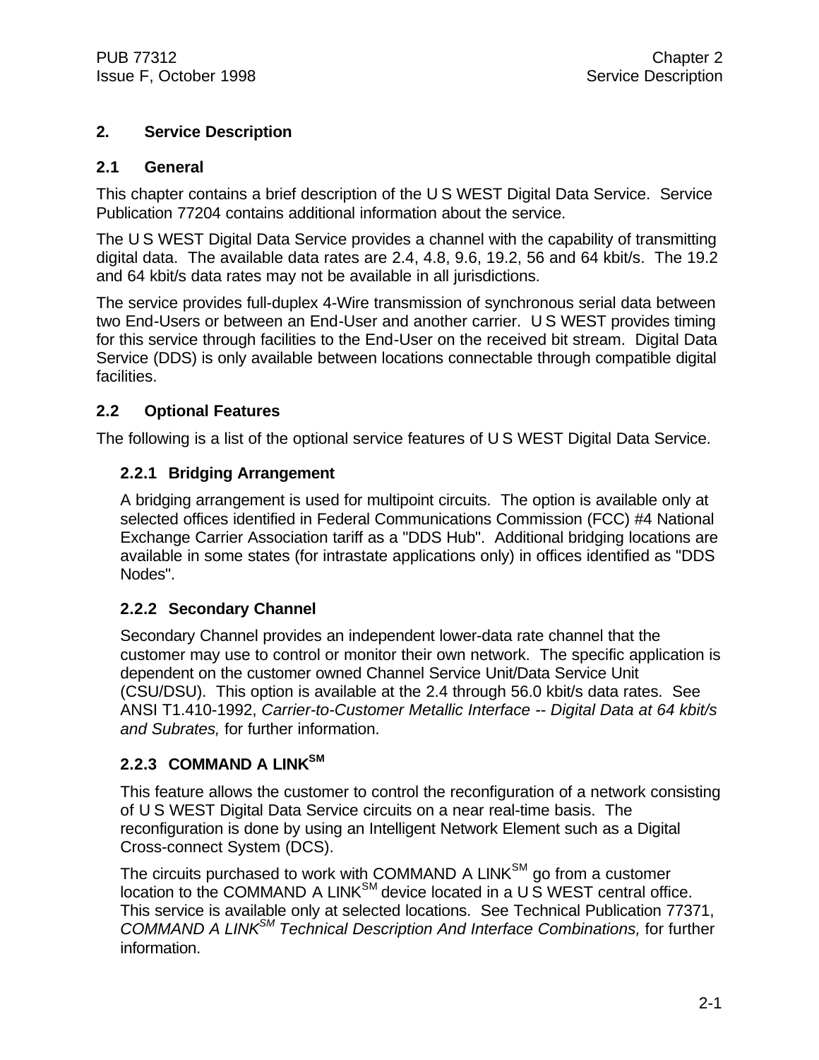# 2. Service Description

## 2.1 General

This chapter contains a brief description of the U S WEST Digital Data Service. Service Publication 77204 contains additional information about the service.

The U S WEST Digital Data Service provides a channel with the capability of transmitting digital data. The available data rates are 2.4, 4.8, 9.6, 19.2, 56 and 64 kbit/s. The 19.2 and 64 kbit/s data rates may not be available in all jurisdictions.

The service provides full-duplex 4-Wire transmission of synchronous serial data between two End-Users or between an End-User and another carrier. U S WEST provides timing for this service through facilities to the End-User on the received bit stream. Digital Data Service (DDS) is only available between locations connectable through compatible digital facilities.

## 2.2 Optional Features

The following is a list of the optional service features of U S WEST Digital Data Service.

### 2.2.1 Bridging Arrangement

A bridging arrangement is used for multipoint circuits. The option is available only at selected offices identified in Federal Communications Commission (FCC) #4 National Exchange Carrier Association tariff as a "DDS Hub". Additional bridging locations are available in some states (for intrastate applications only) in offices identified as "DDS Nodes".

### 2.2.2 Secondary Channel

Secondary Channel provides an independent lower-data rate channel that the customer may use to control or monitor their own network. The specific application is dependent on the customer owned Channel Service Unit/Data Service Unit (CSU/DSU). This option is available at the 2.4 through 56.0 kbit/s data rates. See ANSI T1.410-1992, *Carrier-to-Customer Metallic Interface -- Digital Data at 64 kbit/s and Subrates,* for further information.

### 2.2.3 COMMAND A LINK℠

This feature allows the customer to control the reconfiguration of a network consisting of U S WEST Digital Data Service circuits on a near real-time basis. The reconfiguration is done by using an Intelligent Network Element such as a Digital Cross-connect System (DCS).

The circuits purchased to work with COMMAND A LINK℠ go from a customer location to the COMMAND A LINK℠ device located in a U S WEST central office. This service is available only at selected locations. See Technical Publication 77371, *COMMAND A LINK℠ Technical Description And Interface Combinations,* for further information.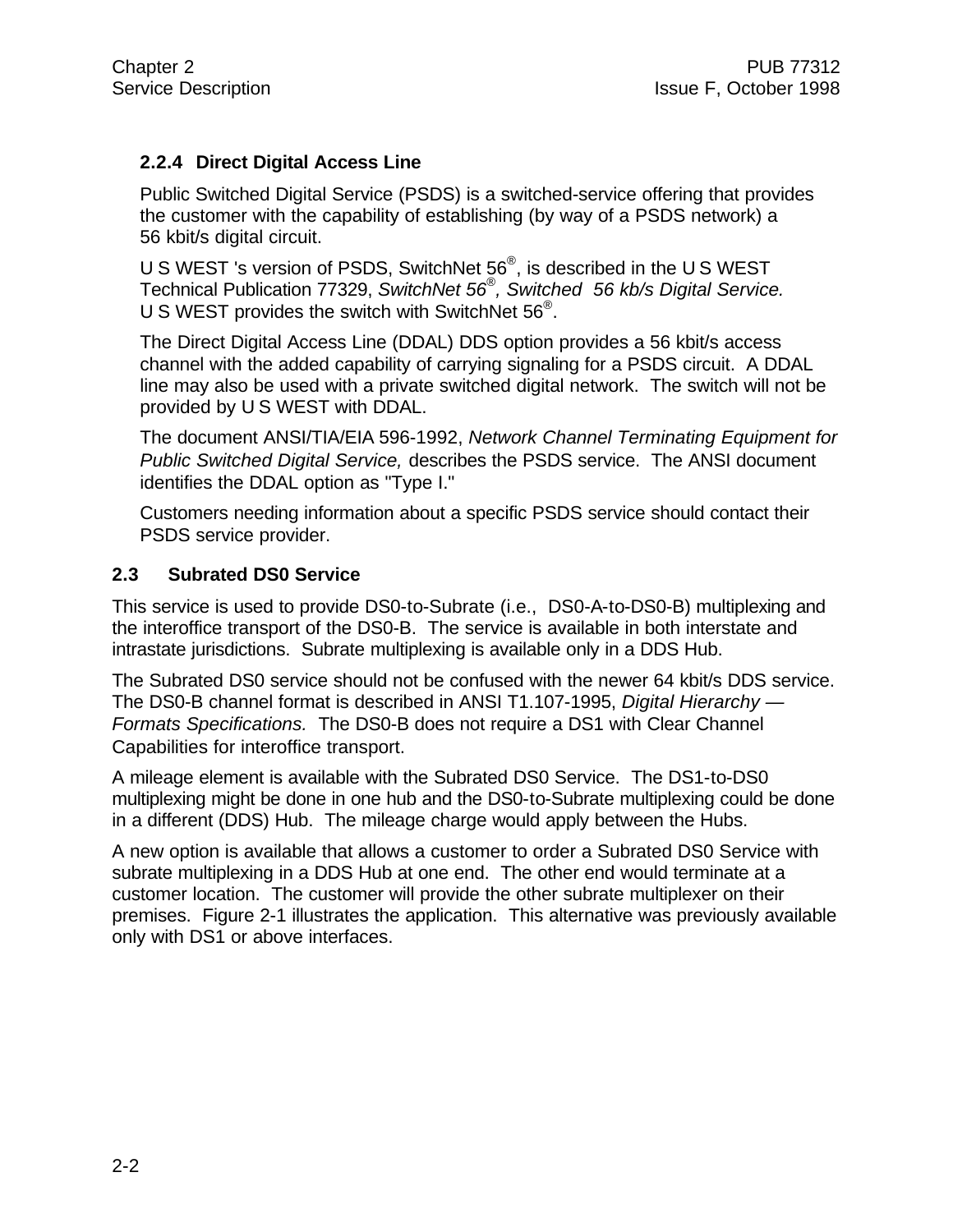### 2.2.4 Direct Digital Access Line

Public Switched Digital Service (PSDS) is a switched-service offering that provides the customer with the capability of establishing (by way of a PSDS network) a 56 kbit/s digital circuit.

U S WEST 's version of PSDS, SwitchNet 56®, is described in the U S WEST Technical Publication 77329, *SwitchNet 56®, Switched 56 kb/s Digital Service.* U S WEST provides the switch with SwitchNet 56®.

The Direct Digital Access Line (DDAL) DDS option provides a 56 kbit/s access channel with the added capability of carrying signaling for a PSDS circuit. A DDAL line may also be used with a private switched digital network. The switch will not be provided by U S WEST with DDAL.

The document ANSI/TIA/EIA 596-1992, *Network Channel Terminating Equipment for Public Switched Digital Service,* describes the PSDS service. The ANSI document identifies the DDAL option as "Type I."

Customers needing information about a specific PSDS service should contact their PSDS service provider.

## 2.3 Subrated DS0 Service

This service is used to provide DS0-to-Subrate (i.e., DS0-A-to-DS0-B) multiplexing and the interoffice transport of the DS0-B. The service is available in both interstate and intrastate jurisdictions. Subrate multiplexing is available only in a DDS Hub.

The Subrated DS0 service should not be confused with the newer 64 kbit/s DDS service. The DS0-B channel format is described in ANSI T1.107-1995, *Digital Hierarchy — Formats Specifications.* The DS0-B does not require a DS1 with Clear Channel Capabilities for interoffice transport.

A mileage element is available with the Subrated DS0 Service. The DS1-to-DS0 multiplexing might be done in one hub and the DS0-to-Subrate multiplexing could be done in a different (DDS) Hub. The mileage charge would apply between the Hubs.

A new option is available that allows a customer to order a Subrated DS0 Service with subrate multiplexing in a DDS Hub at one end. The other end would terminate at a customer location. The customer will provide the other subrate multiplexer on their premises. Figure 2-1 illustrates the application. This alternative was previously available only with DS1 or above interfaces.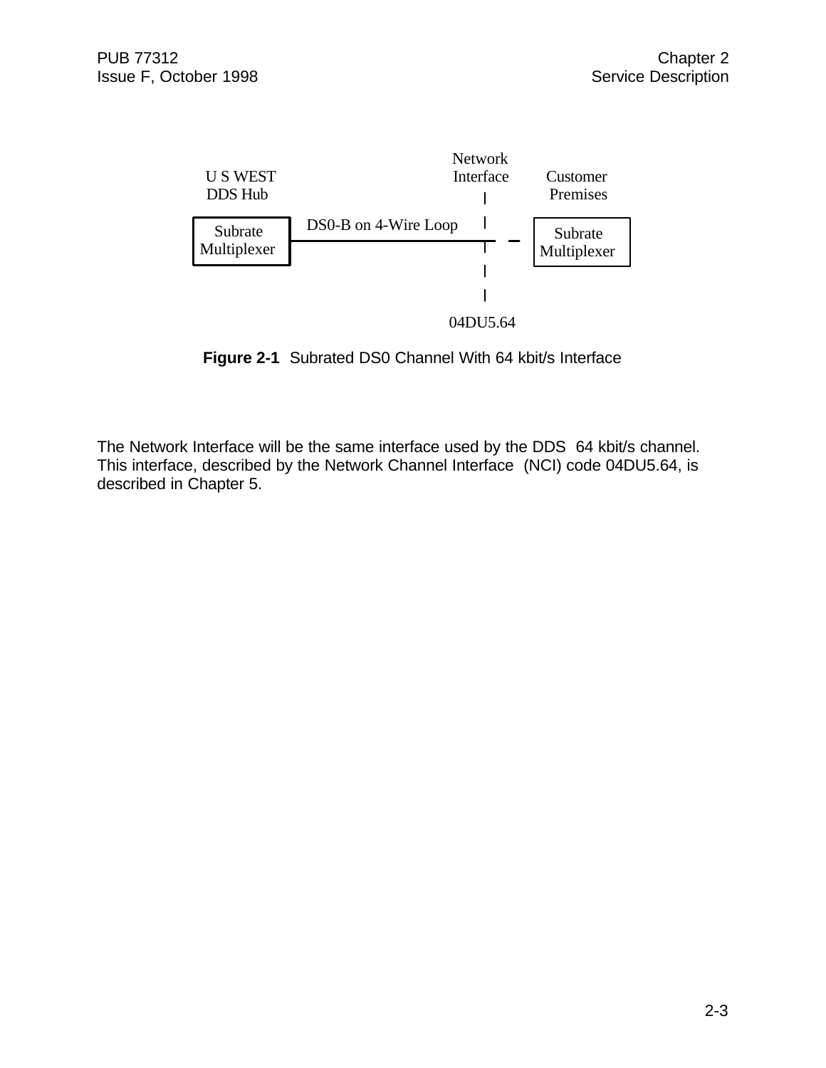U S WEST DDS Hub

Network Interface

Customer Premises

Subrate Multiplexer

DS0-B on 4-Wire Loop

Subrate Multiplexer

04DU5.64

**Figure 2-1** Subrated DS0 Channel With 64 kbit/s Interface

The Network Interface will be the same interface used by the DDS 64 kbit/s channel. This interface, described by the Network Channel Interface (NCI) code 04DU5.64, is described in Chapter 5.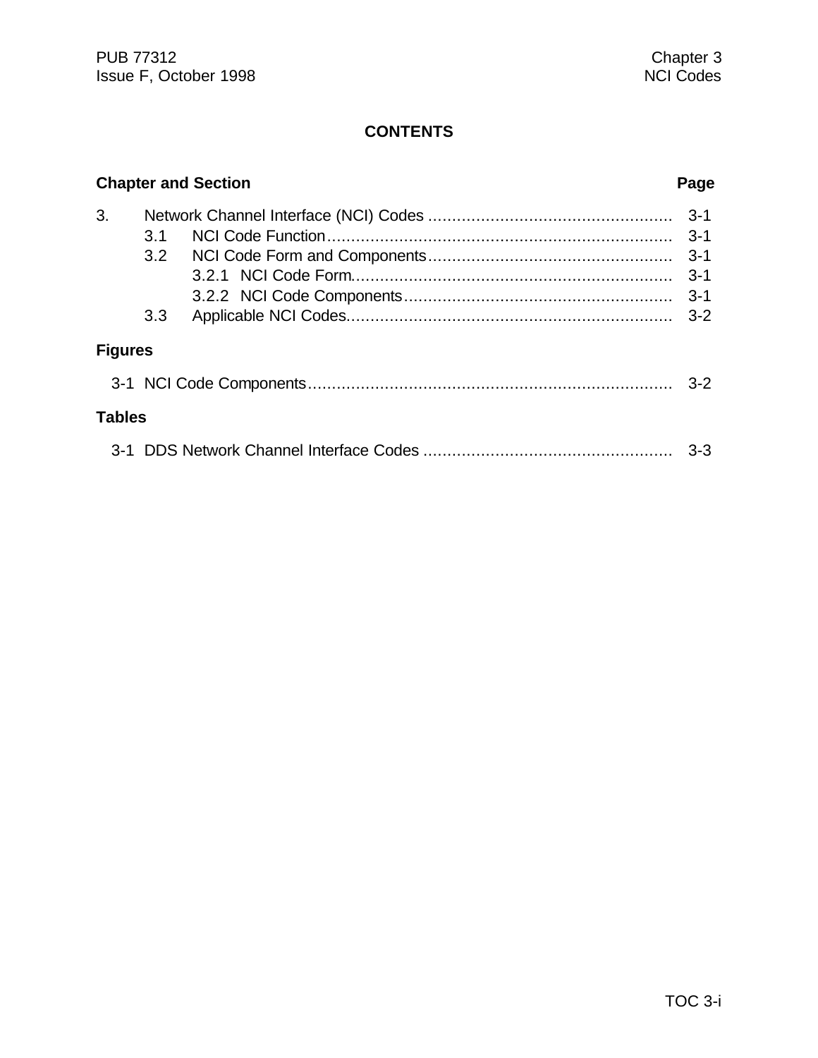# CONTENTS

| Chapter and Section | | | Page |
|---|---|---|---|
| 3. | Network Channel Interface (NCI) Codes | | 3-1 |
| | 3.1 | NCI Code Function | 3-1 |
| | 3.2 | NCI Code Form and Components | 3-1 |
| | | 3.2.1 NCI Code Form | 3-1 |
| | | 3.2.2 NCI Code Components | 3-1 |
| | 3.3 | Applicable NCI Codes | 3-2 |

**Figures**

| | | |
|---|---|---|
| 3-1 | NCI Code Components | 3-2 |

**Tables**

| | | |
|---|---|---|
| 3-1 | DDS Network Channel Interface Codes | 3-3 |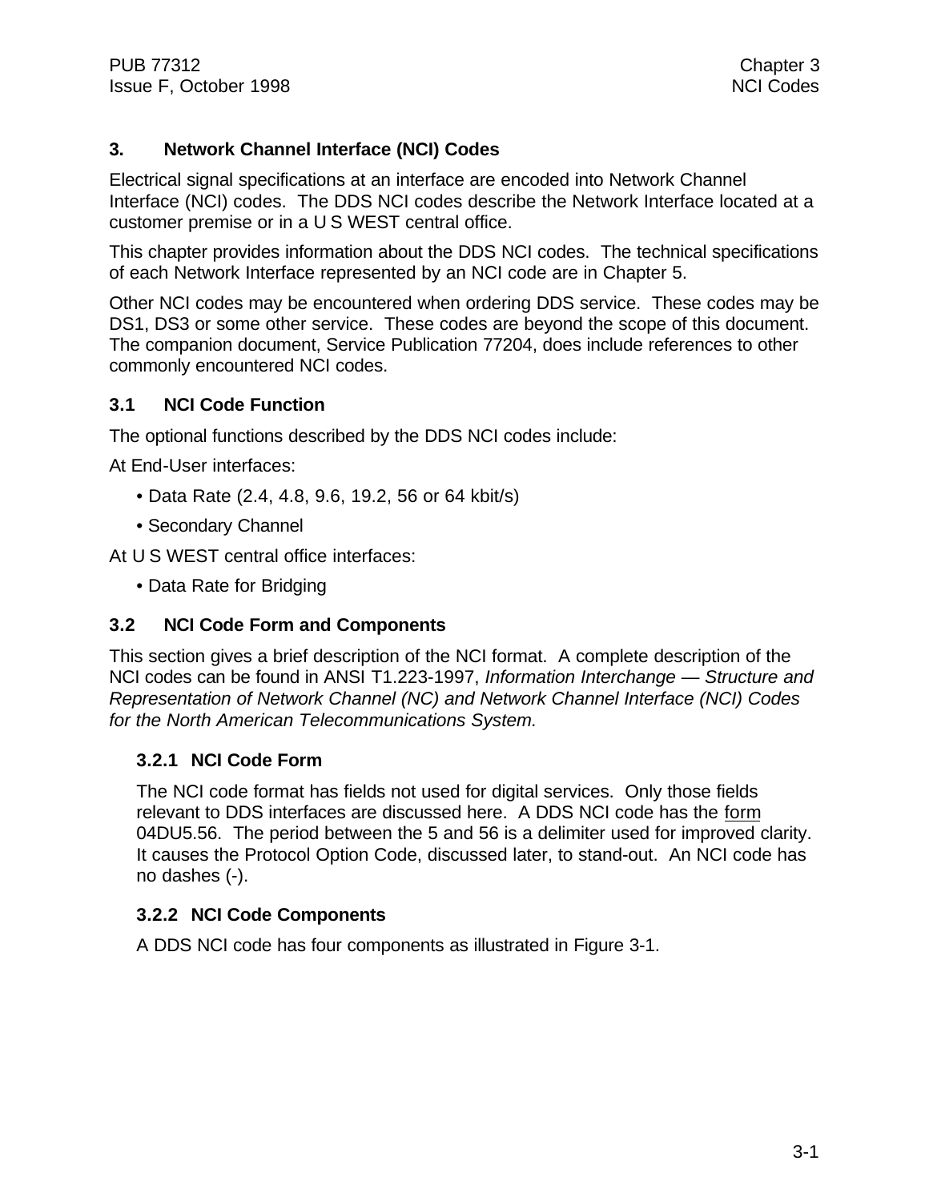# 3. Network Channel Interface (NCI) Codes

Electrical signal specifications at an interface are encoded into Network Channel Interface (NCI) codes. The DDS NCI codes describe the Network Interface located at a customer premise or in a U S WEST central office.

This chapter provides information about the DDS NCI codes. The technical specifications of each Network Interface represented by an NCI code are in Chapter 5.

Other NCI codes may be encountered when ordering DDS service. These codes may be DS1, DS3 or some other service. These codes are beyond the scope of this document. The companion document, Service Publication 77204, does include references to other commonly encountered NCI codes.

## 3.1 NCI Code Function

The optional functions described by the DDS NCI codes include:

At End-User interfaces:

- Data Rate (2.4, 4.8, 9.6, 19.2, 56 or 64 kbit/s)
- Secondary Channel

At U S WEST central office interfaces:

- Data Rate for Bridging

## 3.2 NCI Code Form and Components

This section gives a brief description of the NCI format. A complete description of the NCI codes can be found in ANSI T1.223-1997, *Information Interchange — Structure and Representation of Network Channel (NC) and Network Channel Interface (NCI) Codes for the North American Telecommunications System.*

### 3.2.1 NCI Code Form

The NCI code format has fields not used for digital services. Only those fields relevant to DDS interfaces are discussed here. A DDS NCI code has the form 04DU5.56. The period between the 5 and 56 is a delimiter used for improved clarity. It causes the Protocol Option Code, discussed later, to stand-out. An NCI code has no dashes (-).

### 3.2.2 NCI Code Components

A DDS NCI code has four components as illustrated in Figure 3-1.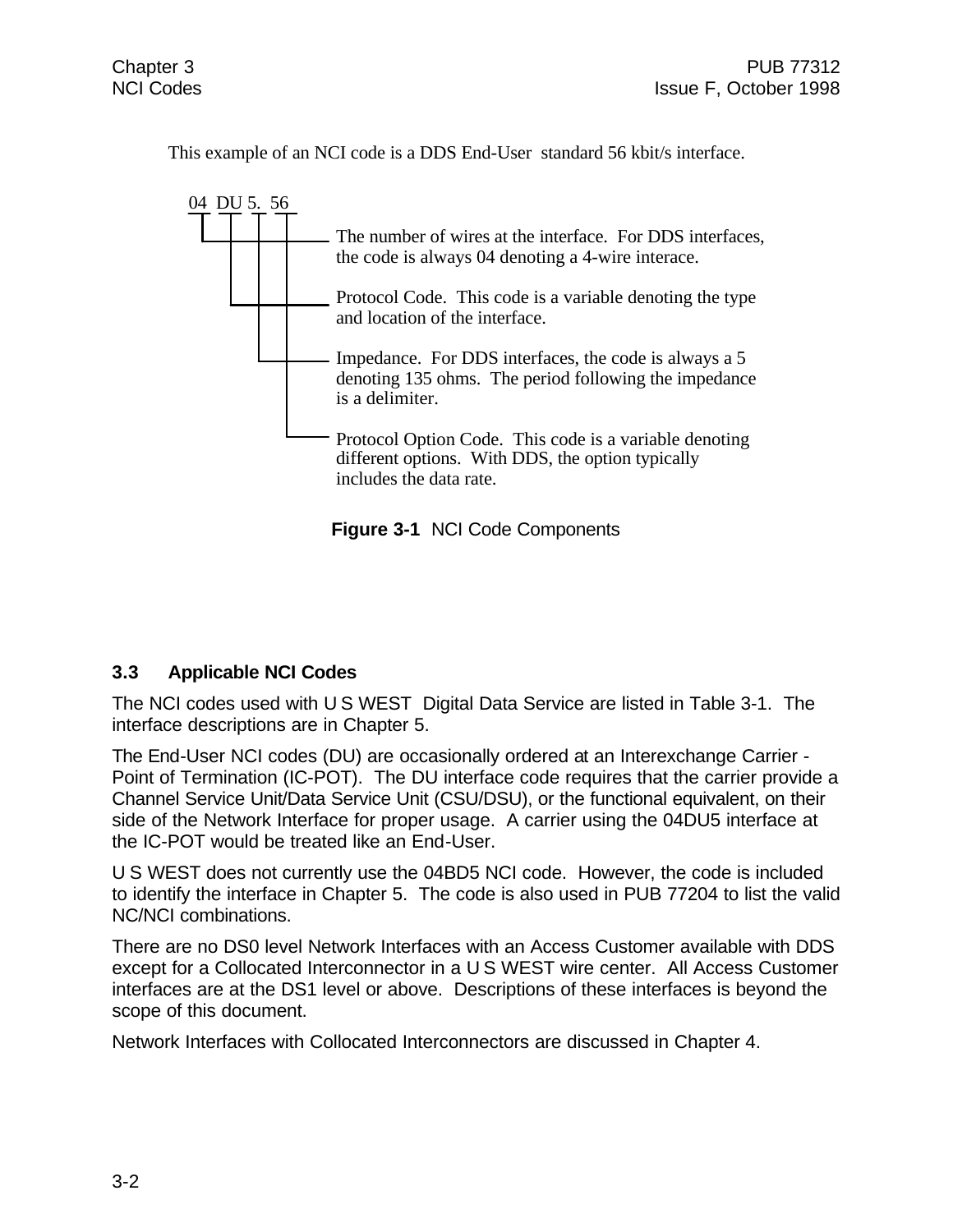This example of an NCI code is a DDS End-User standard 56 kbit/s interface.

```
04  DU 5.  56
 |   |  |   |
 |   |  |   |
 |___|__|___|____ The number of wires at the interface.  For DDS interfaces,
     |  |   |     the code is always 04 denoting a 4-wire interace.
     |  |   |
     |__|___|____ Protocol Code.  This code is a variable denoting the type
        |   |     and location of the interface.
        |   |
        |___|____ Impedance.  For DDS interfaces, the code is always a 5
            |     denoting 135 ohms.  The period following the impedance
            |     is a delimiter.
            |
            |____ Protocol Option Code.  This code is a variable denoting
                  different options.  With DDS, the option typically
                  includes the data rate.
```

**Figure 3-1** NCI Code Components

## 3.3 Applicable NCI Codes

The NCI codes used with U S WEST Digital Data Service are listed in Table 3-1. The interface descriptions are in Chapter 5.

The End-User NCI codes (DU) are occasionally ordered at an Interexchange Carrier - Point of Termination (IC-POT). The DU interface code requires that the carrier provide a Channel Service Unit/Data Service Unit (CSU/DSU), or the functional equivalent, on their side of the Network Interface for proper usage. A carrier using the 04DU5 interface at the IC-POT would be treated like an End-User.

U S WEST does not currently use the 04BD5 NCI code. However, the code is included to identify the interface in Chapter 5. The code is also used in PUB 77204 to list the valid NC/NCI combinations.

There are no DS0 level Network Interfaces with an Access Customer available with DDS except for a Collocated Interconnector in a U S WEST wire center. All Access Customer interfaces are at the DS1 level or above. Descriptions of these interfaces is beyond the scope of this document.

Network Interfaces with Collocated Interconnectors are discussed in Chapter 4.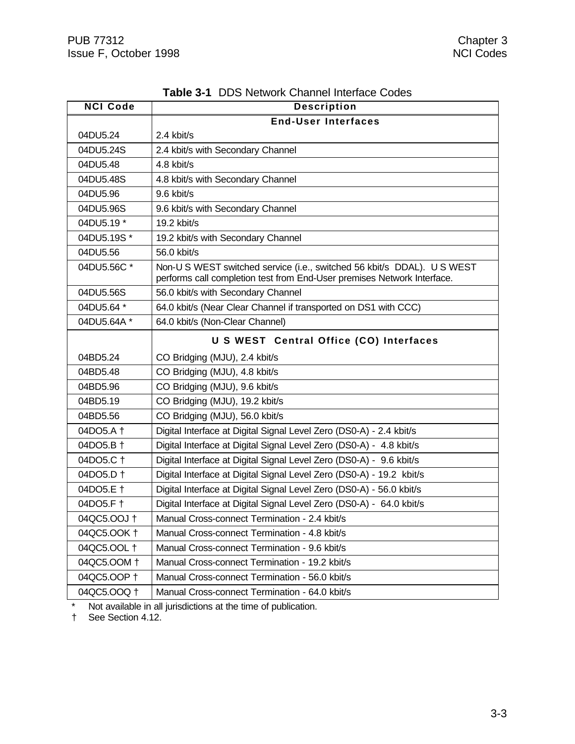**Table 3-1** DDS Network Channel Interface Codes

| NCI Code | Description |
|---|---|
| | **End-User Interfaces** |
| 04DU5.24 | 2.4 kbit/s |
| 04DU5.24S | 2.4 kbit/s with Secondary Channel |
| 04DU5.48 | 4.8 kbit/s |
| 04DU5.48S | 4.8 kbit/s with Secondary Channel |
| 04DU5.96 | 9.6 kbit/s |
| 04DU5.96S | 9.6 kbit/s with Secondary Channel |
| 04DU5.19 * | 19.2 kbit/s |
| 04DU5.19S * | 19.2 kbit/s with Secondary Channel |
| 04DU5.56 | 56.0 kbit/s |
| 04DU5.56C * | Non-U S WEST switched service (i.e., switched 56 kbit/s DDAL). U S WEST performs call completion test from End-User premises Network Interface. |
| 04DU5.56S | 56.0 kbit/s with Secondary Channel |
| 04DU5.64 * | 64.0 kbit/s (Near Clear Channel if transported on DS1 with CCC) |
| 04DU5.64A * | 64.0 kbit/s (Non-Clear Channel) |
| | **U S WEST Central Office (CO) Interfaces** |
| 04BD5.24 | CO Bridging (MJU), 2.4 kbit/s |
| 04BD5.48 | CO Bridging (MJU), 4.8 kbit/s |
| 04BD5.96 | CO Bridging (MJU), 9.6 kbit/s |
| 04BD5.19 | CO Bridging (MJU), 19.2 kbit/s |
| 04BD5.56 | CO Bridging (MJU), 56.0 kbit/s |
| 04DO5.A † | Digital Interface at Digital Signal Level Zero (DS0-A) - 2.4 kbit/s |
| 04DO5.B † | Digital Interface at Digital Signal Level Zero (DS0-A) - 4.8 kbit/s |
| 04DO5.C † | Digital Interface at Digital Signal Level Zero (DS0-A) - 9.6 kbit/s |
| 04DO5.D † | Digital Interface at Digital Signal Level Zero (DS0-A) - 19.2 kbit/s |
| 04DO5.E † | Digital Interface at Digital Signal Level Zero (DS0-A) - 56.0 kbit/s |
| 04DO5.F † | Digital Interface at Digital Signal Level Zero (DS0-A) - 64.0 kbit/s |
| 04QC5.OOJ † | Manual Cross-connect Termination - 2.4 kbit/s |
| 04QC5.OOK † | Manual Cross-connect Termination - 4.8 kbit/s |
| 04QC5.OOL † | Manual Cross-connect Termination - 9.6 kbit/s |
| 04QC5.OOM † | Manual Cross-connect Termination - 19.2 kbit/s |
| 04QC5.OOP † | Manual Cross-connect Termination - 56.0 kbit/s |
| 04QC5.OOQ † | Manual Cross-connect Termination - 64.0 kbit/s |

\* Not available in all jurisdictions at the time of publication.

† See Section 4.12.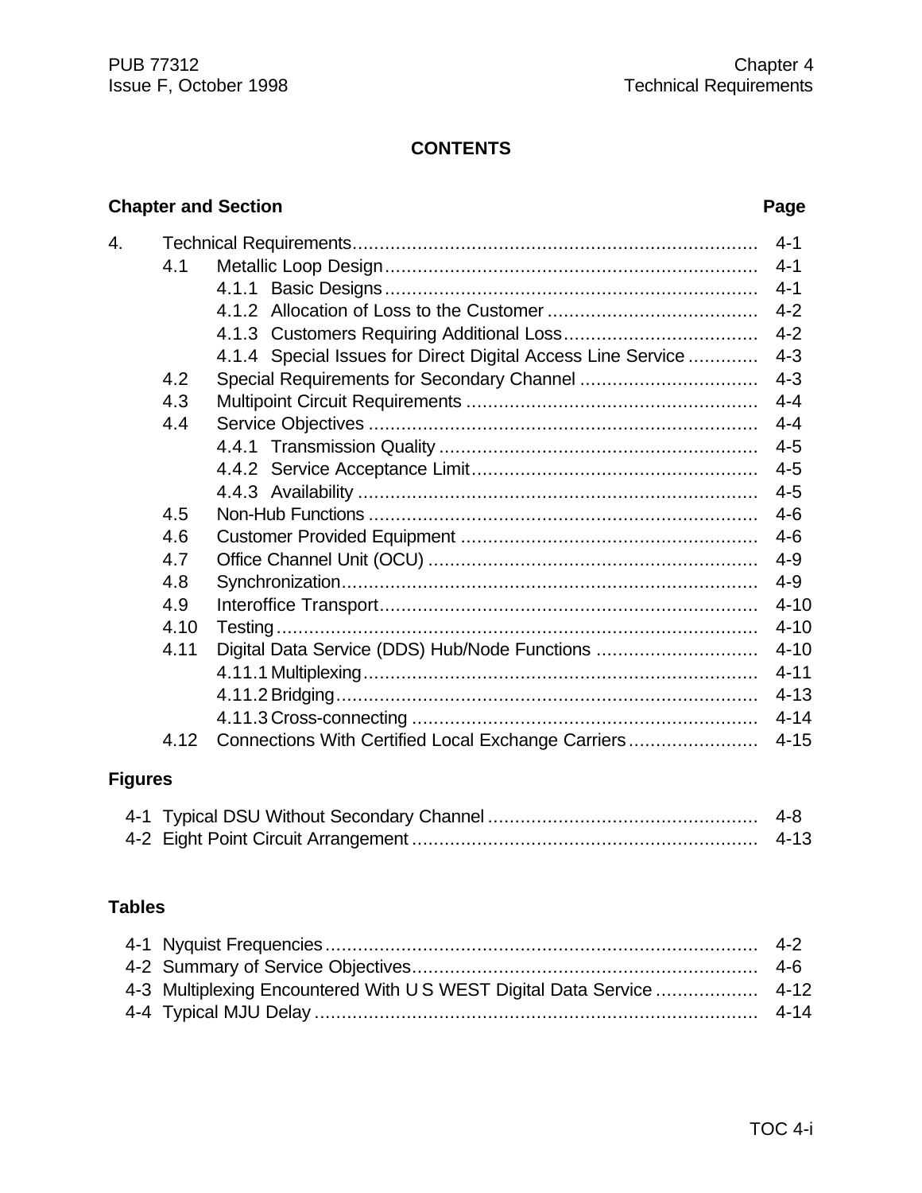# CONTENTS

| Chapter and Section | | | Page |
|---|---|---|---|
| 4. | Technical Requirements | | 4-1 |
| | 4.1 | Metallic Loop Design | 4-1 |
| | | 4.1.1 Basic Designs | 4-1 |
| | | 4.1.2 Allocation of Loss to the Customer | 4-2 |
| | | 4.1.3 Customers Requiring Additional Loss | 4-2 |
| | | 4.1.4 Special Issues for Direct Digital Access Line Service | 4-3 |
| | 4.2 | Special Requirements for Secondary Channel | 4-3 |
| | 4.3 | Multipoint Circuit Requirements | 4-4 |
| | 4.4 | Service Objectives | 4-4 |
| | | 4.4.1 Transmission Quality | 4-5 |
| | | 4.4.2 Service Acceptance Limit | 4-5 |
| | | 4.4.3 Availability | 4-5 |
| | 4.5 | Non-Hub Functions | 4-6 |
| | 4.6 | Customer Provided Equipment | 4-6 |
| | 4.7 | Office Channel Unit (OCU) | 4-9 |
| | 4.8 | Synchronization | 4-9 |
| | 4.9 | Interoffice Transport | 4-10 |
| | 4.10 | Testing | 4-10 |
| | 4.11 | Digital Data Service (DDS) Hub/Node Functions | 4-10 |
| | | 4.11.1 Multiplexing | 4-11 |
| | | 4.11.2 Bridging | 4-13 |
| | | 4.11.3 Cross-connecting | 4-14 |
| | 4.12 | Connections With Certified Local Exchange Carriers | 4-15 |

## Figures

| | | Page |
|---|---|---|
| 4-1 | Typical DSU Without Secondary Channel | 4-8 |
| 4-2 | Eight Point Circuit Arrangement | 4-13 |

## Tables

| | | Page |
|---|---|---|
| 4-1 | Nyquist Frequencies | 4-2 |
| 4-2 | Summary of Service Objectives | 4-6 |
| 4-3 | Multiplexing Encountered With U S WEST Digital Data Service | 4-12 |
| 4-4 | Typical MJU Delay | 4-14 |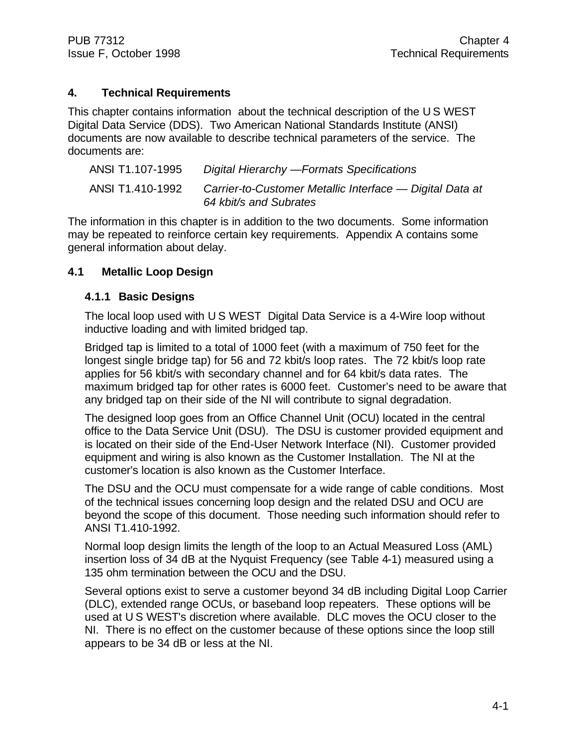# 4. Technical Requirements

This chapter contains information about the technical description of the U S WEST Digital Data Service (DDS). Two American National Standards Institute (ANSI) documents are now available to describe technical parameters of the service. The documents are:

| | |
|---|---|
| ANSI T1.107-1995 | *Digital Hierarchy —Formats Specifications* |
| ANSI T1.410-1992 | *Carrier-to-Customer Metallic Interface — Digital Data at 64 kbit/s and Subrates* |

The information in this chapter is in addition to the two documents. Some information may be repeated to reinforce certain key requirements. Appendix A contains some general information about delay.

## 4.1 Metallic Loop Design

### 4.1.1 Basic Designs

The local loop used with U S WEST Digital Data Service is a 4-Wire loop without inductive loading and with limited bridged tap.

Bridged tap is limited to a total of 1000 feet (with a maximum of 750 feet for the longest single bridge tap) for 56 and 72 kbit/s loop rates. The 72 kbit/s loop rate applies for 56 kbit/s with secondary channel and for 64 kbit/s data rates. The maximum bridged tap for other rates is 6000 feet. Customer's need to be aware that any bridged tap on their side of the NI will contribute to signal degradation.

The designed loop goes from an Office Channel Unit (OCU) located in the central office to the Data Service Unit (DSU). The DSU is customer provided equipment and is located on their side of the End-User Network Interface (NI). Customer provided equipment and wiring is also known as the Customer Installation. The NI at the customer's location is also known as the Customer Interface.

The DSU and the OCU must compensate for a wide range of cable conditions. Most of the technical issues concerning loop design and the related DSU and OCU are beyond the scope of this document. Those needing such information should refer to ANSI T1.410-1992.

Normal loop design limits the length of the loop to an Actual Measured Loss (AML) insertion loss of 34 dB at the Nyquist Frequency (see Table 4-1) measured using a 135 ohm termination between the OCU and the DSU.

Several options exist to serve a customer beyond 34 dB including Digital Loop Carrier (DLC), extended range OCUs, or baseband loop repeaters. These options will be used at U S WEST's discretion where available. DLC moves the OCU closer to the NI. There is no effect on the customer because of these options since the loop still appears to be 34 dB or less at the NI.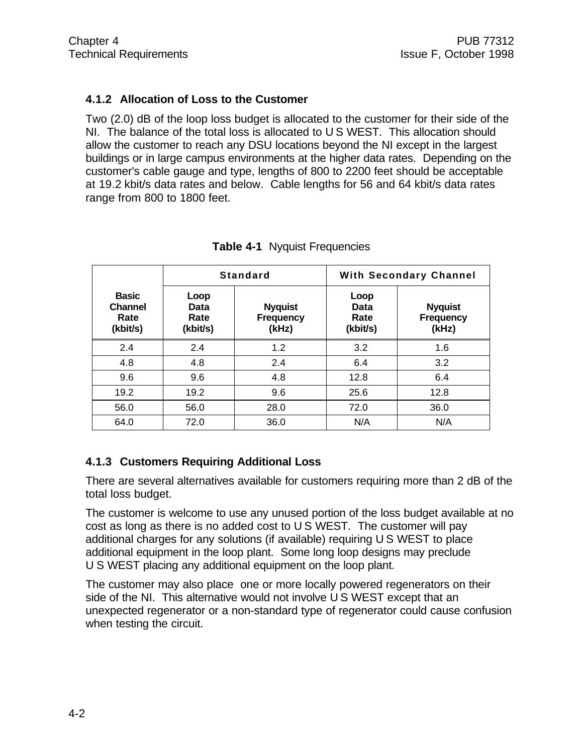### 4.1.2 Allocation of Loss to the Customer

Two (2.0) dB of the loop loss budget is allocated to the customer for their side of the NI. The balance of the total loss is allocated to U S WEST. This allocation should allow the customer to reach any DSU locations beyond the NI except in the largest buildings or in large campus environments at the higher data rates. Depending on the customer's cable gauge and type, lengths of 800 to 2200 feet should be acceptable at 19.2 kbit/s data rates and below. Cable lengths for 56 and 64 kbit/s data rates range from 800 to 1800 feet.

**Table 4-1** Nyquist Frequencies

| | Standard | | With Secondary Channel | |
|---|---|---|---|---|
| **Basic Channel Rate (kbit/s)** | **Loop Data Rate (kbit/s)** | **Nyquist Frequency (kHz)** | **Loop Data Rate (kbit/s)** | **Nyquist Frequency (kHz)** |
| 2.4 | 2.4 | 1.2 | 3.2 | 1.6 |
| 4.8 | 4.8 | 2.4 | 6.4 | 3.2 |
| 9.6 | 9.6 | 4.8 | 12.8 | 6.4 |
| 19.2 | 19.2 | 9.6 | 25.6 | 12.8 |
| 56.0 | 56.0 | 28.0 | 72.0 | 36.0 |
| 64.0 | 72.0 | 36.0 | N/A | N/A |

### 4.1.3 Customers Requiring Additional Loss

There are several alternatives available for customers requiring more than 2 dB of the total loss budget.

The customer is welcome to use any unused portion of the loss budget available at no cost as long as there is no added cost to U S WEST. The customer will pay additional charges for any solutions (if available) requiring U S WEST to place additional equipment in the loop plant. Some long loop designs may preclude U S WEST placing any additional equipment on the loop plant.

The customer may also place one or more locally powered regenerators on their side of the NI. This alternative would not involve U S WEST except that an unexpected regenerator or a non-standard type of regenerator could cause confusion when testing the circuit.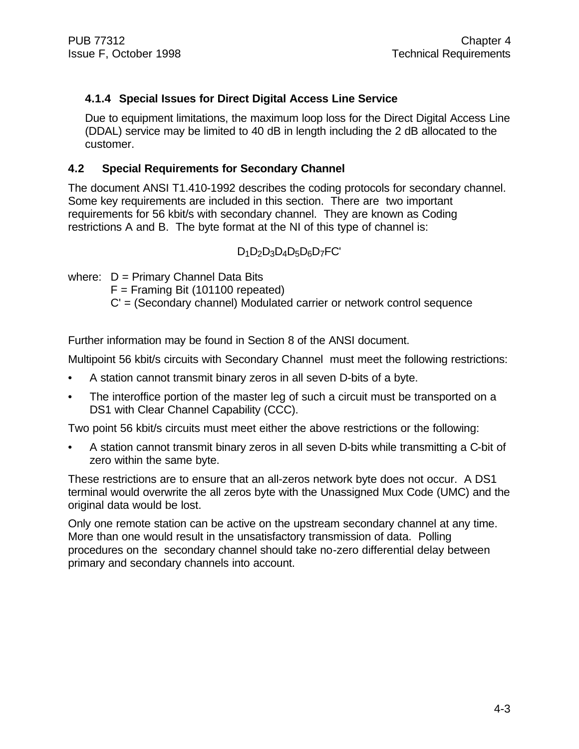### 4.1.4 Special Issues for Direct Digital Access Line Service

Due to equipment limitations, the maximum loop loss for the Direct Digital Access Line (DDAL) service may be limited to 40 dB in length including the 2 dB allocated to the customer.

## 4.2 Special Requirements for Secondary Channel

The document ANSI T1.410-1992 describes the coding protocols for secondary channel. Some key requirements are included in this section. There are two important requirements for 56 kbit/s with secondary channel. They are known as Coding restrictions A and B. The byte format at the NI of this type of channel is:

$$D_1D_2D_3D_4D_5D_6D_7FC'$$

where: D = Primary Channel Data Bits
F = Framing Bit (101100 repeated)
C' = (Secondary channel) Modulated carrier or network control sequence

Further information may be found in Section 8 of the ANSI document.

Multipoint 56 kbit/s circuits with Secondary Channel must meet the following restrictions:

- A station cannot transmit binary zeros in all seven D-bits of a byte.
- The interoffice portion of the master leg of such a circuit must be transported on a DS1 with Clear Channel Capability (CCC).

Two point 56 kbit/s circuits must meet either the above restrictions or the following:

- A station cannot transmit binary zeros in all seven D-bits while transmitting a C-bit of zero within the same byte.

These restrictions are to ensure that an all-zeros network byte does not occur. A DS1 terminal would overwrite the all zeros byte with the Unassigned Mux Code (UMC) and the original data would be lost.

Only one remote station can be active on the upstream secondary channel at any time. More than one would result in the unsatisfactory transmission of data. Polling procedures on the secondary channel should take no-zero differential delay between primary and secondary channels into account.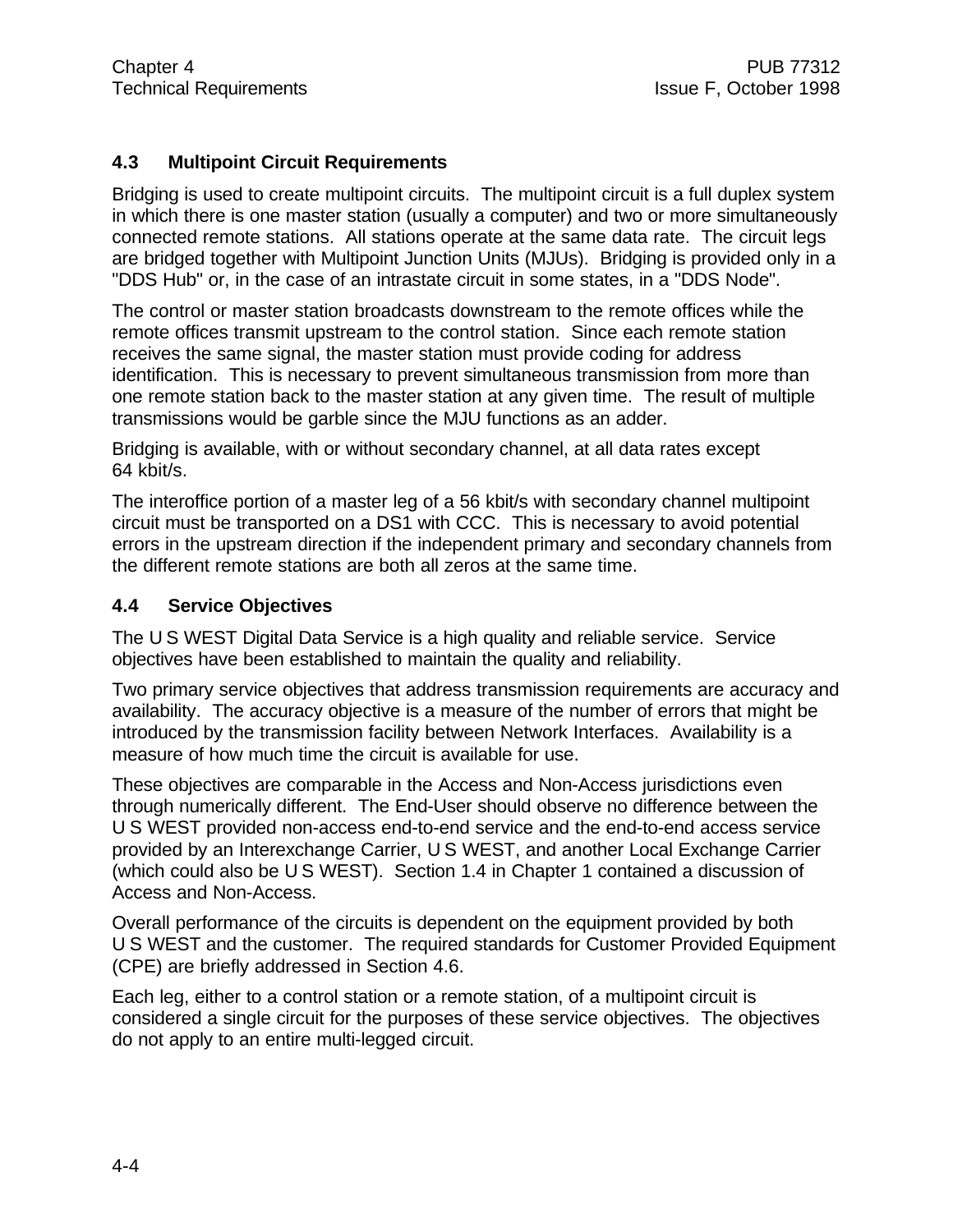## 4.3 Multipoint Circuit Requirements

Bridging is used to create multipoint circuits. The multipoint circuit is a full duplex system in which there is one master station (usually a computer) and two or more simultaneously connected remote stations. All stations operate at the same data rate. The circuit legs are bridged together with Multipoint Junction Units (MJUs). Bridging is provided only in a "DDS Hub" or, in the case of an intrastate circuit in some states, in a "DDS Node".

The control or master station broadcasts downstream to the remote offices while the remote offices transmit upstream to the control station. Since each remote station receives the same signal, the master station must provide coding for address identification. This is necessary to prevent simultaneous transmission from more than one remote station back to the master station at any given time. The result of multiple transmissions would be garble since the MJU functions as an adder.

Bridging is available, with or without secondary channel, at all data rates except 64 kbit/s.

The interoffice portion of a master leg of a 56 kbit/s with secondary channel multipoint circuit must be transported on a DS1 with CCC. This is necessary to avoid potential errors in the upstream direction if the independent primary and secondary channels from the different remote stations are both all zeros at the same time.

## 4.4 Service Objectives

The U S WEST Digital Data Service is a high quality and reliable service. Service objectives have been established to maintain the quality and reliability.

Two primary service objectives that address transmission requirements are accuracy and availability. The accuracy objective is a measure of the number of errors that might be introduced by the transmission facility between Network Interfaces. Availability is a measure of how much time the circuit is available for use.

These objectives are comparable in the Access and Non-Access jurisdictions even through numerically different. The End-User should observe no difference between the U S WEST provided non-access end-to-end service and the end-to-end access service provided by an Interexchange Carrier, U S WEST, and another Local Exchange Carrier (which could also be U S WEST). Section 1.4 in Chapter 1 contained a discussion of Access and Non-Access.

Overall performance of the circuits is dependent on the equipment provided by both U S WEST and the customer. The required standards for Customer Provided Equipment (CPE) are briefly addressed in Section 4.6.

Each leg, either to a control station or a remote station, of a multipoint circuit is considered a single circuit for the purposes of these service objectives. The objectives do not apply to an entire multi-legged circuit.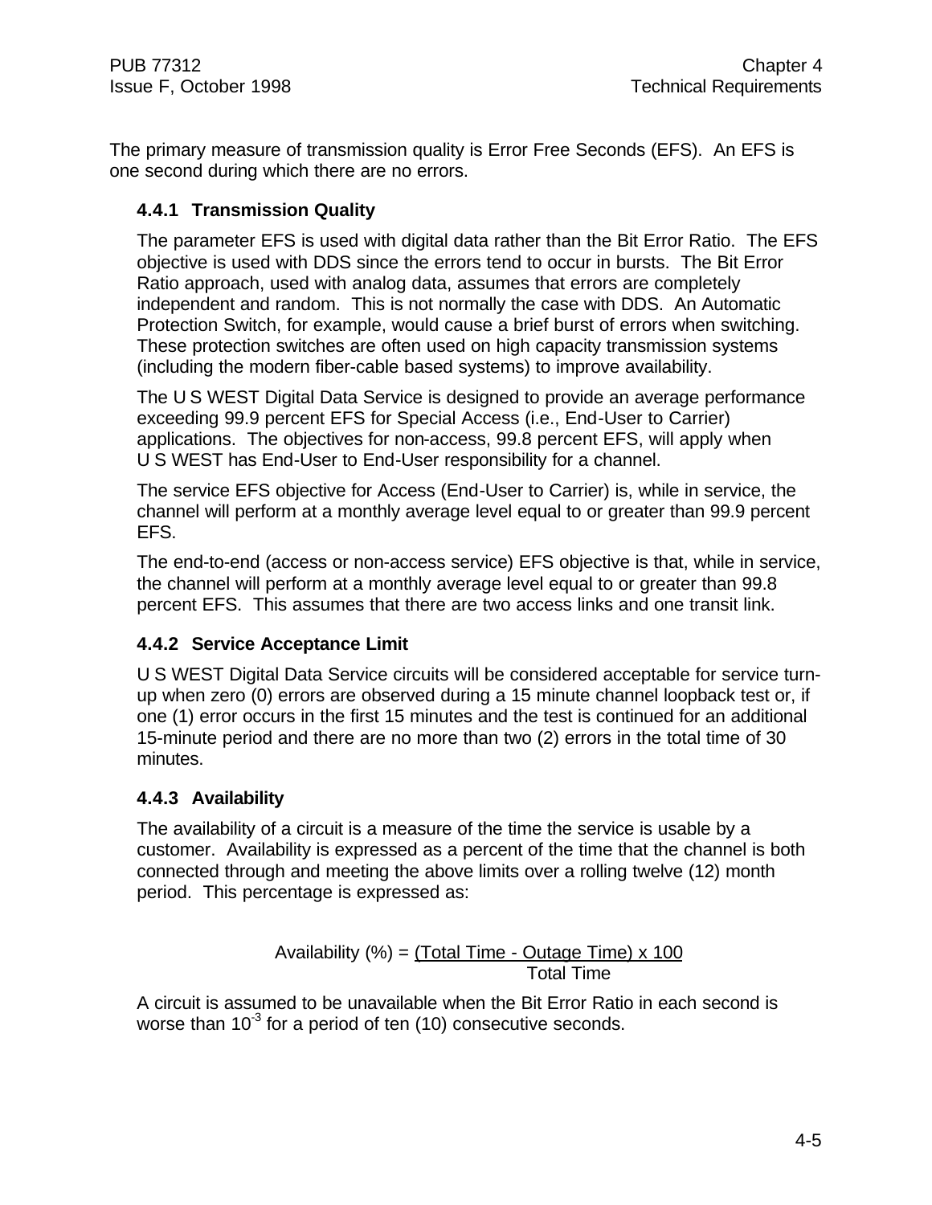The primary measure of transmission quality is Error Free Seconds (EFS). An EFS is one second during which there are no errors.

### 4.4.1 Transmission Quality

The parameter EFS is used with digital data rather than the Bit Error Ratio. The EFS objective is used with DDS since the errors tend to occur in bursts. The Bit Error Ratio approach, used with analog data, assumes that errors are completely independent and random. This is not normally the case with DDS. An Automatic Protection Switch, for example, would cause a brief burst of errors when switching. These protection switches are often used on high capacity transmission systems (including the modern fiber-cable based systems) to improve availability.

The U S WEST Digital Data Service is designed to provide an average performance exceeding 99.9 percent EFS for Special Access (i.e., End-User to Carrier) applications. The objectives for non-access, 99.8 percent EFS, will apply when U S WEST has End-User to End-User responsibility for a channel.

The service EFS objective for Access (End-User to Carrier) is, while in service, the channel will perform at a monthly average level equal to or greater than 99.9 percent EFS.

The end-to-end (access or non-access service) EFS objective is that, while in service, the channel will perform at a monthly average level equal to or greater than 99.8 percent EFS. This assumes that there are two access links and one transit link.

### 4.4.2 Service Acceptance Limit

U S WEST Digital Data Service circuits will be considered acceptable for service turn-up when zero (0) errors are observed during a 15 minute channel loopback test or, if one (1) error occurs in the first 15 minutes and the test is continued for an additional 15-minute period and there are no more than two (2) errors in the total time of 30 minutes.

### 4.4.3 Availability

The availability of a circuit is a measure of the time the service is usable by a customer. Availability is expressed as a percent of the time that the channel is both connected through and meeting the above limits over a rolling twelve (12) month period. This percentage is expressed as:

$$\text{Availability (\%)} = \frac{(\text{Total Time - Outage Time}) \times 100}{\text{Total Time}}$$

A circuit is assumed to be unavailable when the Bit Error Ratio in each second is worse than $10^{-3}$ for a period of ten (10) consecutive seconds.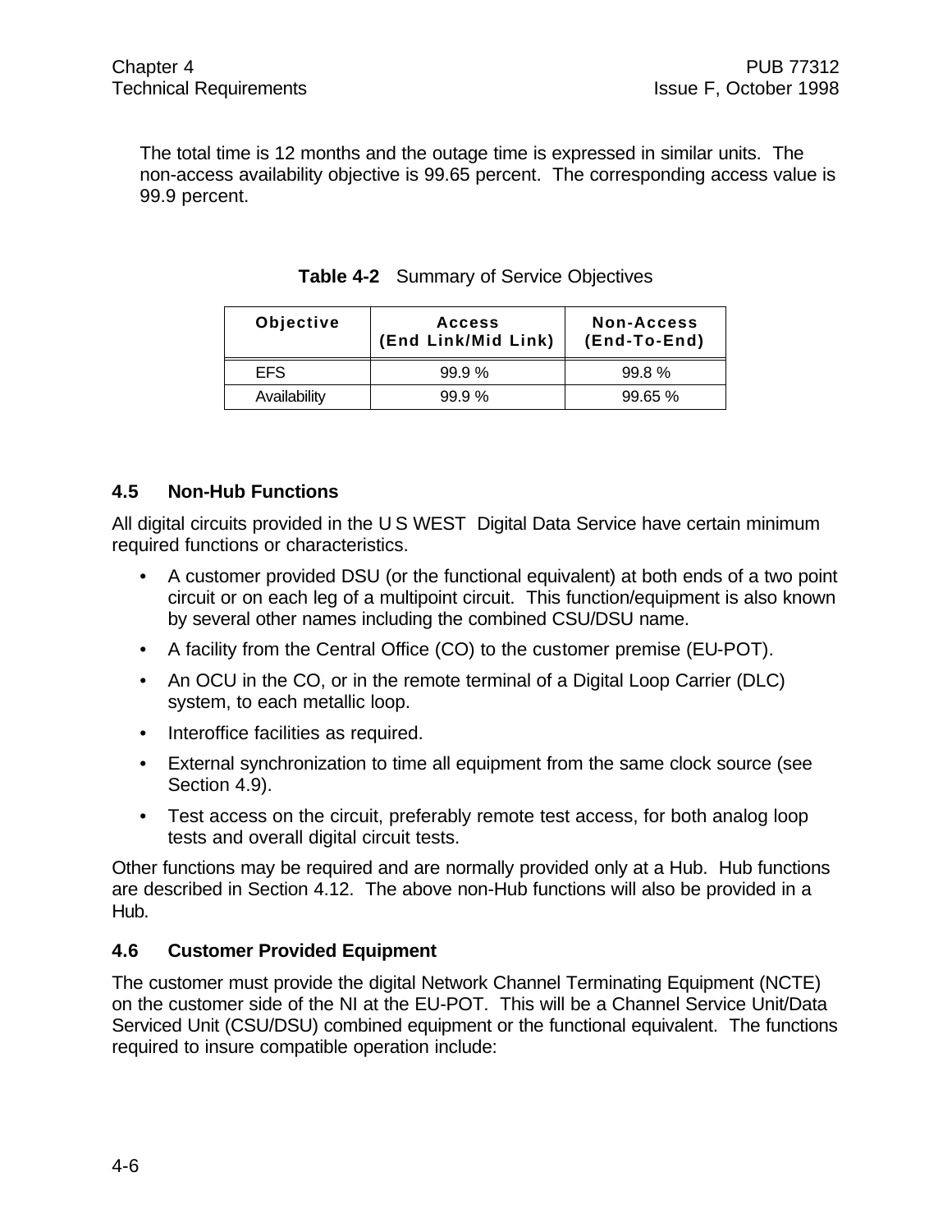The total time is 12 months and the outage time is expressed in similar units. The non-access availability objective is 99.65 percent. The corresponding access value is 99.9 percent.

**Table 4-2** Summary of Service Objectives

| Objective | Access (End Link/Mid Link) | Non-Access (End-To-End) |
|---|---|---|
| EFS | 99.9 % | 99.8 % |
| Availability | 99.9 % | 99.65 % |

## 4.5 Non-Hub Functions

All digital circuits provided in the U S WEST Digital Data Service have certain minimum required functions or characteristics.

- A customer provided DSU (or the functional equivalent) at both ends of a two point circuit or on each leg of a multipoint circuit. This function/equipment is also known by several other names including the combined CSU/DSU name.
- A facility from the Central Office (CO) to the customer premise (EU-POT).
- An OCU in the CO, or in the remote terminal of a Digital Loop Carrier (DLC) system, to each metallic loop.
- Interoffice facilities as required.
- External synchronization to time all equipment from the same clock source (see Section 4.9).
- Test access on the circuit, preferably remote test access, for both analog loop tests and overall digital circuit tests.

Other functions may be required and are normally provided only at a Hub. Hub functions are described in Section 4.12. The above non-Hub functions will also be provided in a Hub.

## 4.6 Customer Provided Equipment

The customer must provide the digital Network Channel Terminating Equipment (NCTE) on the customer side of the NI at the EU-POT. This will be a Channel Service Unit/Data Serviced Unit (CSU/DSU) combined equipment or the functional equivalent. The functions required to insure compatible operation include: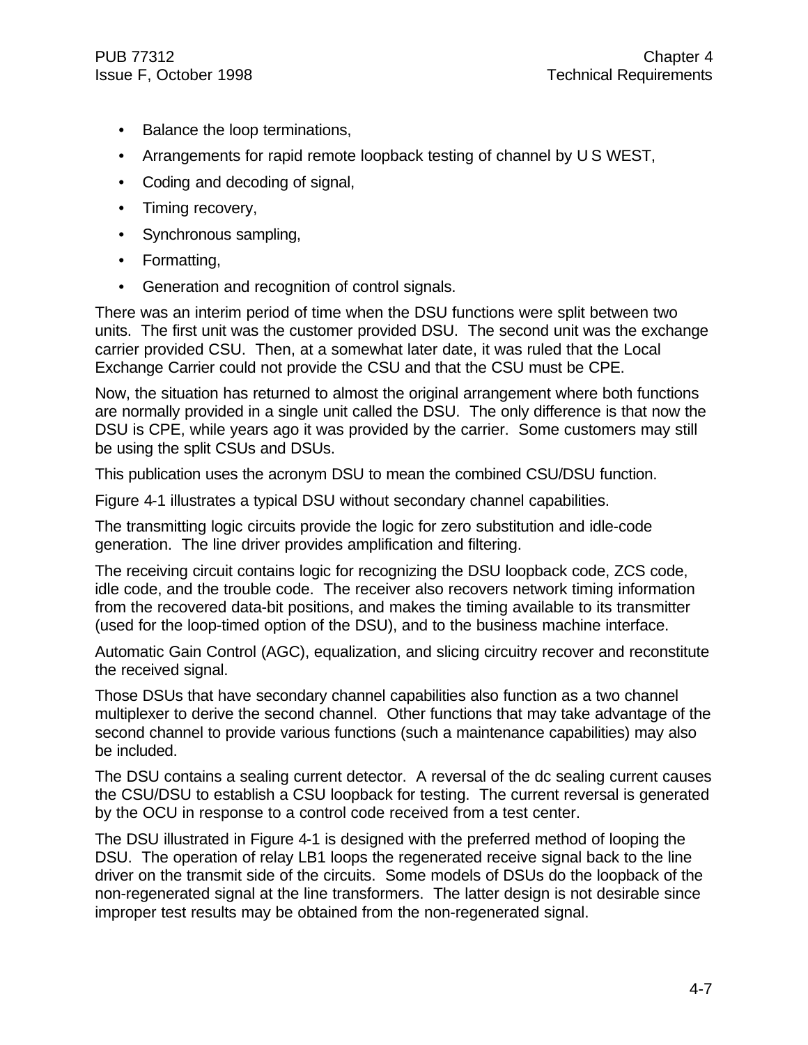- Balance the loop terminations,
- Arrangements for rapid remote loopback testing of channel by U S WEST,
- Coding and decoding of signal,
- Timing recovery,
- Synchronous sampling,
- Formatting,
- Generation and recognition of control signals.

There was an interim period of time when the DSU functions were split between two units. The first unit was the customer provided DSU. The second unit was the exchange carrier provided CSU. Then, at a somewhat later date, it was ruled that the Local Exchange Carrier could not provide the CSU and that the CSU must be CPE.

Now, the situation has returned to almost the original arrangement where both functions are normally provided in a single unit called the DSU. The only difference is that now the DSU is CPE, while years ago it was provided by the carrier. Some customers may still be using the split CSUs and DSUs.

This publication uses the acronym DSU to mean the combined CSU/DSU function.

Figure 4-1 illustrates a typical DSU without secondary channel capabilities.

The transmitting logic circuits provide the logic for zero substitution and idle-code generation. The line driver provides amplification and filtering.

The receiving circuit contains logic for recognizing the DSU loopback code, ZCS code, idle code, and the trouble code. The receiver also recovers network timing information from the recovered data-bit positions, and makes the timing available to its transmitter (used for the loop-timed option of the DSU), and to the business machine interface.

Automatic Gain Control (AGC), equalization, and slicing circuitry recover and reconstitute the received signal.

Those DSUs that have secondary channel capabilities also function as a two channel multiplexer to derive the second channel. Other functions that may take advantage of the second channel to provide various functions (such a maintenance capabilities) may also be included.

The DSU contains a sealing current detector. A reversal of the dc sealing current causes the CSU/DSU to establish a CSU loopback for testing. The current reversal is generated by the OCU in response to a control code received from a test center.

The DSU illustrated in Figure 4-1 is designed with the preferred method of looping the DSU. The operation of relay LB1 loops the regenerated receive signal back to the line driver on the transmit side of the circuits. Some models of DSUs do the loopback of the non-regenerated signal at the line transformers. The latter design is not desirable since improper test results may be obtained from the non-regenerated signal.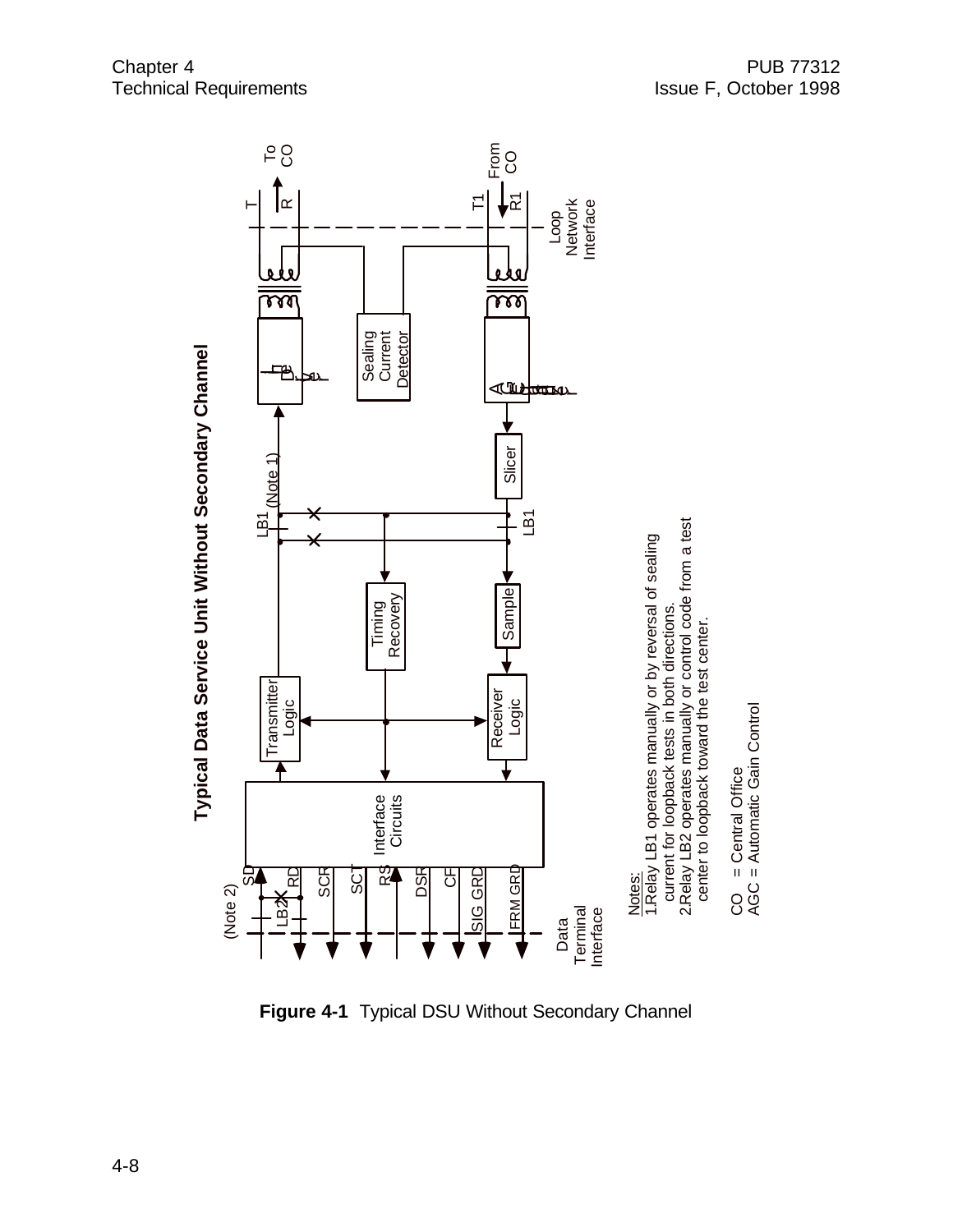**Typical Data Service Unit Without Secondary Channel**

Notes:
1. Relay LB1 operates manually or by reversal of sealing current for loopback tests in both directions.
2. Relay LB2 operates manually or control code from a test center to loopback toward the test center.

CO = Central Office
AGC = Automatic Gain Control

**Figure 4-1** Typical DSU Without Secondary Channel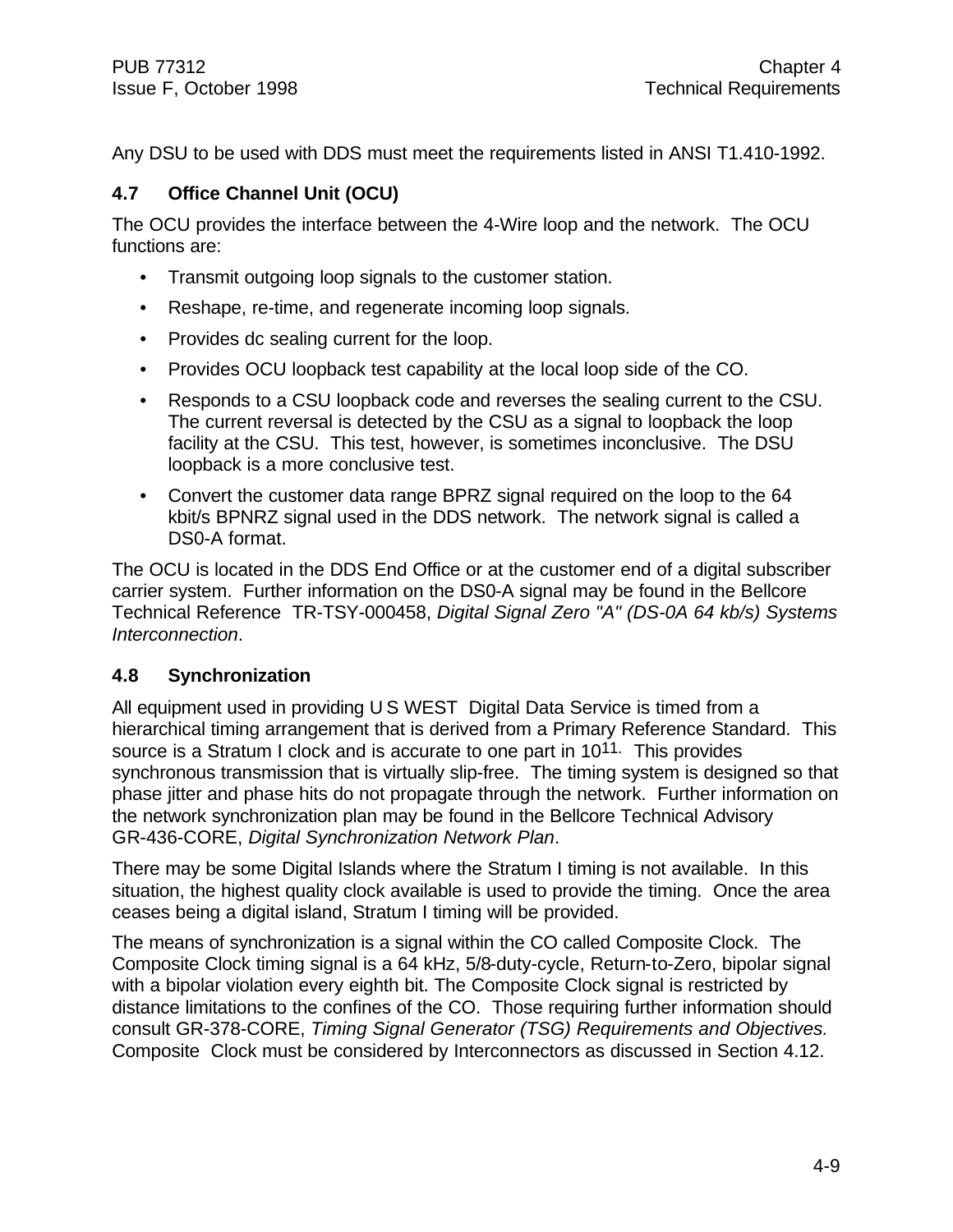Any DSU to be used with DDS must meet the requirements listed in ANSI T1.410-1992.

## 4.7 Office Channel Unit (OCU)

The OCU provides the interface between the 4-Wire loop and the network. The OCU functions are:

- Transmit outgoing loop signals to the customer station.
- Reshape, re-time, and regenerate incoming loop signals.
- Provides dc sealing current for the loop.
- Provides OCU loopback test capability at the local loop side of the CO.
- Responds to a CSU loopback code and reverses the sealing current to the CSU. The current reversal is detected by the CSU as a signal to loopback the loop facility at the CSU. This test, however, is sometimes inconclusive. The DSU loopback is a more conclusive test.
- Convert the customer data range BPRZ signal required on the loop to the 64 kbit/s BPNRZ signal used in the DDS network. The network signal is called a DS0-A format.

The OCU is located in the DDS End Office or at the customer end of a digital subscriber carrier system. Further information on the DS0-A signal may be found in the Bellcore Technical Reference TR-TSY-000458, *Digital Signal Zero "A" (DS-0A 64 kb/s) Systems Interconnection*.

## 4.8 Synchronization

All equipment used in providing U S WEST Digital Data Service is timed from a hierarchical timing arrangement that is derived from a Primary Reference Standard. This source is a Stratum I clock and is accurate to one part in $10^{11}$. This provides synchronous transmission that is virtually slip-free. The timing system is designed so that phase jitter and phase hits do not propagate through the network. Further information on the network synchronization plan may be found in the Bellcore Technical Advisory GR-436-CORE, *Digital Synchronization Network Plan*.

There may be some Digital Islands where the Stratum I timing is not available. In this situation, the highest quality clock available is used to provide the timing. Once the area ceases being a digital island, Stratum I timing will be provided.

The means of synchronization is a signal within the CO called Composite Clock. The Composite Clock timing signal is a 64 kHz, 5/8-duty-cycle, Return-to-Zero, bipolar signal with a bipolar violation every eighth bit. The Composite Clock signal is restricted by distance limitations to the confines of the CO. Those requiring further information should consult GR-378-CORE, *Timing Signal Generator (TSG) Requirements and Objectives.* Composite Clock must be considered by Interconnectors as discussed in Section 4.12.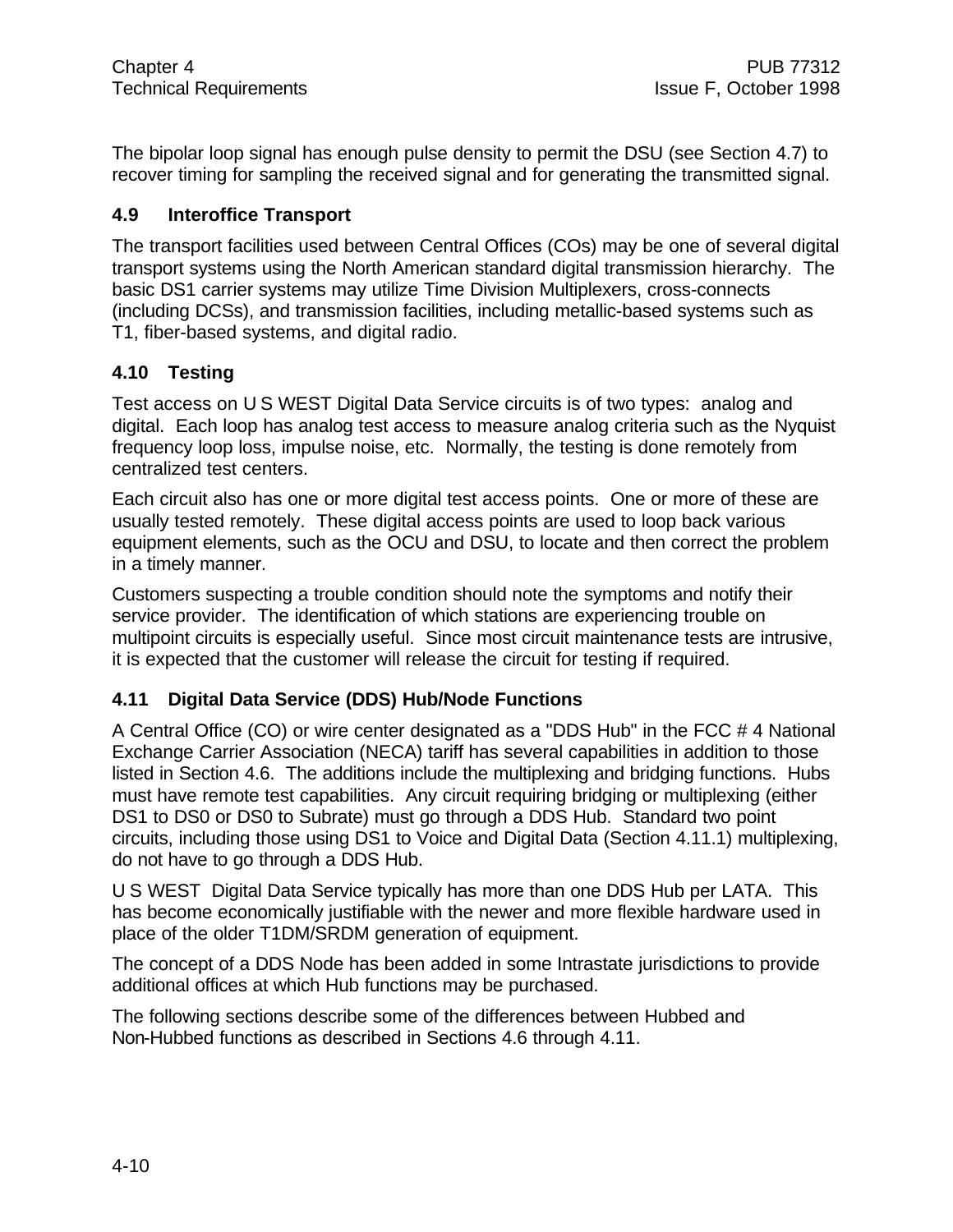The bipolar loop signal has enough pulse density to permit the DSU (see Section 4.7) to recover timing for sampling the received signal and for generating the transmitted signal.

## 4.9 Interoffice Transport

The transport facilities used between Central Offices (COs) may be one of several digital transport systems using the North American standard digital transmission hierarchy. The basic DS1 carrier systems may utilize Time Division Multiplexers, cross-connects (including DCSs), and transmission facilities, including metallic-based systems such as T1, fiber-based systems, and digital radio.

## 4.10 Testing

Test access on U S WEST Digital Data Service circuits is of two types: analog and digital. Each loop has analog test access to measure analog criteria such as the Nyquist frequency loop loss, impulse noise, etc. Normally, the testing is done remotely from centralized test centers.

Each circuit also has one or more digital test access points. One or more of these are usually tested remotely. These digital access points are used to loop back various equipment elements, such as the OCU and DSU, to locate and then correct the problem in a timely manner.

Customers suspecting a trouble condition should note the symptoms and notify their service provider. The identification of which stations are experiencing trouble on multipoint circuits is especially useful. Since most circuit maintenance tests are intrusive, it is expected that the customer will release the circuit for testing if required.

## 4.11 Digital Data Service (DDS) Hub/Node Functions

A Central Office (CO) or wire center designated as a "DDS Hub" in the FCC # 4 National Exchange Carrier Association (NECA) tariff has several capabilities in addition to those listed in Section 4.6. The additions include the multiplexing and bridging functions. Hubs must have remote test capabilities. Any circuit requiring bridging or multiplexing (either DS1 to DS0 or DS0 to Subrate) must go through a DDS Hub. Standard two point circuits, including those using DS1 to Voice and Digital Data (Section 4.11.1) multiplexing, do not have to go through a DDS Hub.

U S WEST Digital Data Service typically has more than one DDS Hub per LATA. This has become economically justifiable with the newer and more flexible hardware used in place of the older T1DM/SRDM generation of equipment.

The concept of a DDS Node has been added in some Intrastate jurisdictions to provide additional offices at which Hub functions may be purchased.

The following sections describe some of the differences between Hubbed and Non-Hubbed functions as described in Sections 4.6 through 4.11.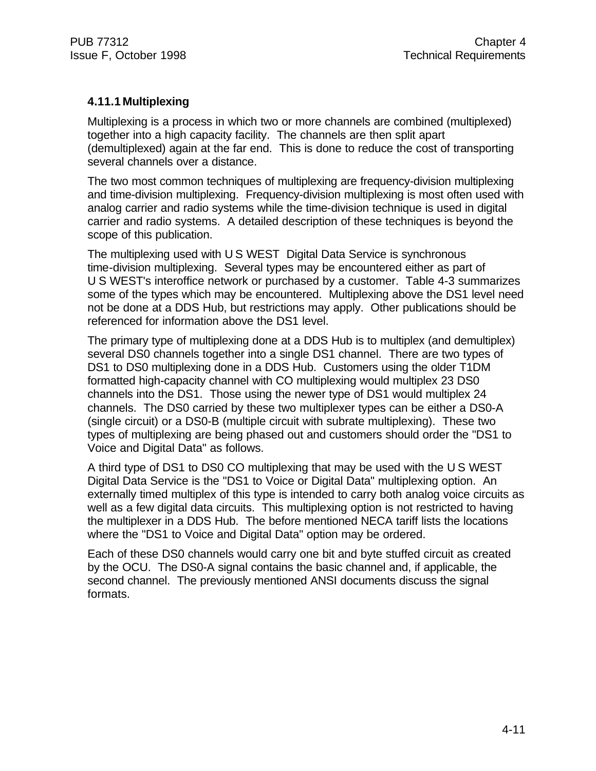### 4.11.1 Multiplexing

Multiplexing is a process in which two or more channels are combined (multiplexed) together into a high capacity facility. The channels are then split apart (demultiplexed) again at the far end. This is done to reduce the cost of transporting several channels over a distance.

The two most common techniques of multiplexing are frequency-division multiplexing and time-division multiplexing. Frequency-division multiplexing is most often used with analog carrier and radio systems while the time-division technique is used in digital carrier and radio systems. A detailed description of these techniques is beyond the scope of this publication.

The multiplexing used with U S WEST Digital Data Service is synchronous time-division multiplexing. Several types may be encountered either as part of U S WEST's interoffice network or purchased by a customer. Table 4-3 summarizes some of the types which may be encountered. Multiplexing above the DS1 level need not be done at a DDS Hub, but restrictions may apply. Other publications should be referenced for information above the DS1 level.

The primary type of multiplexing done at a DDS Hub is to multiplex (and demultiplex) several DS0 channels together into a single DS1 channel. There are two types of DS1 to DS0 multiplexing done in a DDS Hub. Customers using the older T1DM formatted high-capacity channel with CO multiplexing would multiplex 23 DS0 channels into the DS1. Those using the newer type of DS1 would multiplex 24 channels. The DS0 carried by these two multiplexer types can be either a DS0-A (single circuit) or a DS0-B (multiple circuit with subrate multiplexing). These two types of multiplexing are being phased out and customers should order the "DS1 to Voice and Digital Data" as follows.

A third type of DS1 to DS0 CO multiplexing that may be used with the U S WEST Digital Data Service is the "DS1 to Voice or Digital Data" multiplexing option. An externally timed multiplex of this type is intended to carry both analog voice circuits as well as a few digital data circuits. This multiplexing option is not restricted to having the multiplexer in a DDS Hub. The before mentioned NECA tariff lists the locations where the "DS1 to Voice and Digital Data" option may be ordered.

Each of these DS0 channels would carry one bit and byte stuffed circuit as created by the OCU. The DS0-A signal contains the basic channel and, if applicable, the second channel. The previously mentioned ANSI documents discuss the signal formats.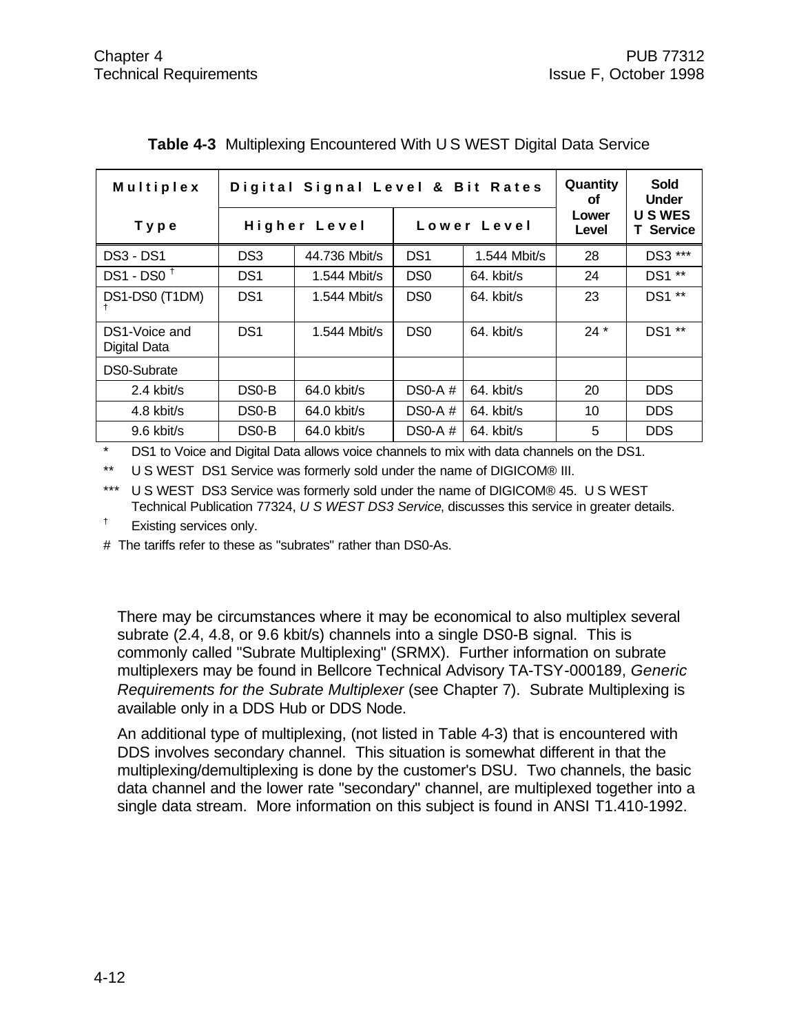**Table 4-3** Multiplexing Encountered With U S WEST Digital Data Service

| Multiplex | Digital Signal Level & Bit Rates | | | | Quantity of | Sold Under |
|---|---|---|---|---|---|---|
| Type | Higher Level | | Lower Level | | Lower Level | U S WEST Service |
| DS3 - DS1 | DS3 | 44.736 Mbit/s | DS1 | 1.544 Mbit/s | 28 | DS3 *** |
| DS1 - DS0 † | DS1 | 1.544 Mbit/s | DS0 | 64. kbit/s | 24 | DS1 ** |
| DS1-DS0 (T1DM) † | DS1 | 1.544 Mbit/s | DS0 | 64. kbit/s | 23 | DS1 ** |
| DS1-Voice and Digital Data | DS1 | 1.544 Mbit/s | DS0 | 64. kbit/s | 24 * | DS1 ** |
| DS0-Subrate | | | | | | |
| 2.4 kbit/s | DS0-B | 64.0 kbit/s | DS0-A # | 64. kbit/s | 20 | DDS |
| 4.8 kbit/s | DS0-B | 64.0 kbit/s | DS0-A # | 64. kbit/s | 10 | DDS |
| 9.6 kbit/s | DS0-B | 64.0 kbit/s | DS0-A # | 64. kbit/s | 5 | DDS |

\* DS1 to Voice and Digital Data allows voice channels to mix with data channels on the DS1.

** U S WEST DS1 Service was formerly sold under the name of DIGICOM® III.

*** U S WEST DS3 Service was formerly sold under the name of DIGICOM® 45. U S WEST Technical Publication 77324, *U S WEST DS3 Service*, discusses this service in greater details.

† Existing services only.

# The tariffs refer to these as "subrates" rather than DS0-As.

There may be circumstances where it may be economical to also multiplex several subrate (2.4, 4.8, or 9.6 kbit/s) channels into a single DS0-B signal. This is commonly called "Subrate Multiplexing" (SRMX). Further information on subrate multiplexers may be found in Bellcore Technical Advisory TA-TSY-000189, *Generic Requirements for the Subrate Multiplexer* (see Chapter 7). Subrate Multiplexing is available only in a DDS Hub or DDS Node.

An additional type of multiplexing, (not listed in Table 4-3) that is encountered with DDS involves secondary channel. This situation is somewhat different in that the multiplexing/demultiplexing is done by the customer's DSU. Two channels, the basic data channel and the lower rate "secondary" channel, are multiplexed together into a single data stream. More information on this subject is found in ANSI T1.410-1992.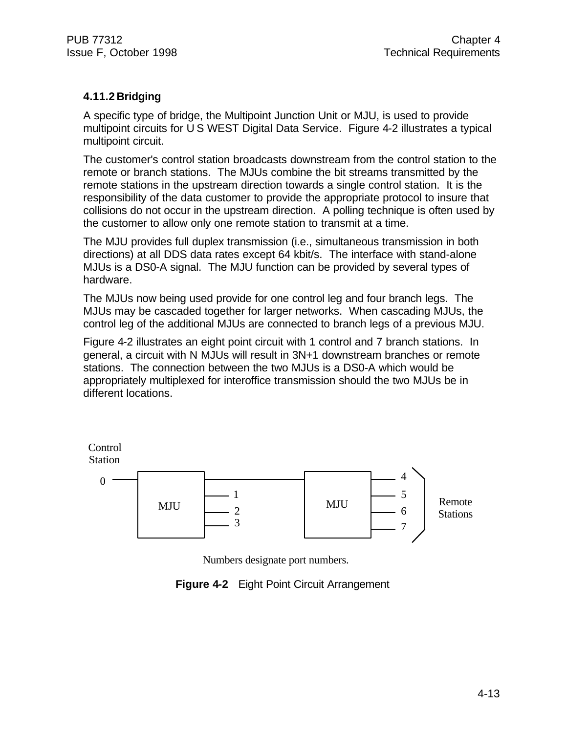### 4.11.2 Bridging

A specific type of bridge, the Multipoint Junction Unit or MJU, is used to provide multipoint circuits for U S WEST Digital Data Service. Figure 4-2 illustrates a typical multipoint circuit.

The customer's control station broadcasts downstream from the control station to the remote or branch stations. The MJUs combine the bit streams transmitted by the remote stations in the upstream direction towards a single control station. It is the responsibility of the data customer to provide the appropriate protocol to insure that collisions do not occur in the upstream direction. A polling technique is often used by the customer to allow only one remote station to transmit at a time.

The MJU provides full duplex transmission (i.e., simultaneous transmission in both directions) at all DDS data rates except 64 kbit/s. The interface with stand-alone MJUs is a DS0-A signal. The MJU function can be provided by several types of hardware.

The MJUs now being used provide for one control leg and four branch legs. The MJUs may be cascaded together for larger networks. When cascading MJUs, the control leg of the additional MJUs are connected to branch legs of a previous MJU.

Figure 4-2 illustrates an eight point circuit with 1 control and 7 branch stations. In general, a circuit with N MJUs will result in 3N+1 downstream branches or remote stations. The connection between the two MJUs is a DS0-A which would be appropriately multiplexed for interoffice transmission should the two MJUs be in different locations.

Control Station

0

MJU

1

2

3

MJU

4

5

6

7

Remote Stations

Numbers designate port numbers.

**Figure 4-2** Eight Point Circuit Arrangement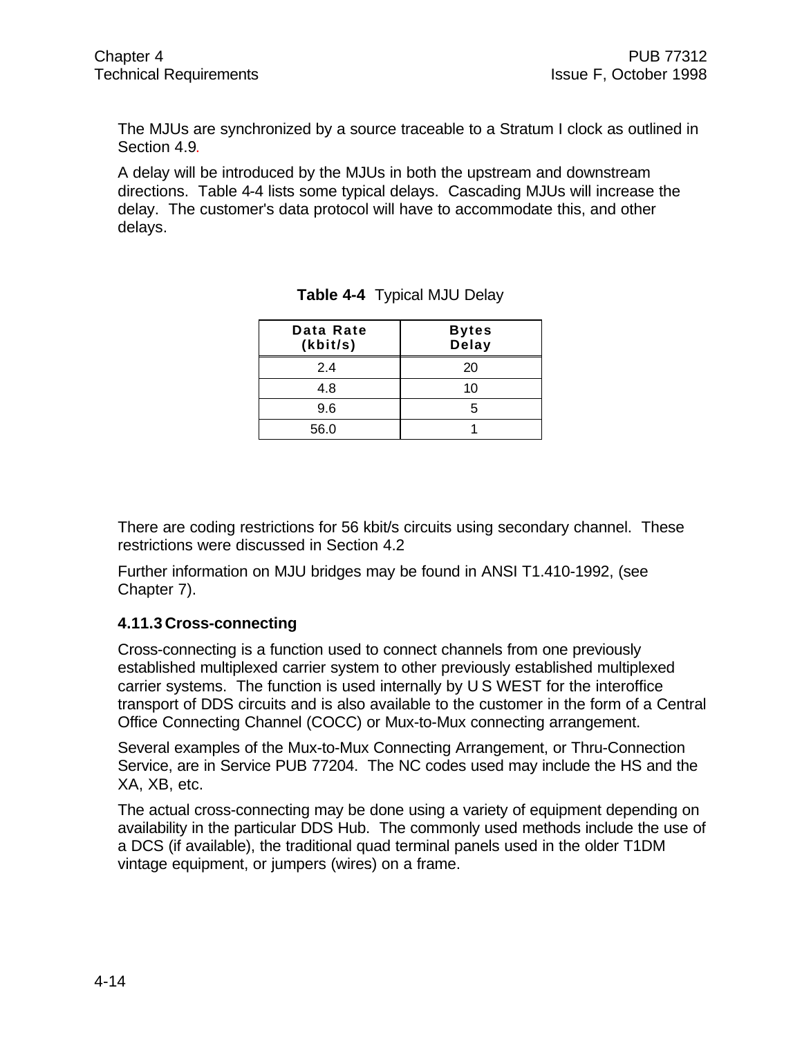The MJUs are synchronized by a source traceable to a Stratum I clock as outlined in Section 4.9.

A delay will be introduced by the MJUs in both the upstream and downstream directions. Table 4-4 lists some typical delays. Cascading MJUs will increase the delay. The customer's data protocol will have to accommodate this, and other delays.

**Table 4-4** Typical MJU Delay

| Data Rate (kbit/s) | Bytes Delay |
|---|---|
| 2.4 | 20 |
| 4.8 | 10 |
| 9.6 | 5 |
| 56.0 | 1 |

There are coding restrictions for 56 kbit/s circuits using secondary channel. These restrictions were discussed in Section 4.2

Further information on MJU bridges may be found in ANSI T1.410-1992, (see Chapter 7).

### 4.11.3 Cross-connecting

Cross-connecting is a function used to connect channels from one previously established multiplexed carrier system to other previously established multiplexed carrier systems. The function is used internally by U S WEST for the interoffice transport of DDS circuits and is also available to the customer in the form of a Central Office Connecting Channel (COCC) or Mux-to-Mux connecting arrangement.

Several examples of the Mux-to-Mux Connecting Arrangement, or Thru-Connection Service, are in Service PUB 77204. The NC codes used may include the HS and the XA, XB, etc.

The actual cross-connecting may be done using a variety of equipment depending on availability in the particular DDS Hub. The commonly used methods include the use of a DCS (if available), the traditional quad terminal panels used in the older T1DM vintage equipment, or jumpers (wires) on a frame.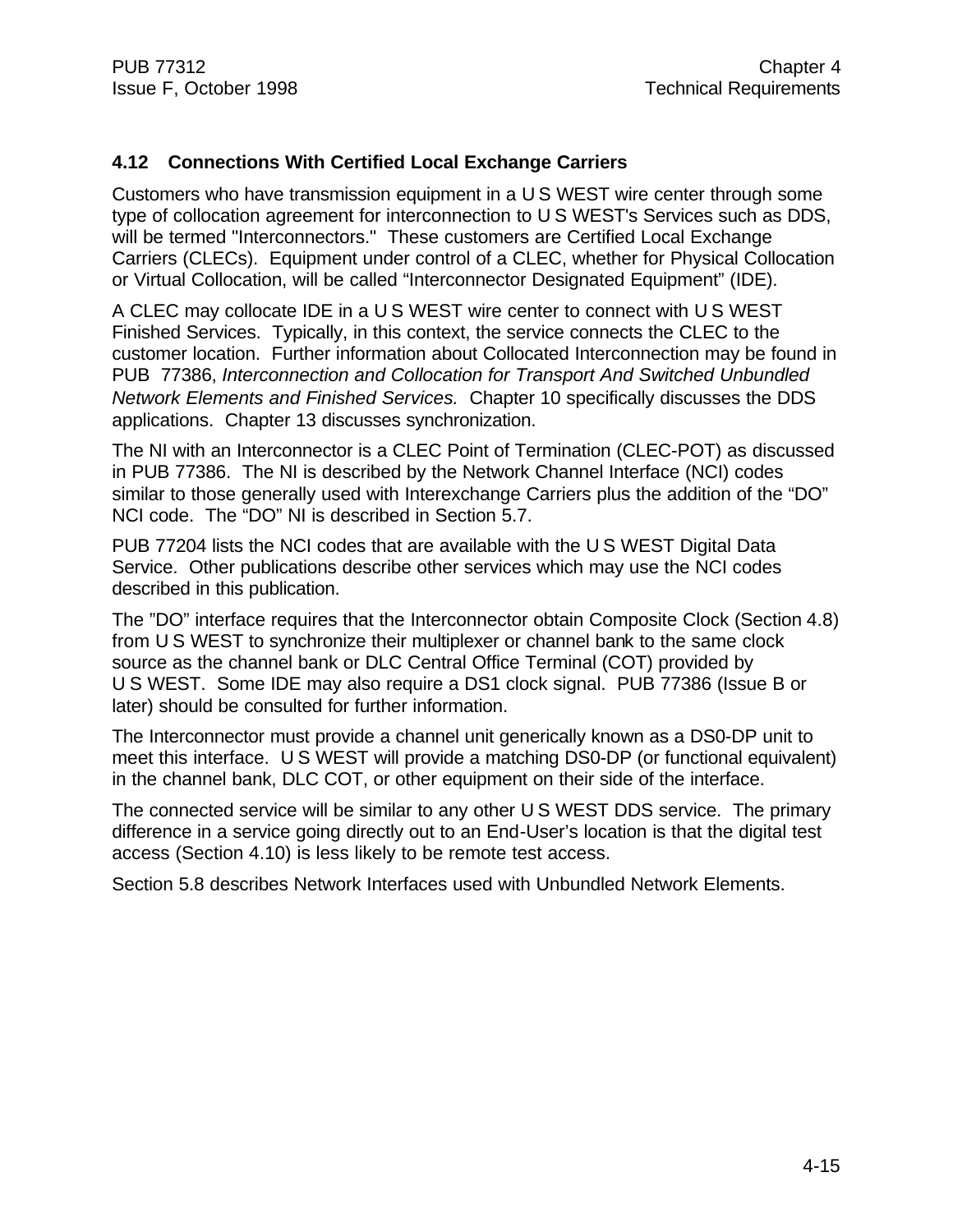### 4.12 Connections With Certified Local Exchange Carriers

Customers who have transmission equipment in a U S WEST wire center through some type of collocation agreement for interconnection to U S WEST's Services such as DDS, will be termed "Interconnectors." These customers are Certified Local Exchange Carriers (CLECs). Equipment under control of a CLEC, whether for Physical Collocation or Virtual Collocation, will be called “Interconnector Designated Equipment” (IDE).

A CLEC may collocate IDE in a U S WEST wire center to connect with U S WEST Finished Services. Typically, in this context, the service connects the CLEC to the customer location. Further information about Collocated Interconnection may be found in PUB 77386, *Interconnection and Collocation for Transport And Switched Unbundled Network Elements and Finished Services.* Chapter 10 specifically discusses the DDS applications. Chapter 13 discusses synchronization.

The NI with an Interconnector is a CLEC Point of Termination (CLEC-POT) as discussed in PUB 77386. The NI is described by the Network Channel Interface (NCI) codes similar to those generally used with Interexchange Carriers plus the addition of the “DO” NCI code. The “DO” NI is described in Section 5.7.

PUB 77204 lists the NCI codes that are available with the U S WEST Digital Data Service. Other publications describe other services which may use the NCI codes described in this publication.

The ”DO” interface requires that the Interconnector obtain Composite Clock (Section 4.8) from U S WEST to synchronize their multiplexer or channel bank to the same clock source as the channel bank or DLC Central Office Terminal (COT) provided by U S WEST. Some IDE may also require a DS1 clock signal. PUB 77386 (Issue B or later) should be consulted for further information.

The Interconnector must provide a channel unit generically known as a DS0-DP unit to meet this interface. U S WEST will provide a matching DS0-DP (or functional equivalent) in the channel bank, DLC COT, or other equipment on their side of the interface.

The connected service will be similar to any other U S WEST DDS service. The primary difference in a service going directly out to an End-User’s location is that the digital test access (Section 4.10) is less likely to be remote test access.

Section 5.8 describes Network Interfaces used with Unbundled Network Elements.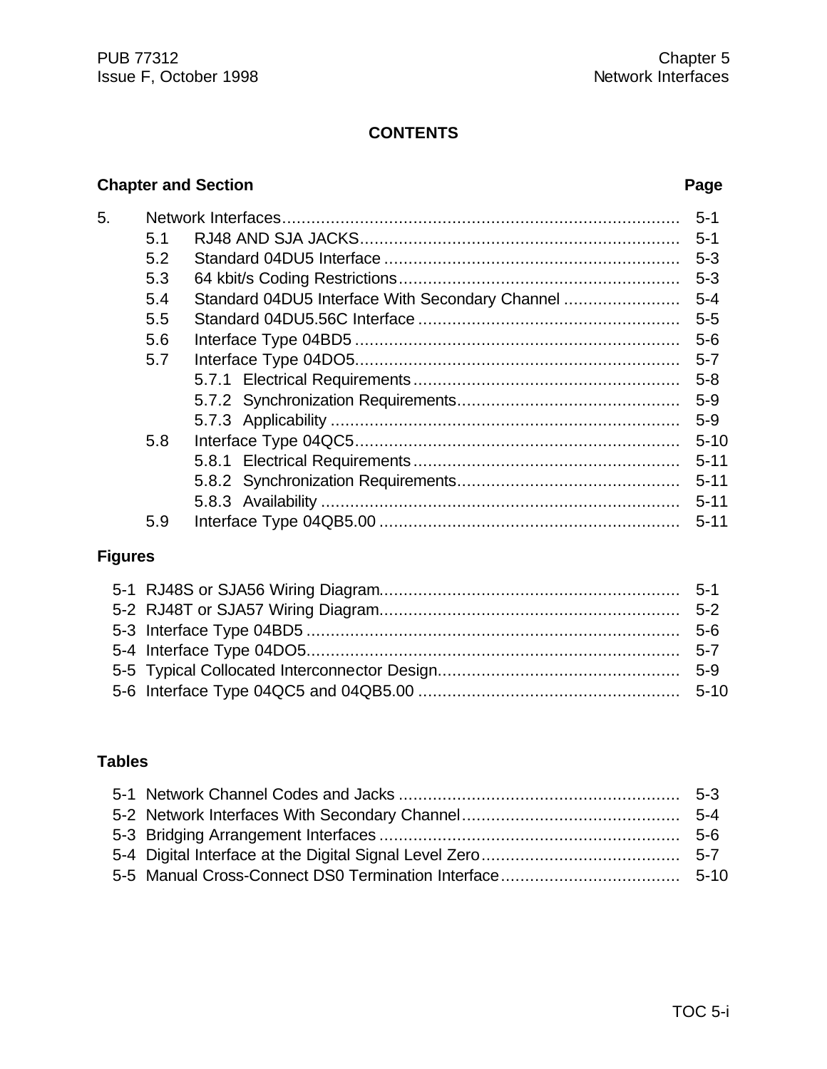# CONTENTS

| Chapter and Section | | | Page |
|---|---|---|---|
| 5. | Network Interfaces | | 5-1 |
| | 5.1 | RJ48 AND SJA JACKS | 5-1 |
| | 5.2 | Standard 04DU5 Interface | 5-3 |
| | 5.3 | 64 kbit/s Coding Restrictions | 5-3 |
| | 5.4 | Standard 04DU5 Interface With Secondary Channel | 5-4 |
| | 5.5 | Standard 04DU5.56C Interface | 5-5 |
| | 5.6 | Interface Type 04BD5 | 5-6 |
| | 5.7 | Interface Type 04DO5 | 5-7 |
| | | 5.7.1 Electrical Requirements | 5-8 |
| | | 5.7.2 Synchronization Requirements | 5-9 |
| | | 5.7.3 Applicability | 5-9 |
| | 5.8 | Interface Type 04QC5 | 5-10 |
| | | 5.8.1 Electrical Requirements | 5-11 |
| | | 5.8.2 Synchronization Requirements | 5-11 |
| | | 5.8.3 Availability | 5-11 |
| | 5.9 | Interface Type 04QB5.00 | 5-11 |

## Figures

| | | |
|---|---|---|
| 5-1 | RJ48S or SJA56 Wiring Diagram | 5-1 |
| 5-2 | RJ48T or SJA57 Wiring Diagram | 5-2 |
| 5-3 | Interface Type 04BD5 | 5-6 |
| 5-4 | Interface Type 04DO5 | 5-7 |
| 5-5 | Typical Collocated Interconnector Design | 5-9 |
| 5-6 | Interface Type 04QC5 and 04QB5.00 | 5-10 |

## Tables

| | | |
|---|---|---|
| 5-1 | Network Channel Codes and Jacks | 5-3 |
| 5-2 | Network Interfaces With Secondary Channel | 5-4 |
| 5-3 | Bridging Arrangement Interfaces | 5-6 |
| 5-4 | Digital Interface at the Digital Signal Level Zero | 5-7 |
| 5-5 | Manual Cross-Connect DS0 Termination Interface | 5-10 |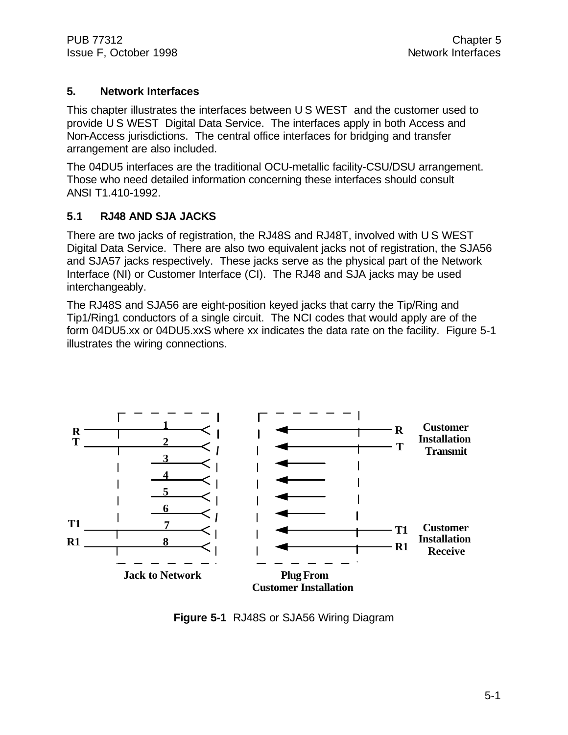## 5. Network Interfaces

This chapter illustrates the interfaces between U S WEST and the customer used to provide U S WEST Digital Data Service. The interfaces apply in both Access and Non-Access jurisdictions. The central office interfaces for bridging and transfer arrangement are also included.

The 04DU5 interfaces are the traditional OCU-metallic facility-CSU/DSU arrangement. Those who need detailed information concerning these interfaces should consult ANSI T1.410-1992.

### 5.1 RJ48 AND SJA JACKS

There are two jacks of registration, the RJ48S and RJ48T, involved with U S WEST Digital Data Service. There are also two equivalent jacks not of registration, the SJA56 and SJA57 jacks respectively. These jacks serve as the physical part of the Network Interface (NI) or Customer Interface (CI). The RJ48 and SJA jacks may be used interchangeably.

The RJ48S and SJA56 are eight-position keyed jacks that carry the Tip/Ring and Tip1/Ring1 conductors of a single circuit. The NCI codes that would apply are of the form 04DU5.xx or 04DU5.xxS where xx indicates the data rate on the facility. Figure 5-1 illustrates the wiring connections.

R
T
1
2
3
4
5
6
7
8
T1
R1

Jack to Network

R
T
Customer Installation Transmit

T1
R1
Customer Installation Receive

Plug From Customer Installation

**Figure 5-1** RJ48S or SJA56 Wiring Diagram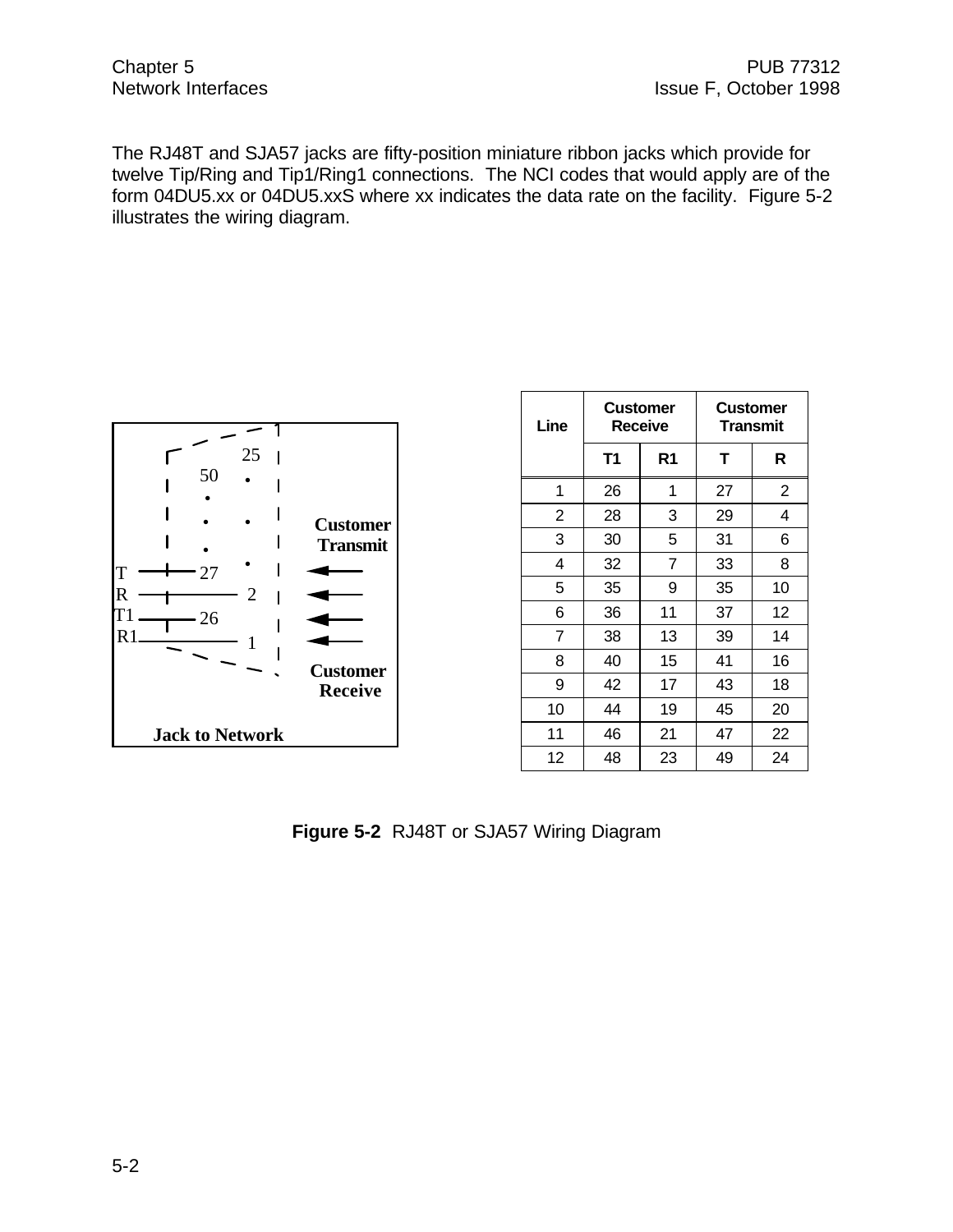The RJ48T and SJA57 jacks are fifty-position miniature ribbon jacks which provide for twelve Tip/Ring and Tip1/Ring1 connections. The NCI codes that would apply are of the form 04DU5.xx or 04DU5.xxS where xx indicates the data rate on the facility. Figure 5-2 illustrates the wiring diagram.

| Line | Customer Receive | | Customer Transmit | |
|---|---|---|---|---|
| | T1 | R1 | T | R |
| 1 | 26 | 1 | 27 | 2 |
| 2 | 28 | 3 | 29 | 4 |
| 3 | 30 | 5 | 31 | 6 |
| 4 | 32 | 7 | 33 | 8 |
| 5 | 35 | 9 | 35 | 10 |
| 6 | 36 | 11 | 37 | 12 |
| 7 | 38 | 13 | 39 | 14 |
| 8 | 40 | 15 | 41 | 16 |
| 9 | 42 | 17 | 43 | 18 |
| 10 | 44 | 19 | 45 | 20 |
| 11 | 46 | 21 | 47 | 22 |
| 12 | 48 | 23 | 49 | 24 |

**Figure 5-2** RJ48T or SJA57 Wiring Diagram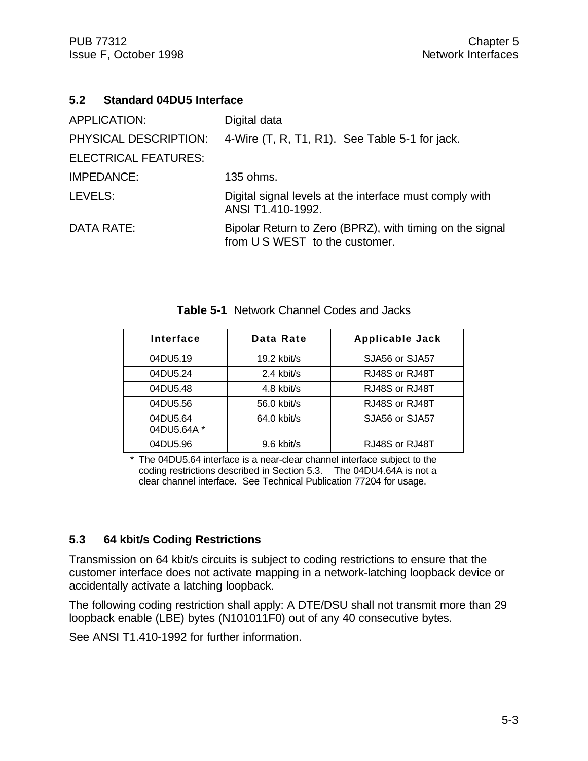## 5.2 Standard 04DU5 Interface

APPLICATION: Digital data

PHYSICAL DESCRIPTION: 4-Wire (T, R, T1, R1). See Table 5-1 for jack.

ELECTRICAL FEATURES:

IMPEDANCE: 135 ohms.

LEVELS: Digital signal levels at the interface must comply with ANSI T1.410-1992.

DATA RATE: Bipolar Return to Zero (BPRZ), with timing on the signal from U S WEST to the customer.

**Table 5-1** Network Channel Codes and Jacks

| Interface | Data Rate | Applicable Jack |
|---|---|---|
| 04DU5.19 | 19.2 kbit/s | SJA56 or SJA57 |
| 04DU5.24 | 2.4 kbit/s | RJ48S or RJ48T |
| 04DU5.48 | 4.8 kbit/s | RJ48S or RJ48T |
| 04DU5.56 | 56.0 kbit/s | RJ48S or RJ48T |
| 04DU5.64<br>04DU5.64A * | 64.0 kbit/s | SJA56 or SJA57 |
| 04DU5.96 | 9.6 kbit/s | RJ48S or RJ48T |

\* The 04DU5.64 interface is a near-clear channel interface subject to the coding restrictions described in Section 5.3. The 04DU4.64A is not a clear channel interface. See Technical Publication 77204 for usage.

## 5.3 64 kbit/s Coding Restrictions

Transmission on 64 kbit/s circuits is subject to coding restrictions to ensure that the customer interface does not activate mapping in a network-latching loopback device or accidentally activate a latching loopback.

The following coding restriction shall apply: A DTE/DSU shall not transmit more than 29 loopback enable (LBE) bytes (N101011F0) out of any 40 consecutive bytes.

See ANSI T1.410-1992 for further information.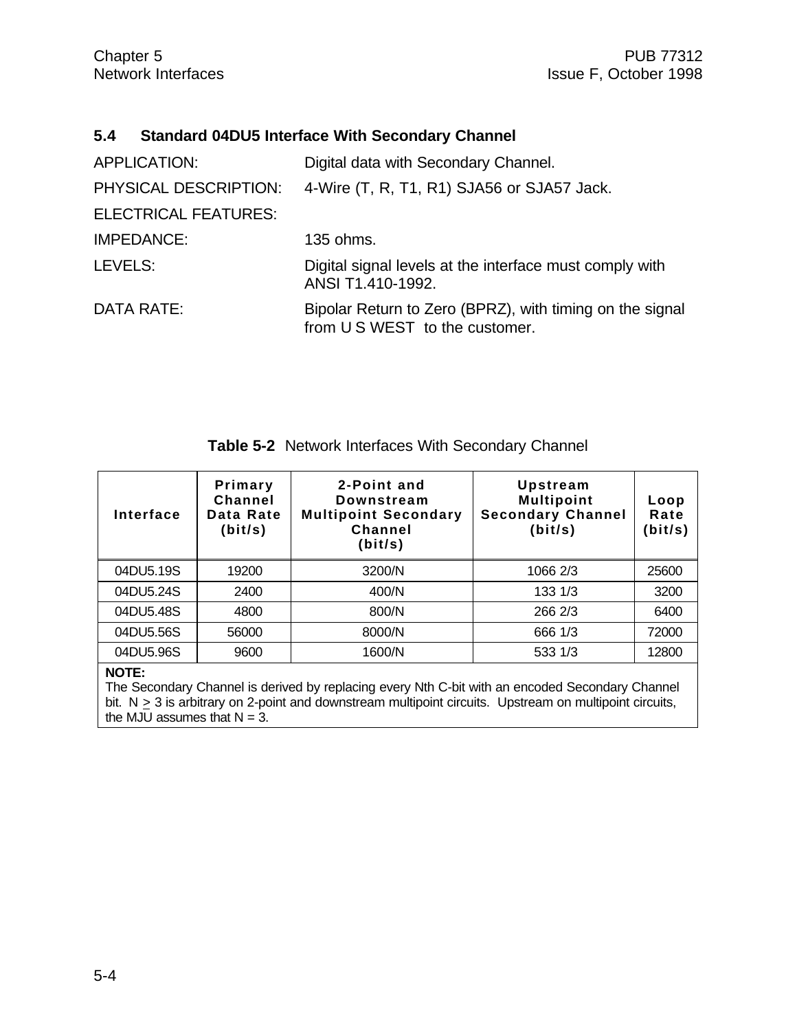## 5.4 Standard 04DU5 Interface With Secondary Channel

APPLICATION: Digital data with Secondary Channel.

PHYSICAL DESCRIPTION: 4-Wire (T, R, T1, R1) SJA56 or SJA57 Jack.

ELECTRICAL FEATURES:

IMPEDANCE: 135 ohms.

LEVELS: Digital signal levels at the interface must comply with ANSI T1.410-1992.

DATA RATE: Bipolar Return to Zero (BPRZ), with timing on the signal from U S WEST to the customer.

**Table 5-2** Network Interfaces With Secondary Channel

| Interface | Primary Channel Data Rate (bit/s) | 2-Point and Downstream Multipoint Secondary Channel (bit/s) | Upstream Multipoint Secondary Channel (bit/s) | Loop Rate (bit/s) |
|---|---|---|---|---|
| 04DU5.19S | 19200 | 3200/N | 1066 2/3 | 25600 |
| 04DU5.24S | 2400 | 400/N | 133 1/3 | 3200 |
| 04DU5.48S | 4800 | 800/N | 266 2/3 | 6400 |
| 04DU5.56S | 56000 | 8000/N | 666 1/3 | 72000 |
| 04DU5.96S | 9600 | 1600/N | 533 1/3 | 12800 |

**NOTE:**
The Secondary Channel is derived by replacing every Nth C-bit with an encoded Secondary Channel bit. $N \geq 3$ is arbitrary on 2-point and downstream multipoint circuits. Upstream on multipoint circuits, the MJU assumes that $N = 3$.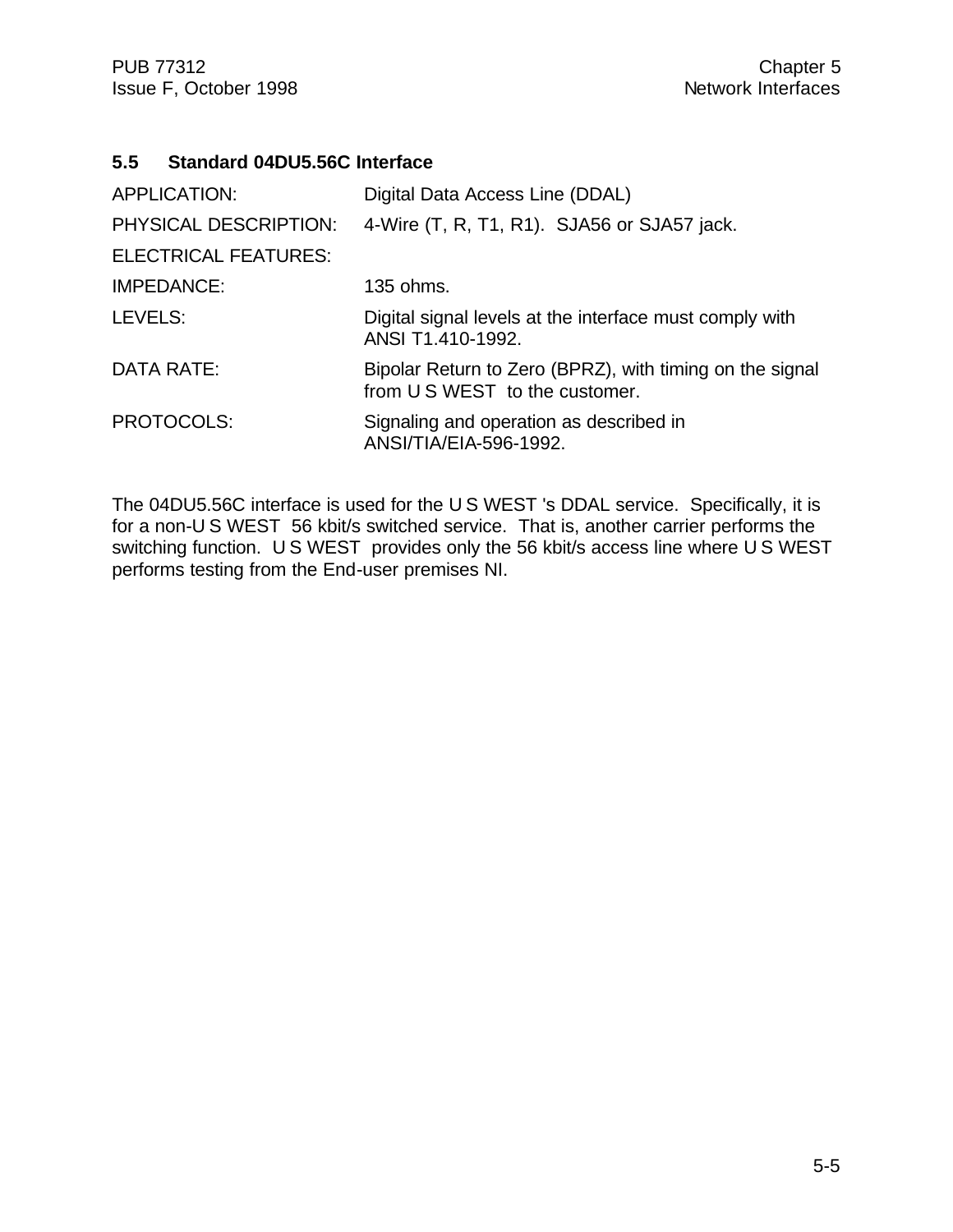### 5.5 Standard 04DU5.56C Interface

| | |
|---|---|
| APPLICATION: | Digital Data Access Line (DDAL) |
| PHYSICAL DESCRIPTION: | 4-Wire (T, R, T1, R1). SJA56 or SJA57 jack. |
| ELECTRICAL FEATURES: | |
| IMPEDANCE: | 135 ohms. |
| LEVELS: | Digital signal levels at the interface must comply with ANSI T1.410-1992. |
| DATA RATE: | Bipolar Return to Zero (BPRZ), with timing on the signal from U S WEST to the customer. |
| PROTOCOLS: | Signaling and operation as described in ANSI/TIA/EIA-596-1992. |

The 04DU5.56C interface is used for the U S WEST 's DDAL service. Specifically, it is for a non-U S WEST 56 kbit/s switched service. That is, another carrier performs the switching function. U S WEST provides only the 56 kbit/s access line where U S WEST performs testing from the End-user premises NI.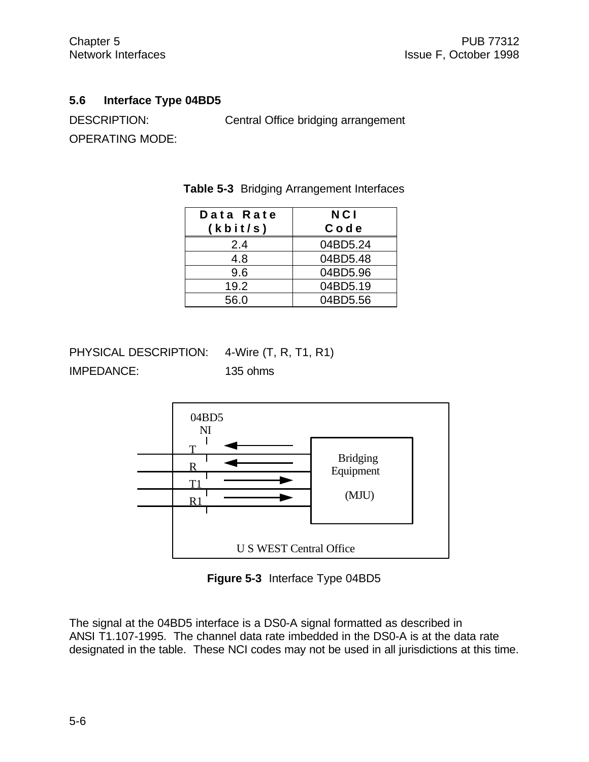## 5.6 Interface Type 04BD5

DESCRIPTION: Central Office bridging arrangement

OPERATING MODE:

**Table 5-3** Bridging Arrangement Interfaces

| Data Rate (kbit/s) | NCI Code |
|---|---|
| 2.4 | 04BD5.24 |
| 4.8 | 04BD5.48 |
| 9.6 | 04BD5.96 |
| 19.2 | 04BD5.19 |
| 56.0 | 04BD5.56 |

PHYSICAL DESCRIPTION: 4-Wire (T, R, T1, R1)

IMPEDANCE: 135 ohms

04BD5 NI

T
R
T1
R1

Bridging Equipment (MJU)

U S WEST Central Office

**Figure 5-3** Interface Type 04BD5

The signal at the 04BD5 interface is a DS0-A signal formatted as described in ANSI T1.107-1995. The channel data rate imbedded in the DS0-A is at the data rate designated in the table. These NCI codes may not be used in all jurisdictions at this time.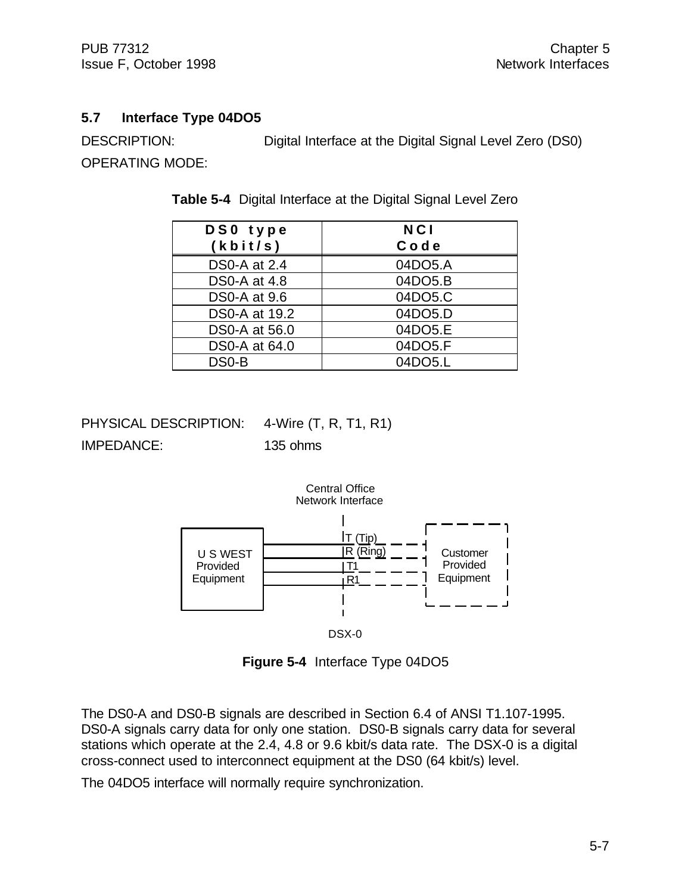## 5.7 Interface Type 04DO5

DESCRIPTION: Digital Interface at the Digital Signal Level Zero (DS0)

OPERATING MODE:

**Table 5-4** Digital Interface at the Digital Signal Level Zero

| DS0 type (kbit/s) | NCI Code |
|---|---|
| DS0-A at 2.4 | 04DO5.A |
| DS0-A at 4.8 | 04DO5.B |
| DS0-A at 9.6 | 04DO5.C |
| DS0-A at 19.2 | 04DO5.D |
| DS0-A at 56.0 | 04DO5.E |
| DS0-A at 64.0 | 04DO5.F |
| DS0-B | 04DO5.L |

PHYSICAL DESCRIPTION: 4-Wire (T, R, T1, R1)

IMPEDANCE: 135 ohms

Central Office Network Interface

U S WEST Provided Equipment — T (Tip), R (Ring), T1, R1 — Customer Provided Equipment

DSX-0

**Figure 5-4** Interface Type 04DO5

The DS0-A and DS0-B signals are described in Section 6.4 of ANSI T1.107-1995. DS0-A signals carry data for only one station. DS0-B signals carry data for several stations which operate at the 2.4, 4.8 or 9.6 kbit/s data rate. The DSX-0 is a digital cross-connect used to interconnect equipment at the DS0 (64 kbit/s) level.

The 04DO5 interface will normally require synchronization.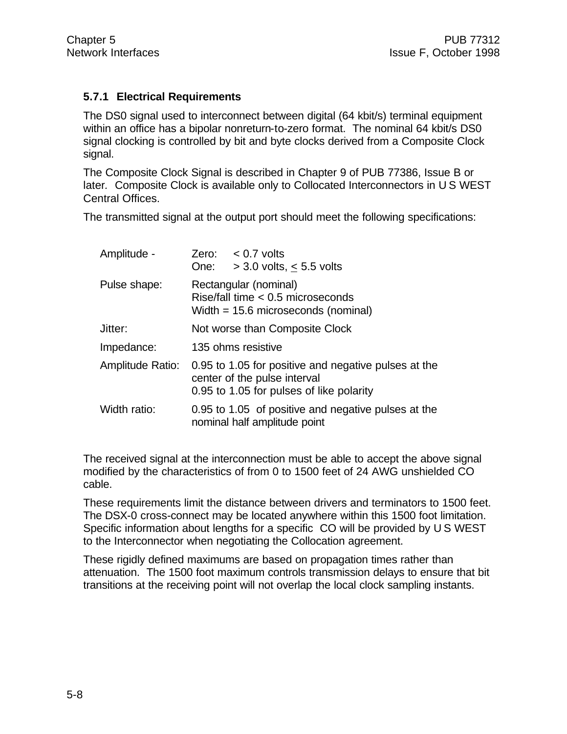### 5.7.1 Electrical Requirements

The DS0 signal used to interconnect between digital (64 kbit/s) terminal equipment within an office has a bipolar nonreturn-to-zero format. The nominal 64 kbit/s DS0 signal clocking is controlled by bit and byte clocks derived from a Composite Clock signal.

The Composite Clock Signal is described in Chapter 9 of PUB 77386, Issue B or later. Composite Clock is available only to Collocated Interconnectors in U S WEST Central Offices.

The transmitted signal at the output port should meet the following specifications:

| | |
|---|---|
| Amplitude - | Zero: < 0.7 volts<br>One: > 3.0 volts, ≤ 5.5 volts |
| Pulse shape: | Rectangular (nominal)<br>Rise/fall time < 0.5 microseconds<br>Width = 15.6 microseconds (nominal) |
| Jitter: | Not worse than Composite Clock |
| Impedance: | 135 ohms resistive |
| Amplitude Ratio: | 0.95 to 1.05 for positive and negative pulses at the center of the pulse interval<br>0.95 to 1.05 for pulses of like polarity |
| Width ratio: | 0.95 to 1.05 of positive and negative pulses at the nominal half amplitude point |

The received signal at the interconnection must be able to accept the above signal modified by the characteristics of from 0 to 1500 feet of 24 AWG unshielded CO cable.

These requirements limit the distance between drivers and terminators to 1500 feet. The DSX-0 cross-connect may be located anywhere within this 1500 foot limitation. Specific information about lengths for a specific CO will be provided by U S WEST to the Interconnector when negotiating the Collocation agreement.

These rigidly defined maximums are based on propagation times rather than attenuation. The 1500 foot maximum controls transmission delays to ensure that bit transitions at the receiving point will not overlap the local clock sampling instants.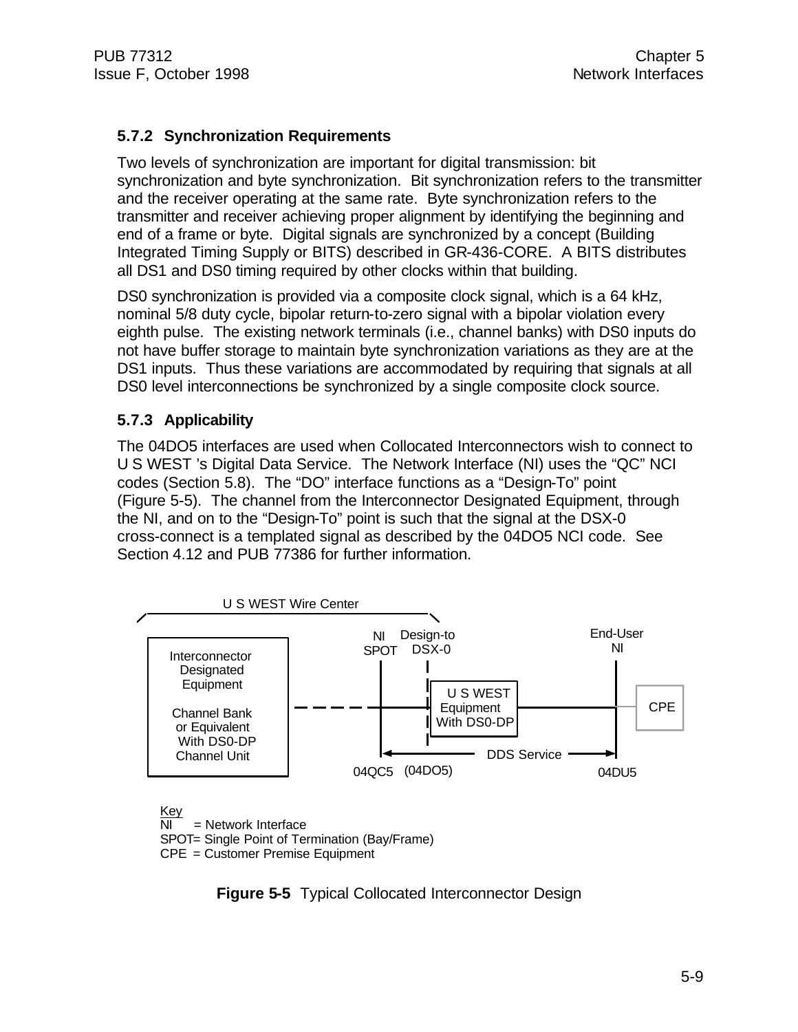### 5.7.2 Synchronization Requirements

Two levels of synchronization are important for digital transmission: bit synchronization and byte synchronization. Bit synchronization refers to the transmitter and the receiver operating at the same rate. Byte synchronization refers to the transmitter and receiver achieving proper alignment by identifying the beginning and end of a frame or byte. Digital signals are synchronized by a concept (Building Integrated Timing Supply or BITS) described in GR-436-CORE. A BITS distributes all DS1 and DS0 timing required by other clocks within that building.

DS0 synchronization is provided via a composite clock signal, which is a 64 kHz, nominal 5/8 duty cycle, bipolar return-to-zero signal with a bipolar violation every eighth pulse. The existing network terminals (i.e., channel banks) with DS0 inputs do not have buffer storage to maintain byte synchronization variations as they are at the DS1 inputs. Thus these variations are accommodated by requiring that signals at all DS0 level interconnections be synchronized by a single composite clock source.

### 5.7.3 Applicability

The 04DO5 interfaces are used when Collocated Interconnectors wish to connect to U S WEST 's Digital Data Service. The Network Interface (NI) uses the "QC" NCI codes (Section 5.8). The "DO" interface functions as a "Design-To" point (Figure 5-5). The channel from the Interconnector Designated Equipment, through the NI, and on to the "Design-To" point is such that the signal at the DSX-0 cross-connect is a templated signal as described by the 04DO5 NCI code. See Section 4.12 and PUB 77386 for further information.

U S WEST Wire Center

Interconnector Designated Equipment

Channel Bank or Equivalent With DS0-DP Channel Unit

NI SPOT | Design-to DSX-0 | U S WEST Equipment With DS0-DP | End-User NI | CPE

DDS Service

04QC5 (04DO5) 04DU5

Key
NI = Network Interface
SPOT= Single Point of Termination (Bay/Frame)
CPE = Customer Premise Equipment

**Figure 5-5** Typical Collocated Interconnector Design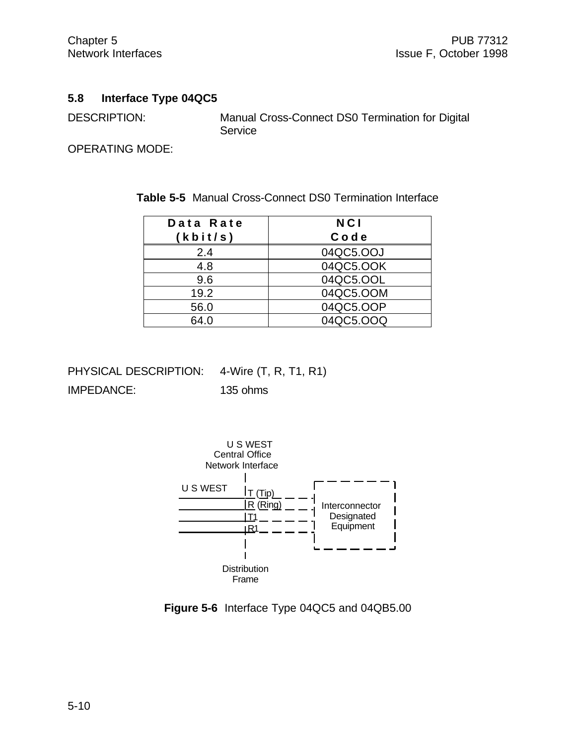## 5.8 Interface Type 04QC5

DESCRIPTION: Manual Cross-Connect DS0 Termination for Digital Service

OPERATING MODE:

**Table 5-5** Manual Cross-Connect DS0 Termination Interface

| Data Rate (kbit/s) | NCI Code |
|---|---|
| 2.4 | 04QC5.OOJ |
| 4.8 | 04QC5.OOK |
| 9.6 | 04QC5.OOL |
| 19.2 | 04QC5.OOM |
| 56.0 | 04QC5.OOP |
| 64.0 | 04QC5.OOQ |

PHYSICAL DESCRIPTION: 4-Wire (T, R, T1, R1)

IMPEDANCE: 135 ohms

U S WEST Central Office Network Interface

U S WEST

T (Tip)

R (Ring)

T1

R1

Interconnector Designated Equipment

Distribution Frame

**Figure 5-6** Interface Type 04QC5 and 04QB5.00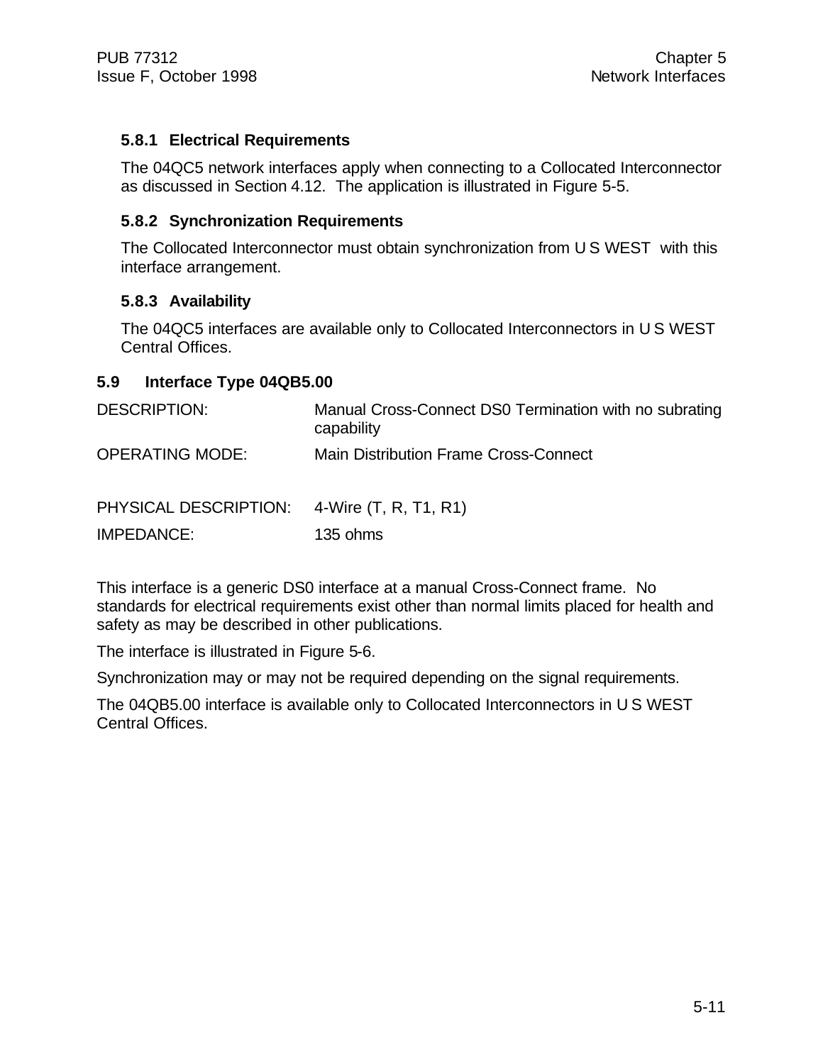### 5.8.1 Electrical Requirements

The 04QC5 network interfaces apply when connecting to a Collocated Interconnector as discussed in Section 4.12. The application is illustrated in Figure 5-5.

### 5.8.2 Synchronization Requirements

The Collocated Interconnector must obtain synchronization from U S WEST with this interface arrangement.

### 5.8.3 Availability

The 04QC5 interfaces are available only to Collocated Interconnectors in U S WEST Central Offices.

## 5.9 Interface Type 04QB5.00

| | |
|---|---|
| DESCRIPTION: | Manual Cross-Connect DS0 Termination with no subrating capability |
| OPERATING MODE: | Main Distribution Frame Cross-Connect |
| PHYSICAL DESCRIPTION: | 4-Wire (T, R, T1, R1) |
| IMPEDANCE: | 135 ohms |

This interface is a generic DS0 interface at a manual Cross-Connect frame. No standards for electrical requirements exist other than normal limits placed for health and safety as may be described in other publications.

The interface is illustrated in Figure 5-6.

Synchronization may or may not be required depending on the signal requirements.

The 04QB5.00 interface is available only to Collocated Interconnectors in U S WEST Central Offices.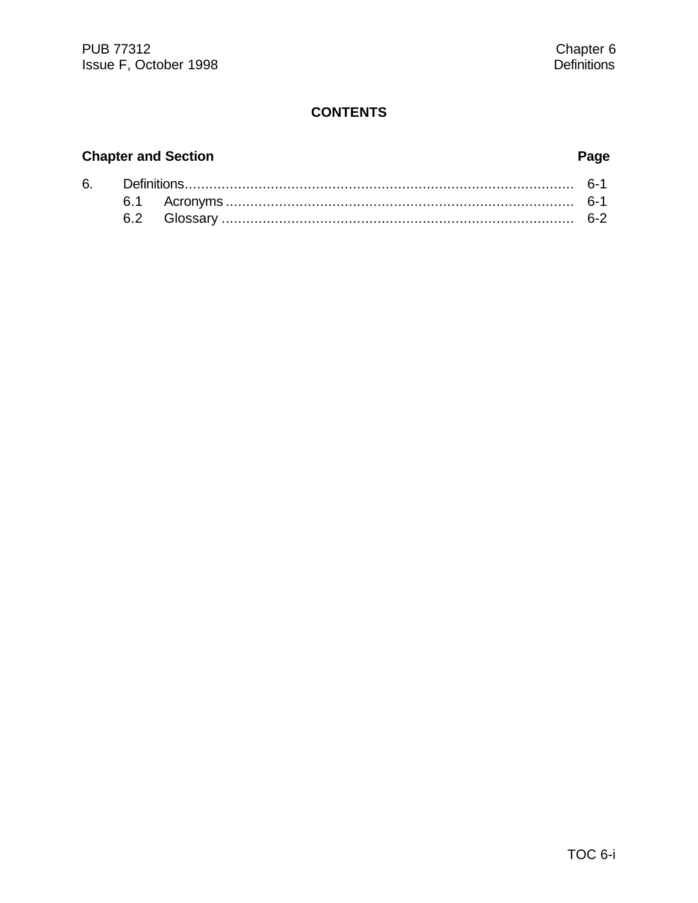# CONTENTS

| Chapter and Section | | Page |
|---|---|---|
| 6. | Definitions | 6-1 |
| | 6.1 Acronyms | 6-1 |
| | 6.2 Glossary | 6-2 |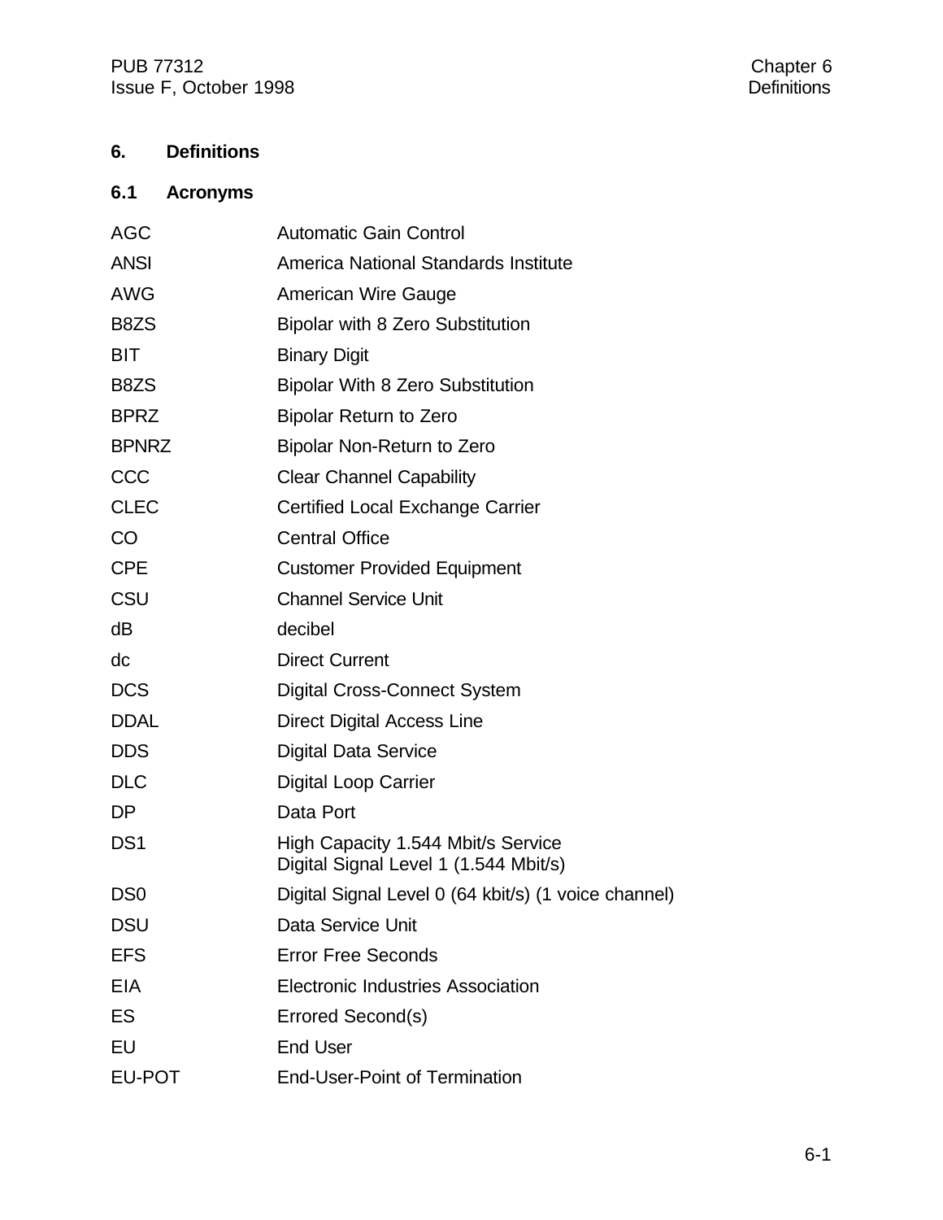# 6. Definitions

## 6.1 Acronyms

| | |
|---|---|
| AGC | Automatic Gain Control |
| ANSI | America National Standards Institute |
| AWG | American Wire Gauge |
| B8ZS | Bipolar with 8 Zero Substitution |
| BIT | Binary Digit |
| B8ZS | Bipolar With 8 Zero Substitution |
| BPRZ | Bipolar Return to Zero |
| BPNRZ | Bipolar Non-Return to Zero |
| CCC | Clear Channel Capability |
| CLEC | Certified Local Exchange Carrier |
| CO | Central Office |
| CPE | Customer Provided Equipment |
| CSU | Channel Service Unit |
| dB | decibel |
| dc | Direct Current |
| DCS | Digital Cross-Connect System |
| DDAL | Direct Digital Access Line |
| DDS | Digital Data Service |
| DLC | Digital Loop Carrier |
| DP | Data Port |
| DS1 | High Capacity 1.544 Mbit/s Service<br>Digital Signal Level 1 (1.544 Mbit/s) |
| DS0 | Digital Signal Level 0 (64 kbit/s) (1 voice channel) |
| DSU | Data Service Unit |
| EFS | Error Free Seconds |
| EIA | Electronic Industries Association |
| ES | Errored Second(s) |
| EU | End User |
| EU-POT | End-User-Point of Termination |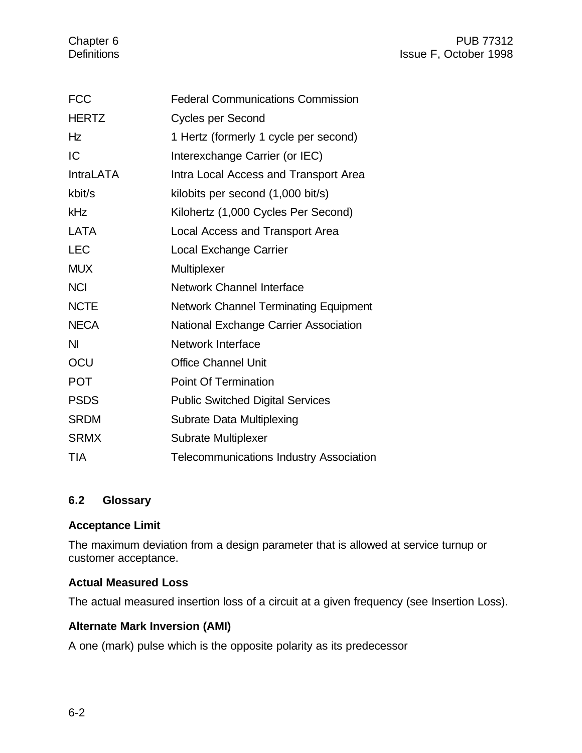| | |
|---|---|
| FCC | Federal Communications Commission |
| HERTZ | Cycles per Second |
| Hz | 1 Hertz (formerly 1 cycle per second) |
| IC | Interexchange Carrier (or IEC) |
| IntraLATA | Intra Local Access and Transport Area |
| kbit/s | kilobits per second (1,000 bit/s) |
| kHz | Kilohertz (1,000 Cycles Per Second) |
| LATA | Local Access and Transport Area |
| LEC | Local Exchange Carrier |
| MUX | Multiplexer |
| NCI | Network Channel Interface |
| NCTE | Network Channel Terminating Equipment |
| NECA | National Exchange Carrier Association |
| NI | Network Interface |
| OCU | Office Channel Unit |
| POT | Point Of Termination |
| PSDS | Public Switched Digital Services |
| SRDM | Subrate Data Multiplexing |
| SRMX | Subrate Multiplexer |
| TIA | Telecommunications Industry Association |

## 6.2 Glossary

**Acceptance Limit**

The maximum deviation from a design parameter that is allowed at service turnup or customer acceptance.

**Actual Measured Loss**

The actual measured insertion loss of a circuit at a given frequency (see Insertion Loss).

**Alternate Mark Inversion (AMI)**

A one (mark) pulse which is the opposite polarity as its predecessor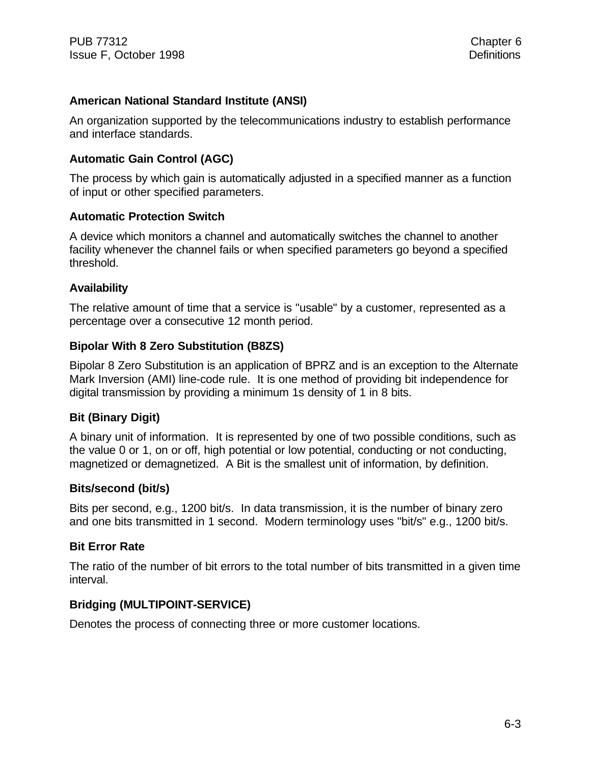### American National Standard Institute (ANSI)

An organization supported by the telecommunications industry to establish performance and interface standards.

### Automatic Gain Control (AGC)

The process by which gain is automatically adjusted in a specified manner as a function of input or other specified parameters.

### Automatic Protection Switch

A device which monitors a channel and automatically switches the channel to another facility whenever the channel fails or when specified parameters go beyond a specified threshold.

### Availability

The relative amount of time that a service is "usable" by a customer, represented as a percentage over a consecutive 12 month period.

### Bipolar With 8 Zero Substitution (B8ZS)

Bipolar 8 Zero Substitution is an application of BPRZ and is an exception to the Alternate Mark Inversion (AMI) line-code rule. It is one method of providing bit independence for digital transmission by providing a minimum 1s density of 1 in 8 bits.

### Bit (Binary Digit)

A binary unit of information. It is represented by one of two possible conditions, such as the value 0 or 1, on or off, high potential or low potential, conducting or not conducting, magnetized or demagnetized. A Bit is the smallest unit of information, by definition.

### Bits/second (bit/s)

Bits per second, e.g., 1200 bit/s. In data transmission, it is the number of binary zero and one bits transmitted in 1 second. Modern terminology uses "bit/s" e.g., 1200 bit/s.

### Bit Error Rate

The ratio of the number of bit errors to the total number of bits transmitted in a given time interval.

### Bridging (MULTIPOINT-SERVICE)

Denotes the process of connecting three or more customer locations.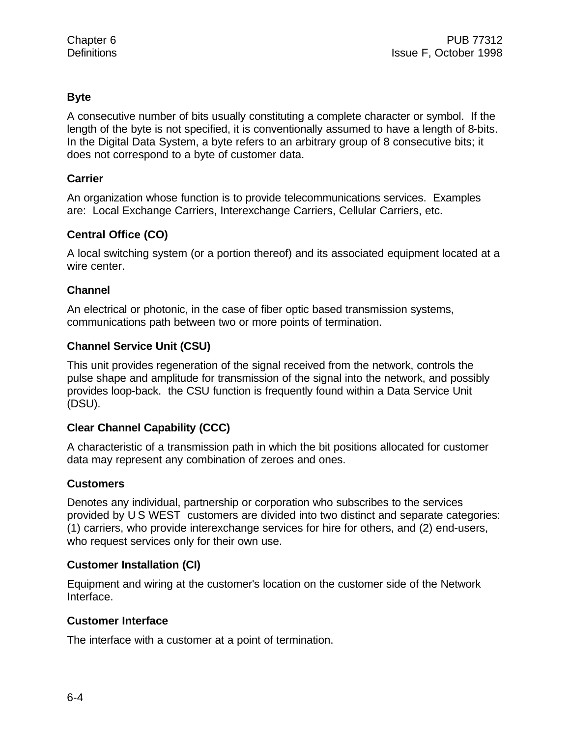**Byte**

A consecutive number of bits usually constituting a complete character or symbol. If the length of the byte is not specified, it is conventionally assumed to have a length of 8-bits. In the Digital Data System, a byte refers to an arbitrary group of 8 consecutive bits; it does not correspond to a byte of customer data.

**Carrier**

An organization whose function is to provide telecommunications services. Examples are: Local Exchange Carriers, Interexchange Carriers, Cellular Carriers, etc.

**Central Office (CO)**

A local switching system (or a portion thereof) and its associated equipment located at a wire center.

**Channel**

An electrical or photonic, in the case of fiber optic based transmission systems, communications path between two or more points of termination.

**Channel Service Unit (CSU)**

This unit provides regeneration of the signal received from the network, controls the pulse shape and amplitude for transmission of the signal into the network, and possibly provides loop-back. the CSU function is frequently found within a Data Service Unit (DSU).

**Clear Channel Capability (CCC)**

A characteristic of a transmission path in which the bit positions allocated for customer data may represent any combination of zeroes and ones.

**Customers**

Denotes any individual, partnership or corporation who subscribes to the services provided by U S WEST customers are divided into two distinct and separate categories: (1) carriers, who provide interexchange services for hire for others, and (2) end-users, who request services only for their own use.

**Customer Installation (CI)**

Equipment and wiring at the customer's location on the customer side of the Network Interface.

**Customer Interface**

The interface with a customer at a point of termination.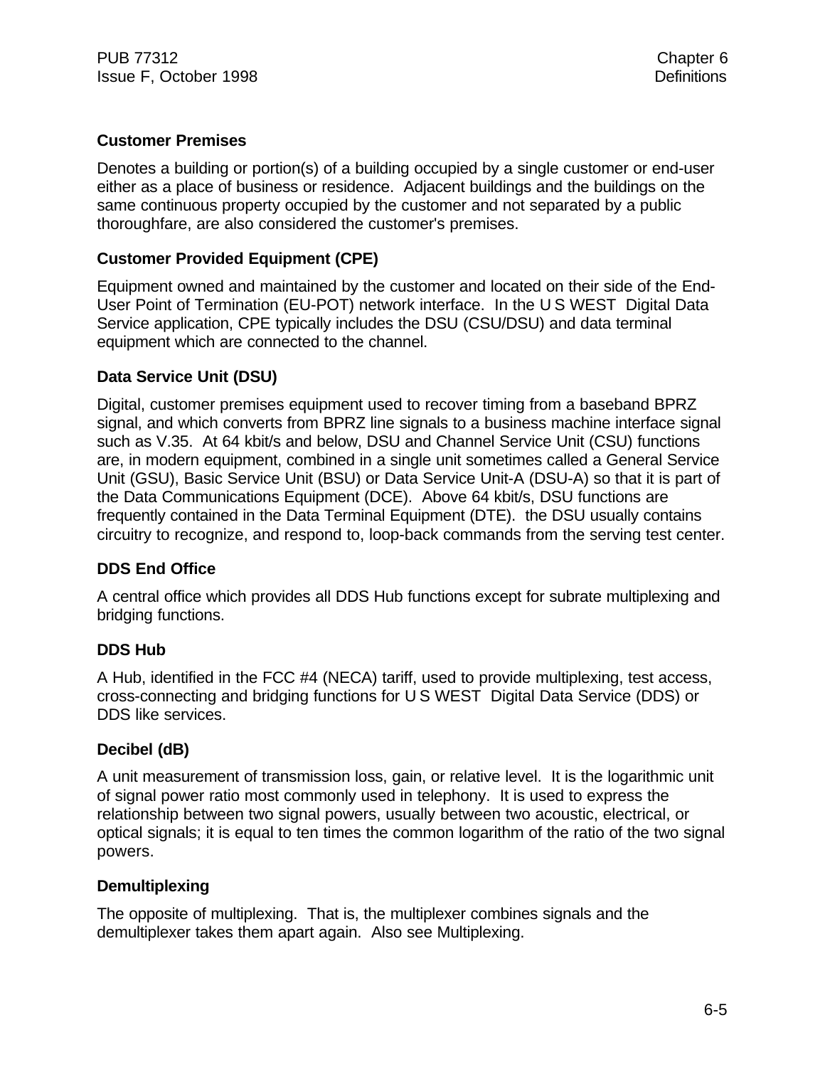**Customer Premises**

Denotes a building or portion(s) of a building occupied by a single customer or end-user either as a place of business or residence. Adjacent buildings and the buildings on the same continuous property occupied by the customer and not separated by a public thoroughfare, are also considered the customer's premises.

**Customer Provided Equipment (CPE)**

Equipment owned and maintained by the customer and located on their side of the End-User Point of Termination (EU-POT) network interface. In the U S WEST Digital Data Service application, CPE typically includes the DSU (CSU/DSU) and data terminal equipment which are connected to the channel.

**Data Service Unit (DSU)**

Digital, customer premises equipment used to recover timing from a baseband BPRZ signal, and which converts from BPRZ line signals to a business machine interface signal such as V.35. At 64 kbit/s and below, DSU and Channel Service Unit (CSU) functions are, in modern equipment, combined in a single unit sometimes called a General Service Unit (GSU), Basic Service Unit (BSU) or Data Service Unit-A (DSU-A) so that it is part of the Data Communications Equipment (DCE). Above 64 kbit/s, DSU functions are frequently contained in the Data Terminal Equipment (DTE). the DSU usually contains circuitry to recognize, and respond to, loop-back commands from the serving test center.

**DDS End Office**

A central office which provides all DDS Hub functions except for subrate multiplexing and bridging functions.

**DDS Hub**

A Hub, identified in the FCC #4 (NECA) tariff, used to provide multiplexing, test access, cross-connecting and bridging functions for U S WEST Digital Data Service (DDS) or DDS like services.

**Decibel (dB)**

A unit measurement of transmission loss, gain, or relative level. It is the logarithmic unit of signal power ratio most commonly used in telephony. It is used to express the relationship between two signal powers, usually between two acoustic, electrical, or optical signals; it is equal to ten times the common logarithm of the ratio of the two signal powers.

**Demultiplexing**

The opposite of multiplexing. That is, the multiplexer combines signals and the demultiplexer takes them apart again. Also see Multiplexing.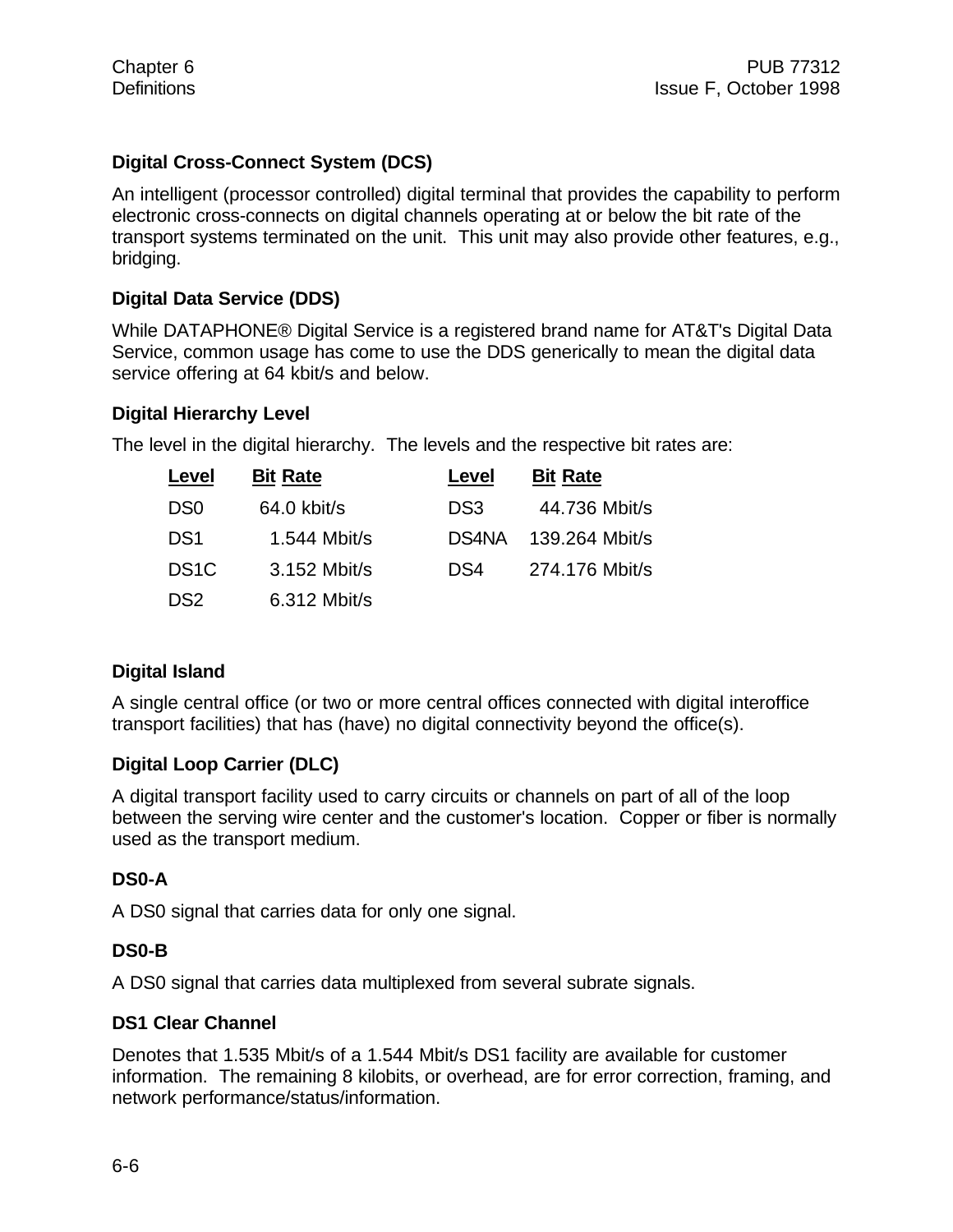### Digital Cross-Connect System (DCS)

An intelligent (processor controlled) digital terminal that provides the capability to perform electronic cross-connects on digital channels operating at or below the bit rate of the transport systems terminated on the unit. This unit may also provide other features, e.g., bridging.

### Digital Data Service (DDS)

While DATAPHONE® Digital Service is a registered brand name for AT&T's Digital Data Service, common usage has come to use the DDS generically to mean the digital data service offering at 64 kbit/s and below.

### Digital Hierarchy Level

The level in the digital hierarchy. The levels and the respective bit rates are:

| Level | Bit Rate | Level | Bit Rate |
|---|---|---|---|
| DS0 | 64.0 kbit/s | DS3 | 44.736 Mbit/s |
| DS1 | 1.544 Mbit/s | DS4NA | 139.264 Mbit/s |
| DS1C | 3.152 Mbit/s | DS4 | 274.176 Mbit/s |
| DS2 | 6.312 Mbit/s | | |

### Digital Island

A single central office (or two or more central offices connected with digital interoffice transport facilities) that has (have) no digital connectivity beyond the office(s).

### Digital Loop Carrier (DLC)

A digital transport facility used to carry circuits or channels on part of all of the loop between the serving wire center and the customer's location. Copper or fiber is normally used as the transport medium.

### DS0-A

A DS0 signal that carries data for only one signal.

### DS0-B

A DS0 signal that carries data multiplexed from several subrate signals.

### DS1 Clear Channel

Denotes that 1.535 Mbit/s of a 1.544 Mbit/s DS1 facility are available for customer information. The remaining 8 kilobits, or overhead, are for error correction, framing, and network performance/status/information.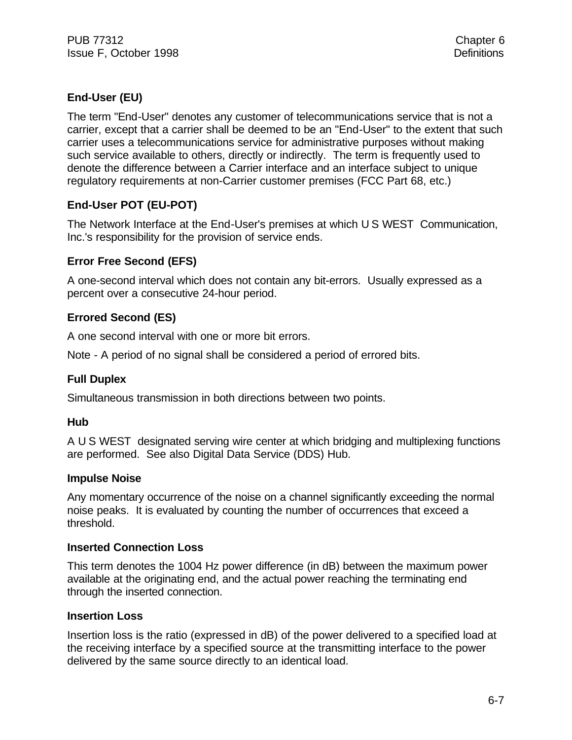### End-User (EU)

The term "End-User" denotes any customer of telecommunications service that is not a carrier, except that a carrier shall be deemed to be an "End-User" to the extent that such carrier uses a telecommunications service for administrative purposes without making such service available to others, directly or indirectly. The term is frequently used to denote the difference between a Carrier interface and an interface subject to unique regulatory requirements at non-Carrier customer premises (FCC Part 68, etc.)

### End-User POT (EU-POT)

The Network Interface at the End-User's premises at which U S WEST Communication, Inc.'s responsibility for the provision of service ends.

### Error Free Second (EFS)

A one-second interval which does not contain any bit-errors. Usually expressed as a percent over a consecutive 24-hour period.

### Errored Second (ES)

A one second interval with one or more bit errors.

Note - A period of no signal shall be considered a period of errored bits.

### Full Duplex

Simultaneous transmission in both directions between two points.

### Hub

A U S WEST designated serving wire center at which bridging and multiplexing functions are performed. See also Digital Data Service (DDS) Hub.

### Impulse Noise

Any momentary occurrence of the noise on a channel significantly exceeding the normal noise peaks. It is evaluated by counting the number of occurrences that exceed a threshold.

### Inserted Connection Loss

This term denotes the 1004 Hz power difference (in dB) between the maximum power available at the originating end, and the actual power reaching the terminating end through the inserted connection.

### Insertion Loss

Insertion loss is the ratio (expressed in dB) of the power delivered to a specified load at the receiving interface by a specified source at the transmitting interface to the power delivered by the same source directly to an identical load.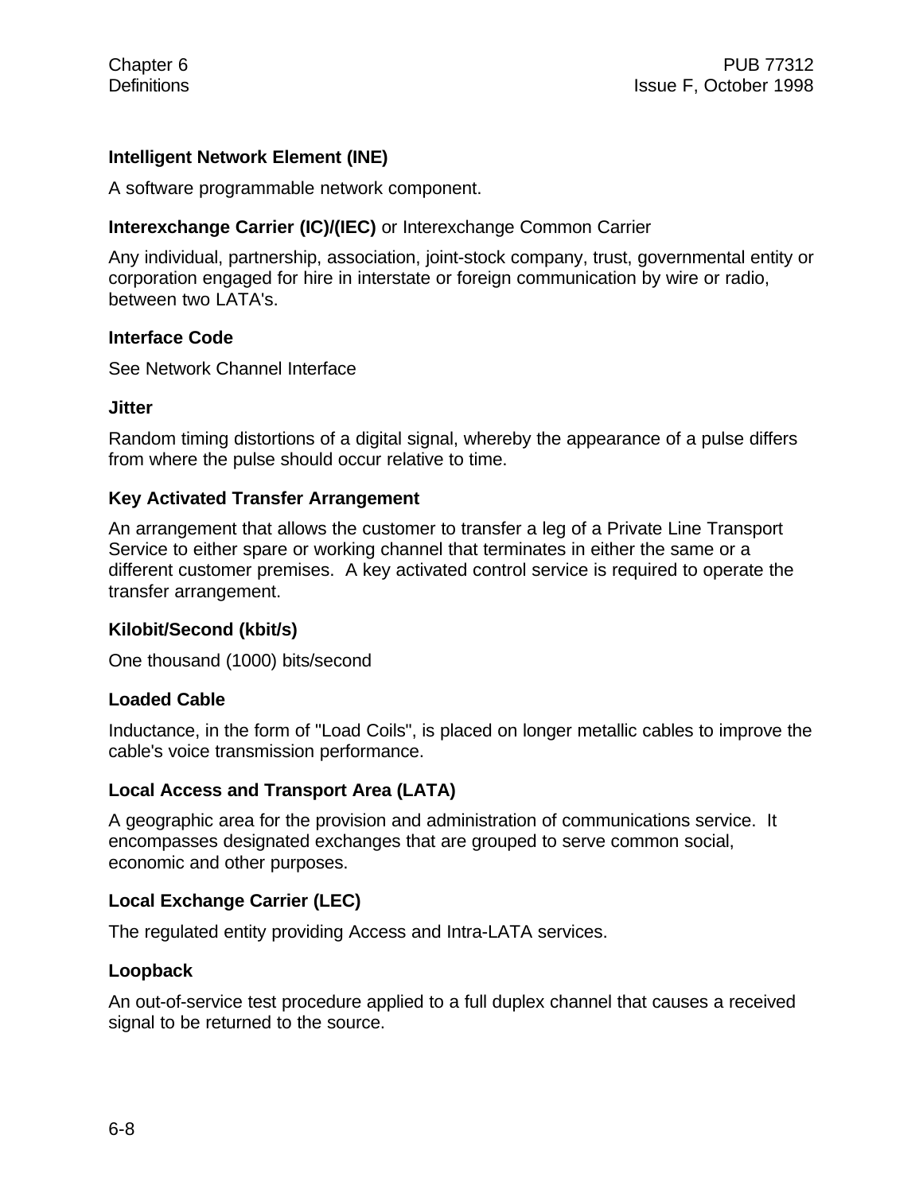**Intelligent Network Element (INE)**

A software programmable network component.

**Interexchange Carrier (IC)/(IEC)** or Interexchange Common Carrier

Any individual, partnership, association, joint-stock company, trust, governmental entity or corporation engaged for hire in interstate or foreign communication by wire or radio, between two LATA's.

**Interface Code**

See Network Channel Interface

**Jitter**

Random timing distortions of a digital signal, whereby the appearance of a pulse differs from where the pulse should occur relative to time.

**Key Activated Transfer Arrangement**

An arrangement that allows the customer to transfer a leg of a Private Line Transport Service to either spare or working channel that terminates in either the same or a different customer premises. A key activated control service is required to operate the transfer arrangement.

**Kilobit/Second (kbit/s)**

One thousand (1000) bits/second

**Loaded Cable**

Inductance, in the form of "Load Coils", is placed on longer metallic cables to improve the cable's voice transmission performance.

**Local Access and Transport Area (LATA)**

A geographic area for the provision and administration of communications service. It encompasses designated exchanges that are grouped to serve common social, economic and other purposes.

**Local Exchange Carrier (LEC)**

The regulated entity providing Access and Intra-LATA services.

**Loopback**

An out-of-service test procedure applied to a full duplex channel that causes a received signal to be returned to the source.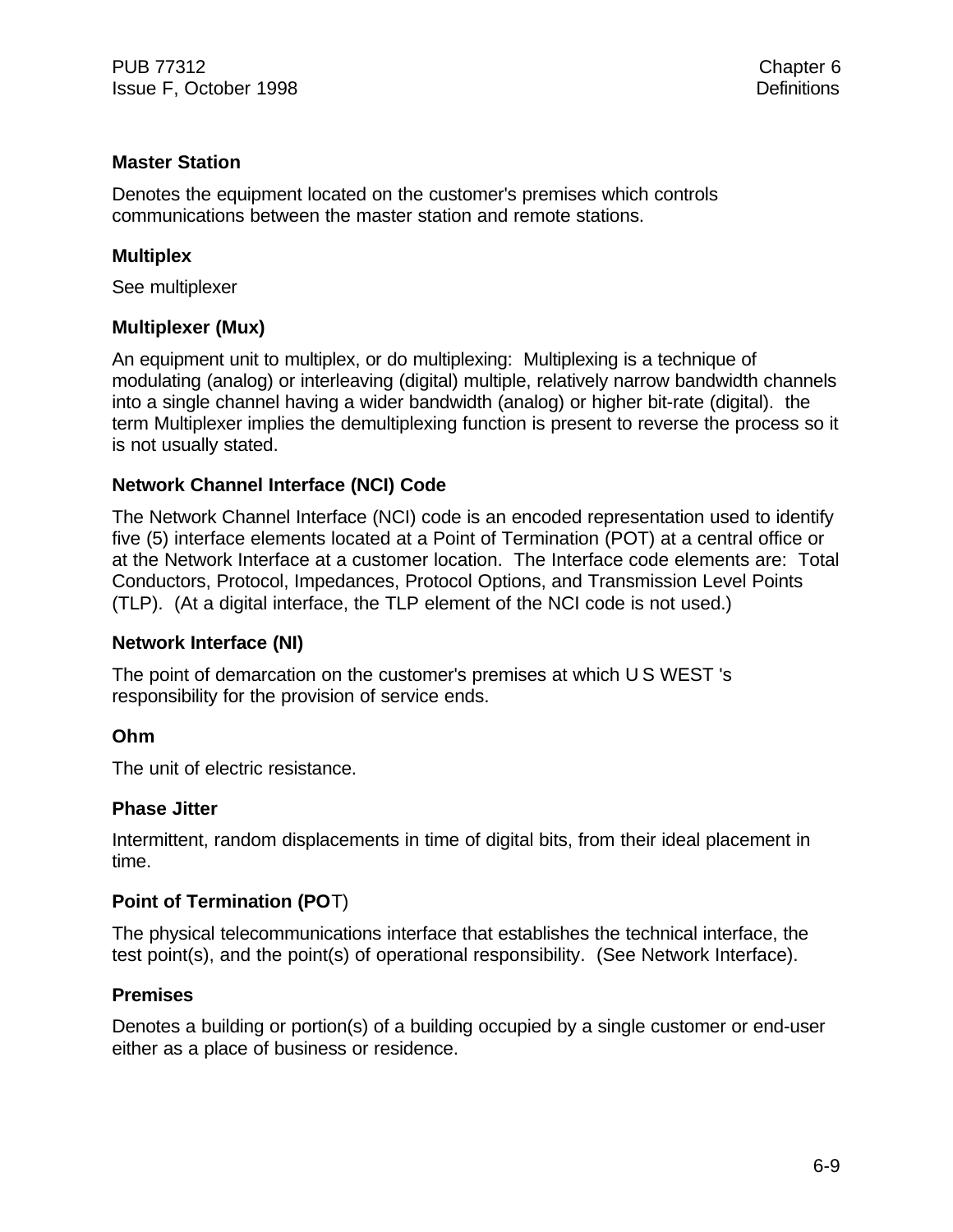**Master Station**

Denotes the equipment located on the customer's premises which controls communications between the master station and remote stations.

**Multiplex**

See multiplexer

**Multiplexer (Mux)**

An equipment unit to multiplex, or do multiplexing: Multiplexing is a technique of modulating (analog) or interleaving (digital) multiple, relatively narrow bandwidth channels into a single channel having a wider bandwidth (analog) or higher bit-rate (digital). the term Multiplexer implies the demultiplexing function is present to reverse the process so it is not usually stated.

**Network Channel Interface (NCI) Code**

The Network Channel Interface (NCI) code is an encoded representation used to identify five (5) interface elements located at a Point of Termination (POT) at a central office or at the Network Interface at a customer location. The Interface code elements are: Total Conductors, Protocol, Impedances, Protocol Options, and Transmission Level Points (TLP). (At a digital interface, the TLP element of the NCI code is not used.)

**Network Interface (NI)**

The point of demarcation on the customer's premises at which U S WEST 's responsibility for the provision of service ends.

**Ohm**

The unit of electric resistance.

**Phase Jitter**

Intermittent, random displacements in time of digital bits, from their ideal placement in time.

**Point of Termination (POT)**

The physical telecommunications interface that establishes the technical interface, the test point(s), and the point(s) of operational responsibility. (See Network Interface).

**Premises**

Denotes a building or portion(s) of a building occupied by a single customer or end-user either as a place of business or residence.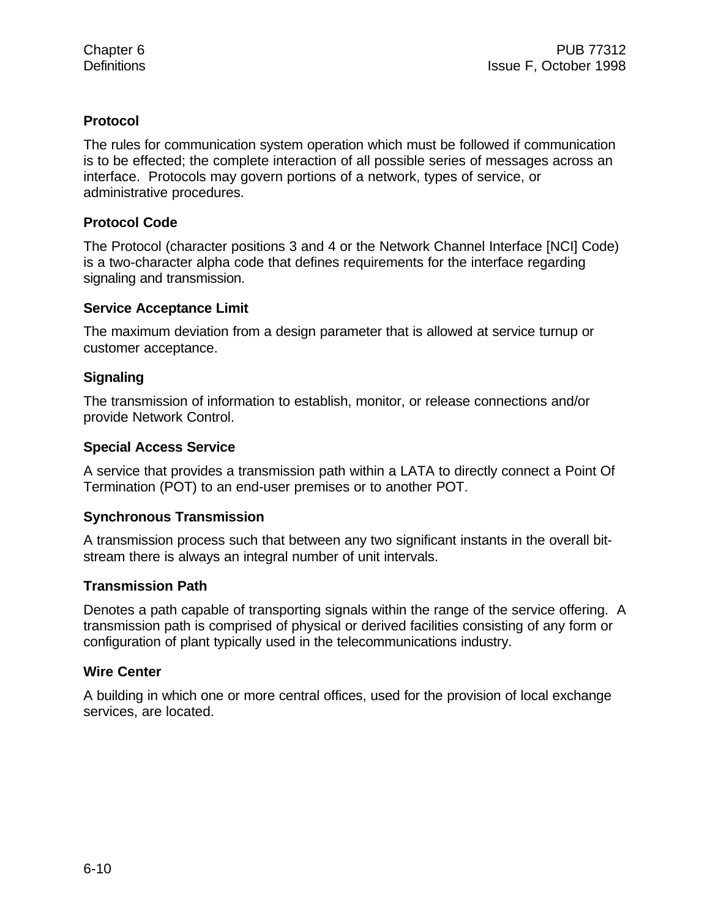**Protocol**

The rules for communication system operation which must be followed if communication is to be effected; the complete interaction of all possible series of messages across an interface. Protocols may govern portions of a network, types of service, or administrative procedures.

**Protocol Code**

The Protocol (character positions 3 and 4 or the Network Channel Interface [NCI] Code) is a two-character alpha code that defines requirements for the interface regarding signaling and transmission.

**Service Acceptance Limit**

The maximum deviation from a design parameter that is allowed at service turnup or customer acceptance.

**Signaling**

The transmission of information to establish, monitor, or release connections and/or provide Network Control.

**Special Access Service**

A service that provides a transmission path within a LATA to directly connect a Point Of Termination (POT) to an end-user premises or to another POT.

**Synchronous Transmission**

A transmission process such that between any two significant instants in the overall bit-stream there is always an integral number of unit intervals.

**Transmission Path**

Denotes a path capable of transporting signals within the range of the service offering. A transmission path is comprised of physical or derived facilities consisting of any form or configuration of plant typically used in the telecommunications industry.

**Wire Center**

A building in which one or more central offices, used for the provision of local exchange services, are located.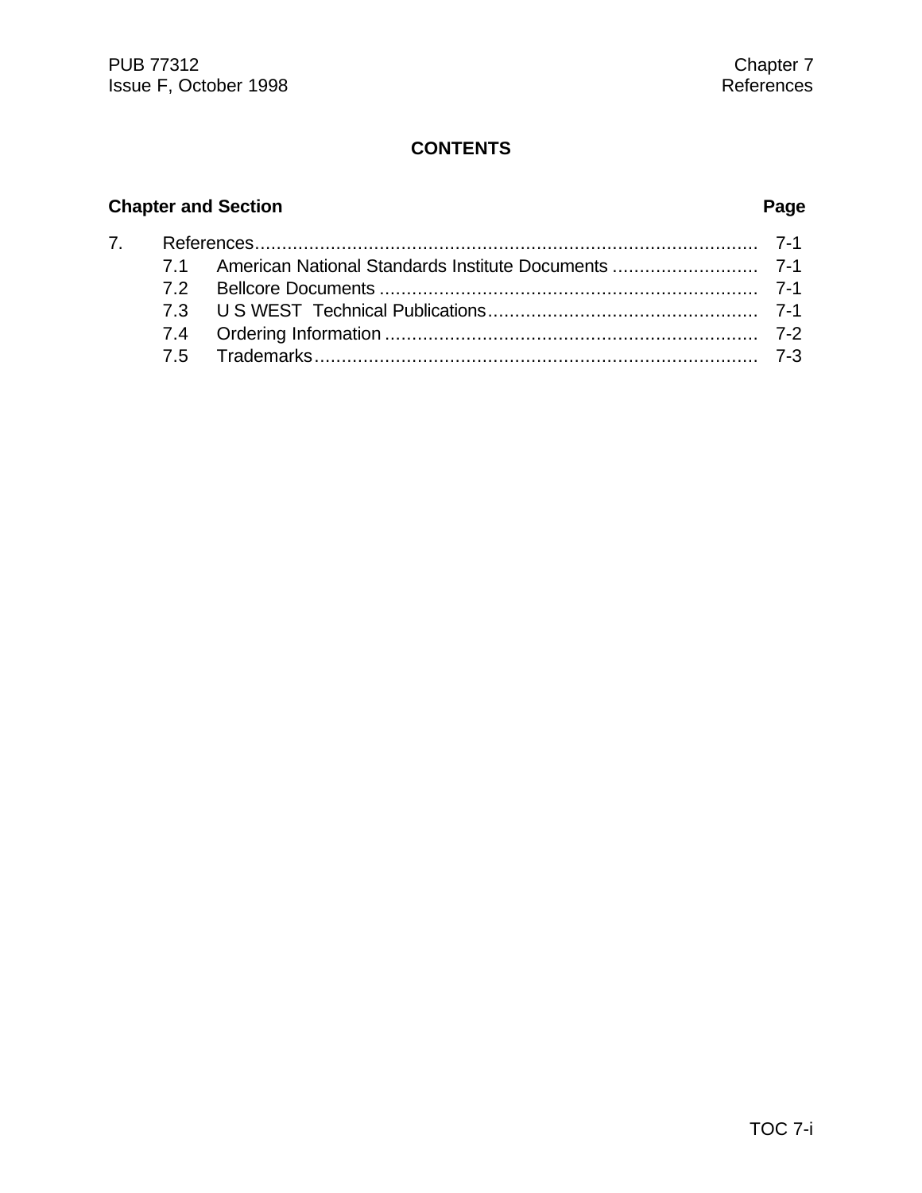# CONTENTS

| Chapter and Section | | Page |
|---|---|---|
| 7. | References | 7-1 |
| 7.1 | American National Standards Institute Documents | 7-1 |
| 7.2 | Bellcore Documents | 7-1 |
| 7.3 | U S WEST Technical Publications | 7-1 |
| 7.4 | Ordering Information | 7-2 |
| 7.5 | Trademarks | 7-3 |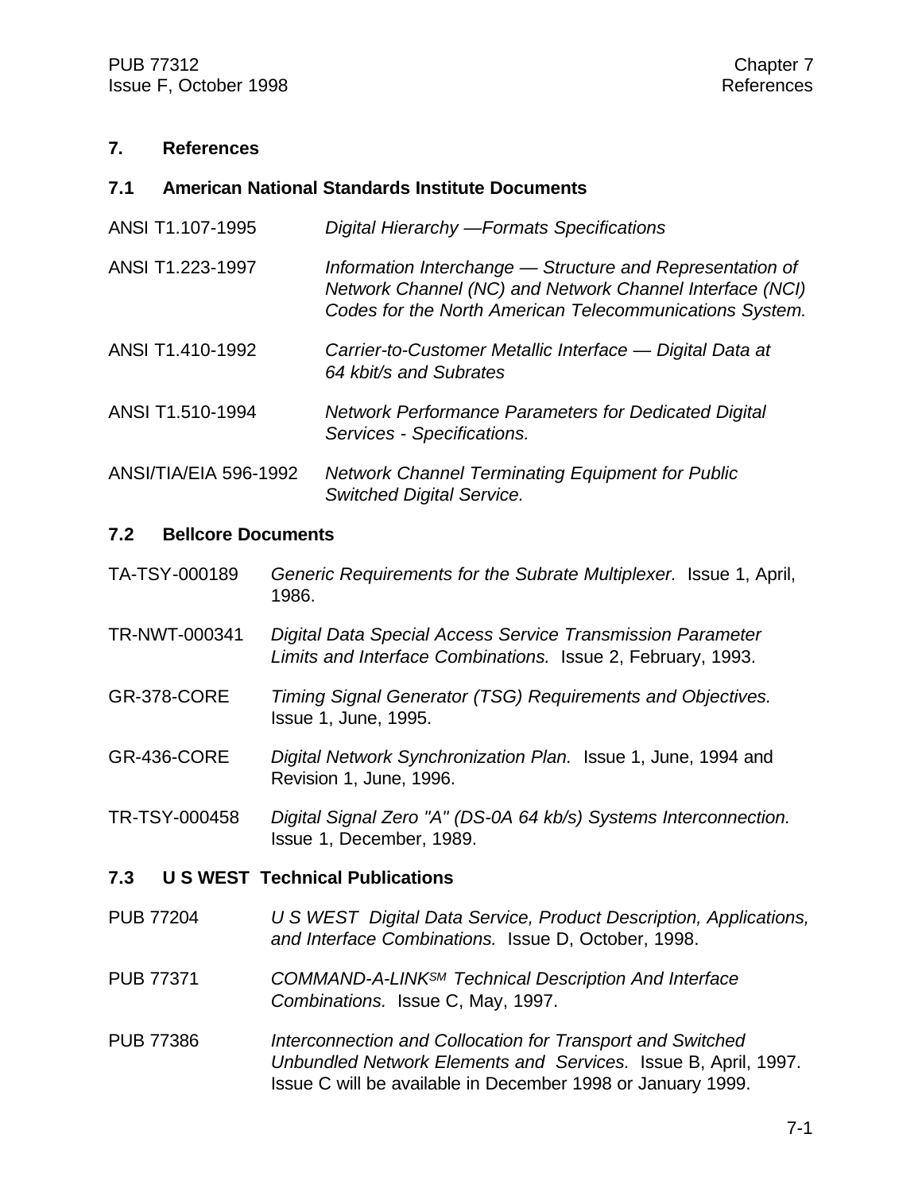# 7. References

## 7.1 American National Standards Institute Documents

| | |
|---|---|
| ANSI T1.107-1995 | *Digital Hierarchy —Formats Specifications* |
| ANSI T1.223-1997 | *Information Interchange — Structure and Representation of Network Channel (NC) and Network Channel Interface (NCI) Codes for the North American Telecommunications System.* |
| ANSI T1.410-1992 | *Carrier-to-Customer Metallic Interface — Digital Data at 64 kbit/s and Subrates* |
| ANSI T1.510-1994 | *Network Performance Parameters for Dedicated Digital Services - Specifications.* |
| ANSI/TIA/EIA 596-1992 | *Network Channel Terminating Equipment for Public Switched Digital Service.* |

## 7.2 Bellcore Documents

| | |
|---|---|
| TA-TSY-000189 | *Generic Requirements for the Subrate Multiplexer.* Issue 1, April, 1986. |
| TR-NWT-000341 | *Digital Data Special Access Service Transmission Parameter Limits and Interface Combinations.* Issue 2, February, 1993. |
| GR-378-CORE | *Timing Signal Generator (TSG) Requirements and Objectives.* Issue 1, June, 1995. |
| GR-436-CORE | *Digital Network Synchronization Plan.* Issue 1, June, 1994 and Revision 1, June, 1996. |
| TR-TSY-000458 | *Digital Signal Zero "A" (DS-0A 64 kb/s) Systems Interconnection.* Issue 1, December, 1989. |

## 7.3 U S WEST Technical Publications

| | |
|---|---|
| PUB 77204 | *U S WEST Digital Data Service, Product Description, Applications, and Interface Combinations.* Issue D, October, 1998. |
| PUB 77371 | *COMMAND-A-LINK[SM] Technical Description And Interface Combinations.* Issue C, May, 1997. |
| PUB 77386 | *Interconnection and Collocation for Transport and Switched Unbundled Network Elements and Services.* Issue B, April, 1997. Issue C will be available in December 1998 or January 1999. |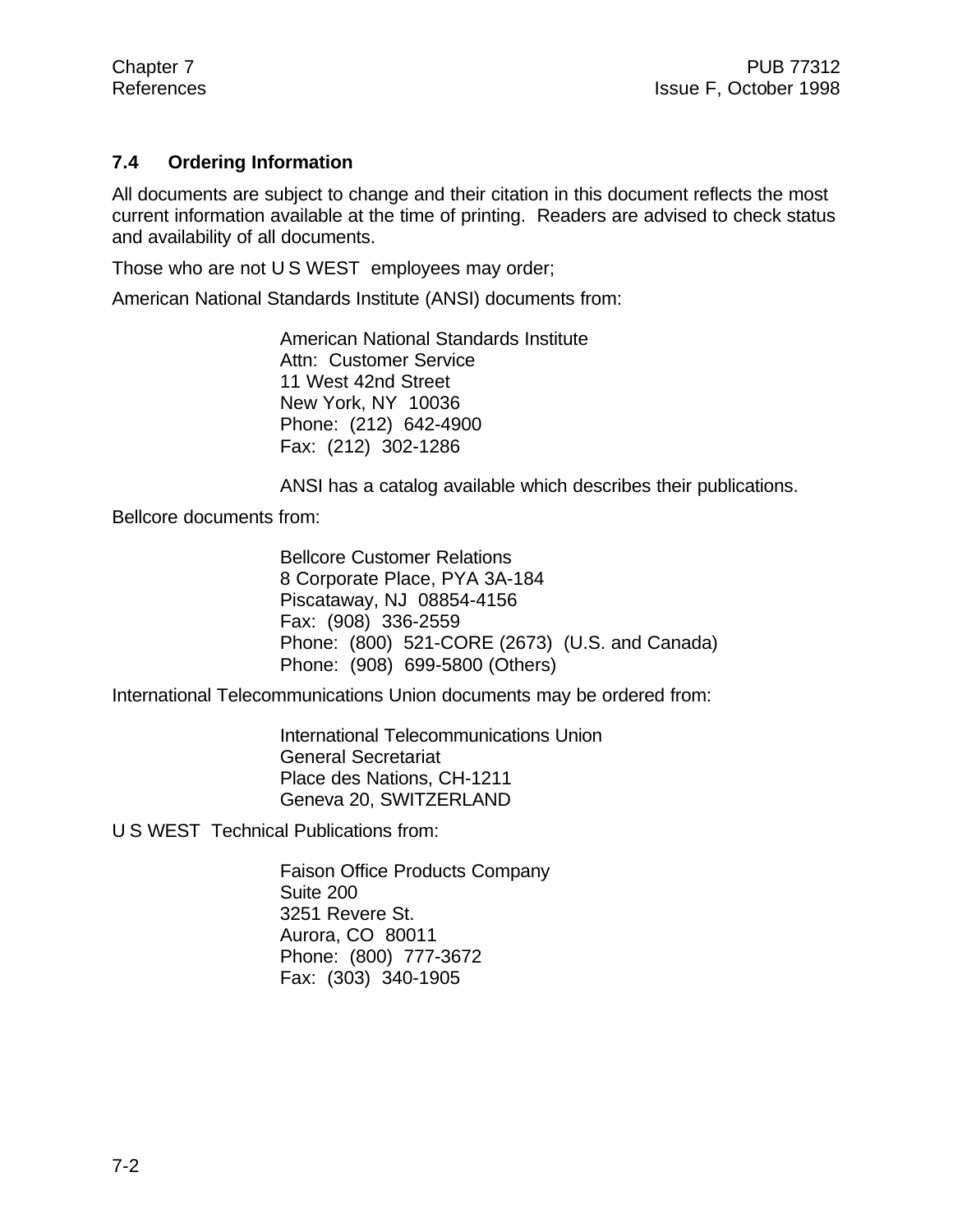## 7.4 Ordering Information

All documents are subject to change and their citation in this document reflects the most current information available at the time of printing. Readers are advised to check status and availability of all documents.

Those who are not U S WEST employees may order;

American National Standards Institute (ANSI) documents from:

> American National Standards Institute
> Attn: Customer Service
> 11 West 42nd Street
> New York, NY 10036
> Phone: (212) 642-4900
> Fax: (212) 302-1286
>
> ANSI has a catalog available which describes their publications.

Bellcore documents from:

> Bellcore Customer Relations
> 8 Corporate Place, PYA 3A-184
> Piscataway, NJ 08854-4156
> Fax: (908) 336-2559
> Phone: (800) 521-CORE (2673) (U.S. and Canada)
> Phone: (908) 699-5800 (Others)

International Telecommunications Union documents may be ordered from:

> International Telecommunications Union
> General Secretariat
> Place des Nations, CH-1211
> Geneva 20, SWITZERLAND

U S WEST Technical Publications from:

> Faison Office Products Company
> Suite 200
> 3251 Revere St.
> Aurora, CO 80011
> Phone: (800) 777-3672
> Fax: (303) 340-1905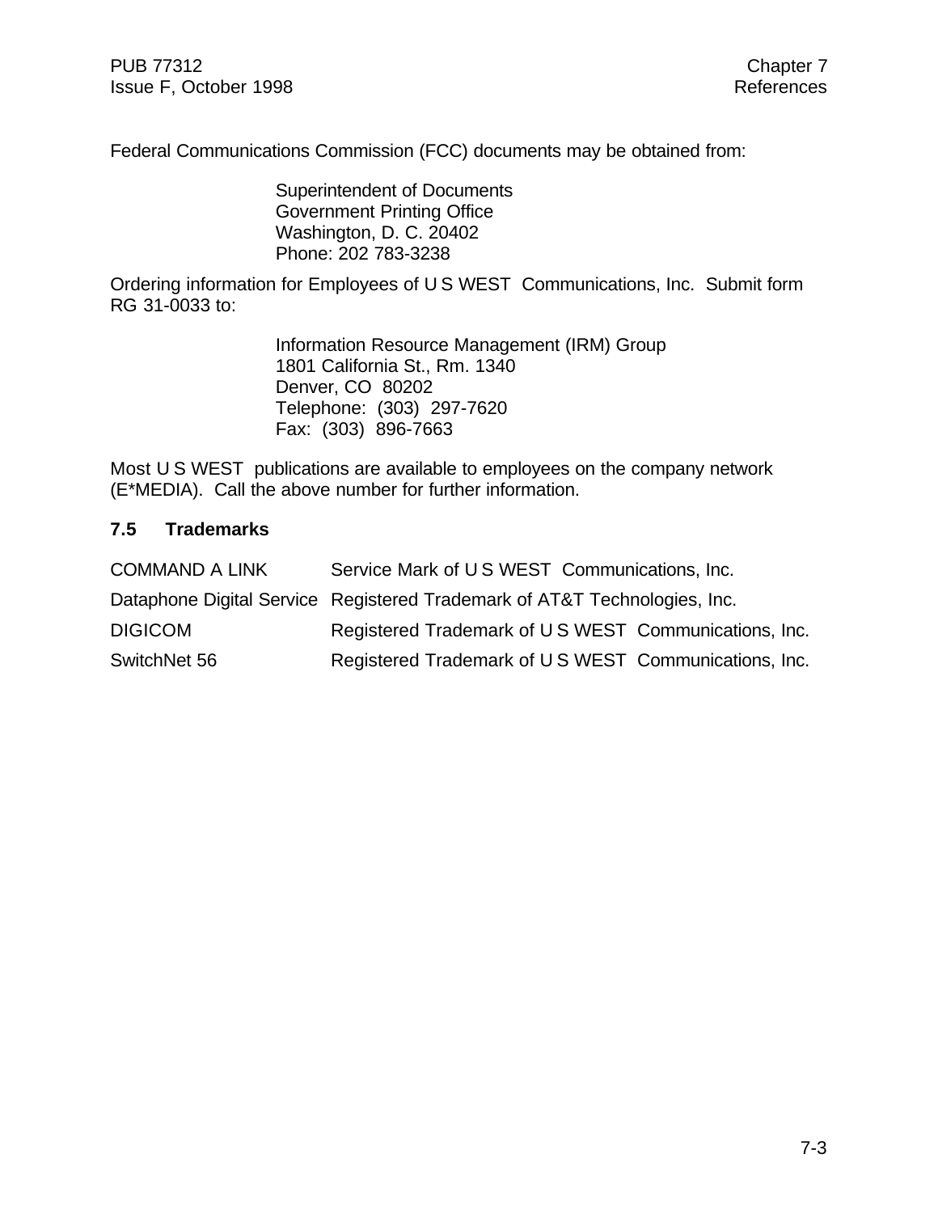Federal Communications Commission (FCC) documents may be obtained from:

Superintendent of Documents
Government Printing Office
Washington, D. C. 20402
Phone: 202 783-3238

Ordering information for Employees of U S WEST Communications, Inc. Submit form RG 31-0033 to:

Information Resource Management (IRM) Group
1801 California St., Rm. 1340
Denver, CO 80202
Telephone: (303) 297-7620
Fax: (303) 896-7663

Most U S WEST publications are available to employees on the company network (E*MEDIA). Call the above number for further information.

### 7.5 Trademarks

| | |
|---|---|
| COMMAND A LINK | Service Mark of U S WEST Communications, Inc. |
| Dataphone Digital Service | Registered Trademark of AT&T Technologies, Inc. |
| DIGICOM | Registered Trademark of U S WEST Communications, Inc. |
| SwitchNet 56 | Registered Trademark of U S WEST Communications, Inc. |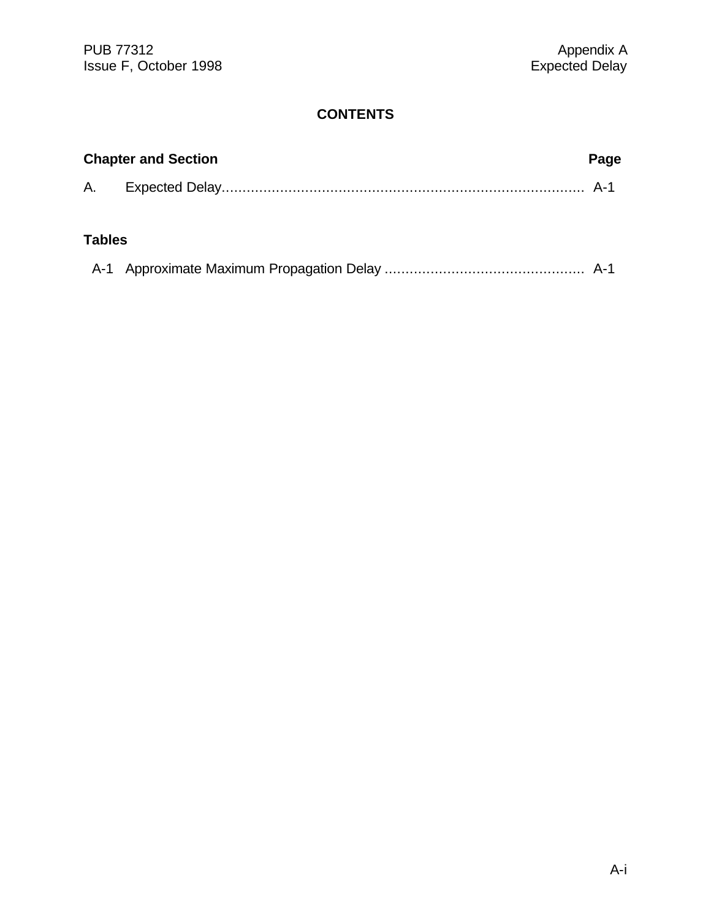## CONTENTS

| Chapter and Section | | Page |
|---|---|---|
| A. | Expected Delay | A-1 |

**Tables**

| | | |
|---|---|---|
| A-1 | Approximate Maximum Propagation Delay | A-1 |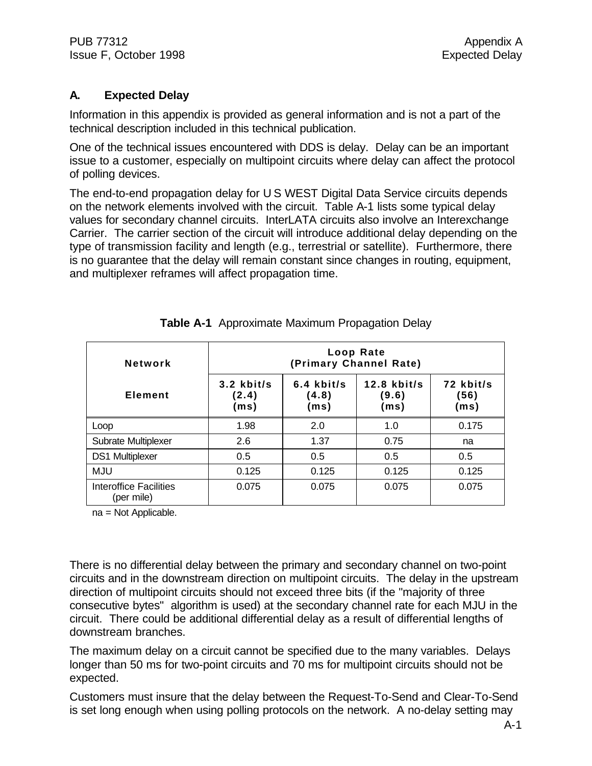## A. Expected Delay

Information in this appendix is provided as general information and is not a part of the technical description included in this technical publication.

One of the technical issues encountered with DDS is delay. Delay can be an important issue to a customer, especially on multipoint circuits where delay can affect the protocol of polling devices.

The end-to-end propagation delay for U S WEST Digital Data Service circuits depends on the network elements involved with the circuit. Table A-1 lists some typical delay values for secondary channel circuits. InterLATA circuits also involve an Interexchange Carrier. The carrier section of the circuit will introduce additional delay depending on the type of transmission facility and length (e.g., terrestrial or satellite). Furthermore, there is no guarantee that the delay will remain constant since changes in routing, equipment, and multiplexer reframes will affect propagation time.

**Table A-1** Approximate Maximum Propagation Delay

| Network | Loop Rate (Primary Channel Rate) | | | |
|---|---|---|---|---|
| Element | 3.2 kbit/s (2.4) (ms) | 6.4 kbit/s (4.8) (ms) | 12.8 kbit/s (9.6) (ms) | 72 kbit/s (56) (ms) |
| Loop | 1.98 | 2.0 | 1.0 | 0.175 |
| Subrate Multiplexer | 2.6 | 1.37 | 0.75 | na |
| DS1 Multiplexer | 0.5 | 0.5 | 0.5 | 0.5 |
| MJU | 0.125 | 0.125 | 0.125 | 0.125 |
| Interoffice Facilities (per mile) | 0.075 | 0.075 | 0.075 | 0.075 |

na = Not Applicable.

There is no differential delay between the primary and secondary channel on two-point circuits and in the downstream direction on multipoint circuits. The delay in the upstream direction of multipoint circuits should not exceed three bits (if the "majority of three consecutive bytes" algorithm is used) at the secondary channel rate for each MJU in the circuit. There could be additional differential delay as a result of differential lengths of downstream branches.

The maximum delay on a circuit cannot be specified due to the many variables. Delays longer than 50 ms for two-point circuits and 70 ms for multipoint circuits should not be expected.

Customers must insure that the delay between the Request-To-Send and Clear-To-Send is set long enough when using polling protocols on the network. A no-delay setting may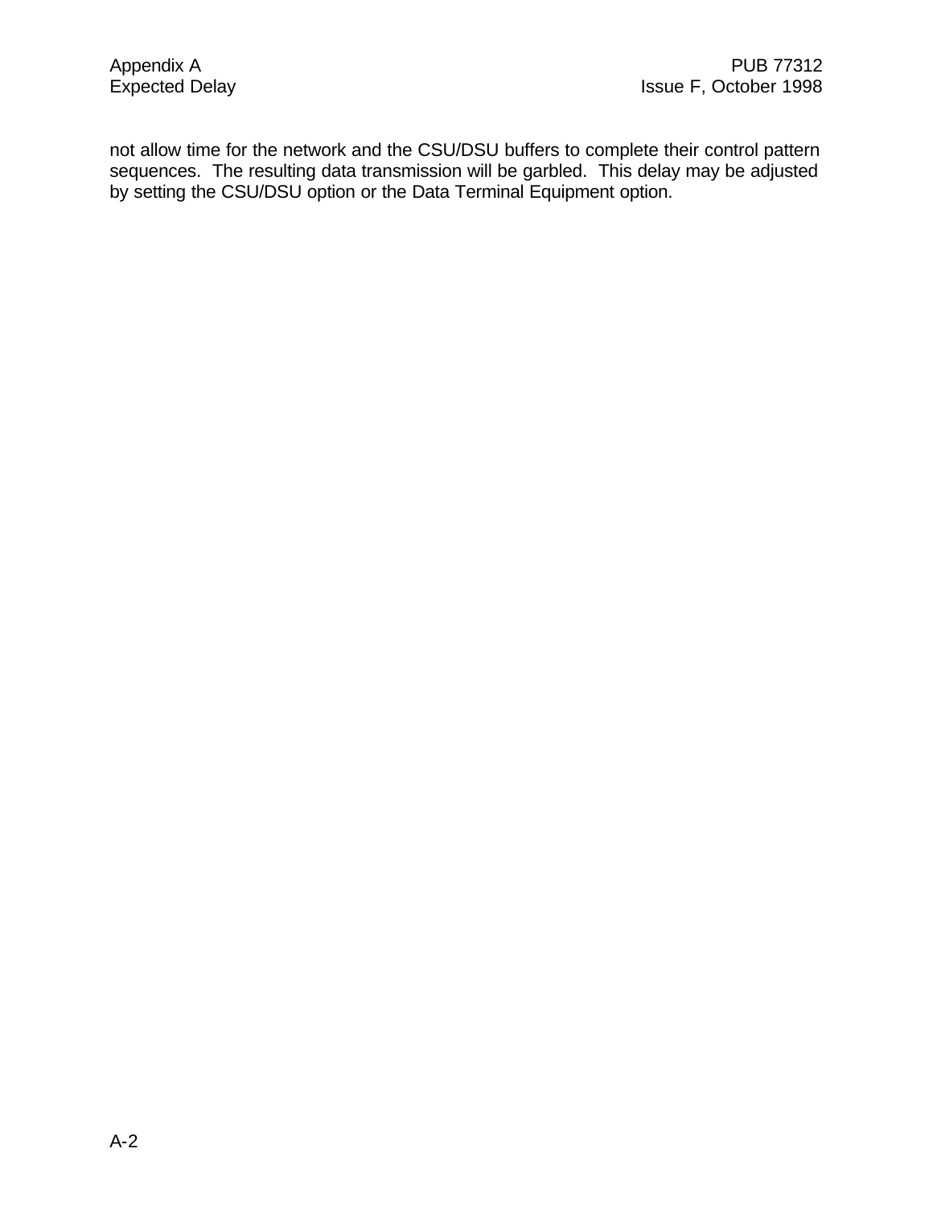not allow time for the network and the CSU/DSU buffers to complete their control pattern sequences. The resulting data transmission will be garbled. This delay may be adjusted by setting the CSU/DSU option or the Data Terminal Equipment option.